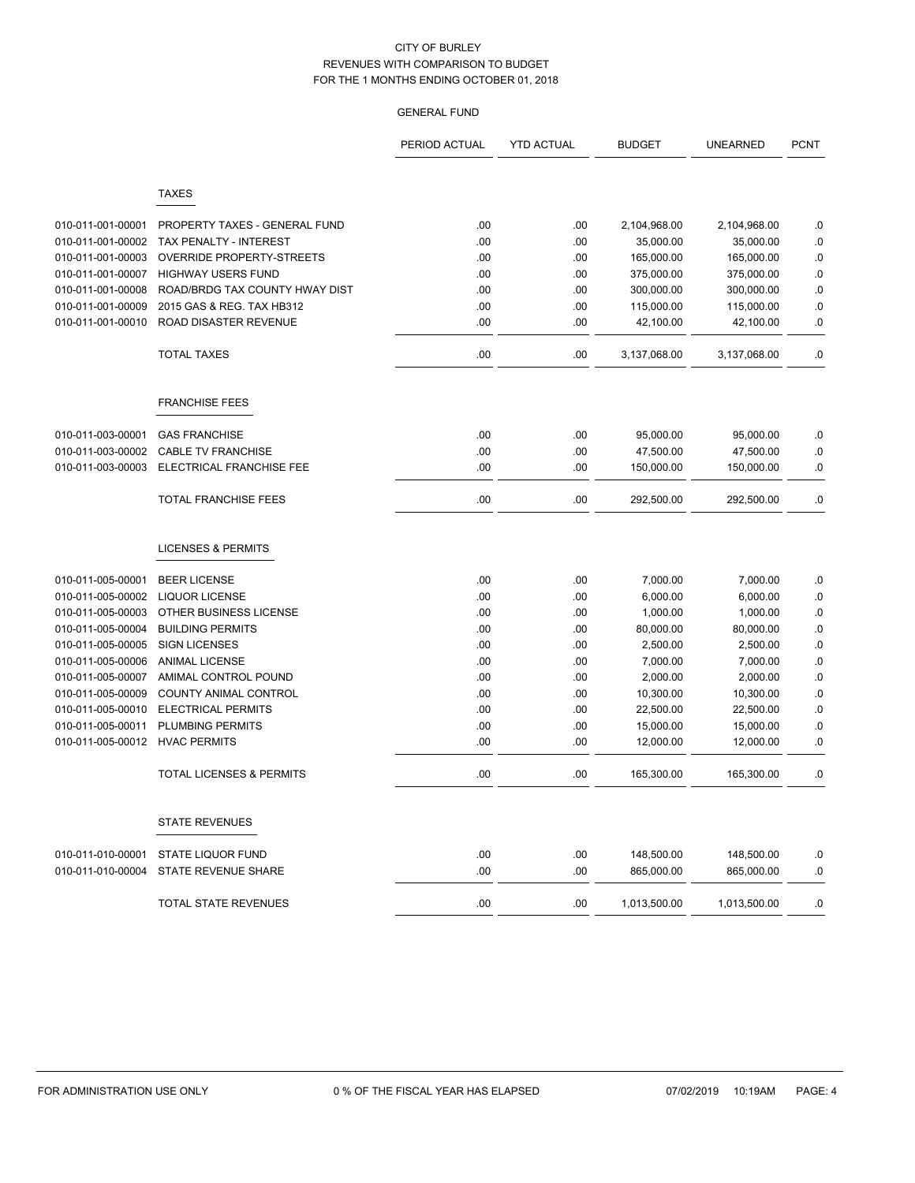# CITY OF BURLEY

## REVENUES WITH COMPARISON TO BUDGET

### FOR THE 1 MONTHS ENDING OCTOBER 01, 2018

#### GENERAL FUND

| | | PERIOD ACTUAL | YTD ACTUAL | BUDGET | UNEARNED | PCNT |
|---|---|---|---|---|---|---|
| | **TAXES** | | | | | |
| 010-011-001-00001 | PROPERTY TAXES - GENERAL FUND | .00 | .00 | 2,104,968.00 | 2,104,968.00 | .0 |
| 010-011-001-00002 | TAX PENALTY - INTEREST | .00 | .00 | 35,000.00 | 35,000.00 | .0 |
| 010-011-001-00003 | OVERRIDE PROPERTY-STREETS | .00 | .00 | 165,000.00 | 165,000.00 | .0 |
| 010-011-001-00007 | HIGHWAY USERS FUND | .00 | .00 | 375,000.00 | 375,000.00 | .0 |
| 010-011-001-00008 | ROAD/BRDG TAX COUNTY HWAY DIST | .00 | .00 | 300,000.00 | 300,000.00 | .0 |
| 010-011-001-00009 | 2015 GAS & REG. TAX HB312 | .00 | .00 | 115,000.00 | 115,000.00 | .0 |
| 010-011-001-00010 | ROAD DISASTER REVENUE | .00 | .00 | 42,100.00 | 42,100.00 | .0 |
| | TOTAL TAXES | .00 | .00 | 3,137,068.00 | 3,137,068.00 | .0 |
| | **FRANCHISE FEES** | | | | | |
| 010-011-003-00001 | GAS FRANCHISE | .00 | .00 | 95,000.00 | 95,000.00 | .0 |
| 010-011-003-00002 | CABLE TV FRANCHISE | .00 | .00 | 47,500.00 | 47,500.00 | .0 |
| 010-011-003-00003 | ELECTRICAL FRANCHISE FEE | .00 | .00 | 150,000.00 | 150,000.00 | .0 |
| | TOTAL FRANCHISE FEES | .00 | .00 | 292,500.00 | 292,500.00 | .0 |
| | **LICENSES & PERMITS** | | | | | |
| 010-011-005-00001 | BEER LICENSE | .00 | .00 | 7,000.00 | 7,000.00 | .0 |
| 010-011-005-00002 | LIQUOR LICENSE | .00 | .00 | 6,000.00 | 6,000.00 | .0 |
| 010-011-005-00003 | OTHER BUSINESS LICENSE | .00 | .00 | 1,000.00 | 1,000.00 | .0 |
| 010-011-005-00004 | BUILDING PERMITS | .00 | .00 | 80,000.00 | 80,000.00 | .0 |
| 010-011-005-00005 | SIGN LICENSES | .00 | .00 | 2,500.00 | 2,500.00 | .0 |
| 010-011-005-00006 | ANIMAL LICENSE | .00 | .00 | 7,000.00 | 7,000.00 | .0 |
| 010-011-005-00007 | AMIMAL CONTROL POUND | .00 | .00 | 2,000.00 | 2,000.00 | .0 |
| 010-011-005-00009 | COUNTY ANIMAL CONTROL | .00 | .00 | 10,300.00 | 10,300.00 | .0 |
| 010-011-005-00010 | ELECTRICAL PERMITS | .00 | .00 | 22,500.00 | 22,500.00 | .0 |
| 010-011-005-00011 | PLUMBING PERMITS | .00 | .00 | 15,000.00 | 15,000.00 | .0 |
| 010-011-005-00012 | HVAC PERMITS | .00 | .00 | 12,000.00 | 12,000.00 | .0 |
| | TOTAL LICENSES & PERMITS | .00 | .00 | 165,300.00 | 165,300.00 | .0 |
| | **STATE REVENUES** | | | | | |
| 010-011-010-00001 | STATE LIQUOR FUND | .00 | .00 | 148,500.00 | 148,500.00 | .0 |
| 010-011-010-00004 | STATE REVENUE SHARE | .00 | .00 | 865,000.00 | 865,000.00 | .0 |
| | TOTAL STATE REVENUES | .00 | .00 | 1,013,500.00 | 1,013,500.00 | .0 |

FOR ADMINISTRATION USE ONLY — 0 % OF THE FISCAL YEAR HAS ELAPSED — 07/02/2019 10:19AM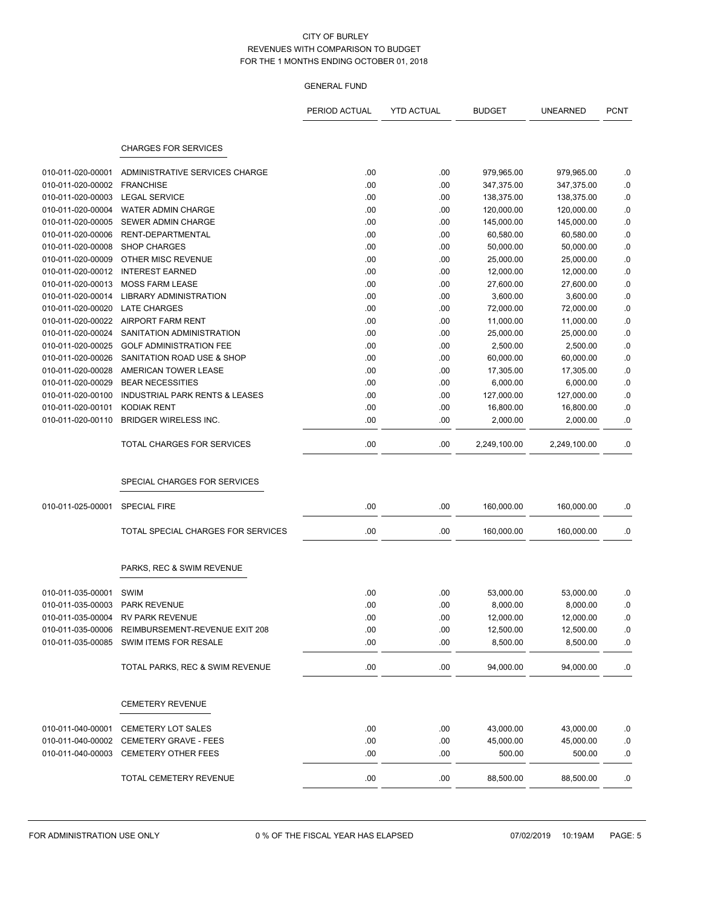# CITY OF BURLEY
## REVENUES WITH COMPARISON TO BUDGET
## FOR THE 1 MONTHS ENDING OCTOBER 01, 2018

### GENERAL FUND

| | | PERIOD ACTUAL | YTD ACTUAL | BUDGET | UNEARNED | PCNT |
|---|---|---|---|---|---|---|
| | **CHARGES FOR SERVICES** | | | | | |
| 010-011-020-00001 | ADMINISTRATIVE SERVICES CHARGE | .00 | .00 | 979,965.00 | 979,965.00 | .0 |
| 010-011-020-00002 | FRANCHISE | .00 | .00 | 347,375.00 | 347,375.00 | .0 |
| 010-011-020-00003 | LEGAL SERVICE | .00 | .00 | 138,375.00 | 138,375.00 | .0 |
| 010-011-020-00004 | WATER ADMIN CHARGE | .00 | .00 | 120,000.00 | 120,000.00 | .0 |
| 010-011-020-00005 | SEWER ADMIN CHARGE | .00 | .00 | 145,000.00 | 145,000.00 | .0 |
| 010-011-020-00006 | RENT-DEPARTMENTAL | .00 | .00 | 60,580.00 | 60,580.00 | .0 |
| 010-011-020-00008 | SHOP CHARGES | .00 | .00 | 50,000.00 | 50,000.00 | .0 |
| 010-011-020-00009 | OTHER MISC REVENUE | .00 | .00 | 25,000.00 | 25,000.00 | .0 |
| 010-011-020-00012 | INTEREST EARNED | .00 | .00 | 12,000.00 | 12,000.00 | .0 |
| 010-011-020-00013 | MOSS FARM LEASE | .00 | .00 | 27,600.00 | 27,600.00 | .0 |
| 010-011-020-00014 | LIBRARY ADMINISTRATION | .00 | .00 | 3,600.00 | 3,600.00 | .0 |
| 010-011-020-00020 | LATE CHARGES | .00 | .00 | 72,000.00 | 72,000.00 | .0 |
| 010-011-020-00022 | AIRPORT FARM RENT | .00 | .00 | 11,000.00 | 11,000.00 | .0 |
| 010-011-020-00024 | SANITATION ADMINISTRATION | .00 | .00 | 25,000.00 | 25,000.00 | .0 |
| 010-011-020-00025 | GOLF ADMINISTRATION FEE | .00 | .00 | 2,500.00 | 2,500.00 | .0 |
| 010-011-020-00026 | SANITATION ROAD USE & SHOP | .00 | .00 | 60,000.00 | 60,000.00 | .0 |
| 010-011-020-00028 | AMERICAN TOWER LEASE | .00 | .00 | 17,305.00 | 17,305.00 | .0 |
| 010-011-020-00029 | BEAR NECESSITIES | .00 | .00 | 6,000.00 | 6,000.00 | .0 |
| 010-011-020-00100 | INDUSTRIAL PARK RENTS & LEASES | .00 | .00 | 127,000.00 | 127,000.00 | .0 |
| 010-011-020-00101 | KODIAK RENT | .00 | .00 | 16,800.00 | 16,800.00 | .0 |
| 010-011-020-00110 | BRIDGER WIRELESS INC. | .00 | .00 | 2,000.00 | 2,000.00 | .0 |
| | TOTAL CHARGES FOR SERVICES | .00 | .00 | 2,249,100.00 | 2,249,100.00 | .0 |
| | **SPECIAL CHARGES FOR SERVICES** | | | | | |
| 010-011-025-00001 | SPECIAL FIRE | .00 | .00 | 160,000.00 | 160,000.00 | .0 |
| | TOTAL SPECIAL CHARGES FOR SERVICES | .00 | .00 | 160,000.00 | 160,000.00 | .0 |
| | **PARKS, REC & SWIM REVENUE** | | | | | |
| 010-011-035-00001 | SWIM | .00 | .00 | 53,000.00 | 53,000.00 | .0 |
| 010-011-035-00003 | PARK REVENUE | .00 | .00 | 8,000.00 | 8,000.00 | .0 |
| 010-011-035-00004 | RV PARK REVENUE | .00 | .00 | 12,000.00 | 12,000.00 | .0 |
| 010-011-035-00006 | REIMBURSEMENT-REVENUE EXIT 208 | .00 | .00 | 12,500.00 | 12,500.00 | .0 |
| 010-011-035-00085 | SWIM ITEMS FOR RESALE | .00 | .00 | 8,500.00 | 8,500.00 | .0 |
| | TOTAL PARKS, REC & SWIM REVENUE | .00 | .00 | 94,000.00 | 94,000.00 | .0 |
| | **CEMETERY REVENUE** | | | | | |
| 010-011-040-00001 | CEMETERY LOT SALES | .00 | .00 | 43,000.00 | 43,000.00 | .0 |
| 010-011-040-00002 | CEMETERY GRAVE - FEES | .00 | .00 | 45,000.00 | 45,000.00 | .0 |
| 010-011-040-00003 | CEMETERY OTHER FEES | .00 | .00 | 500.00 | 500.00 | .0 |
| | TOTAL CEMETERY REVENUE | .00 | .00 | 88,500.00 | 88,500.00 | .0 |

FOR ADMINISTRATION USE ONLY — 0 % OF THE FISCAL YEAR HAS ELAPSED — 07/02/2019 10:19AM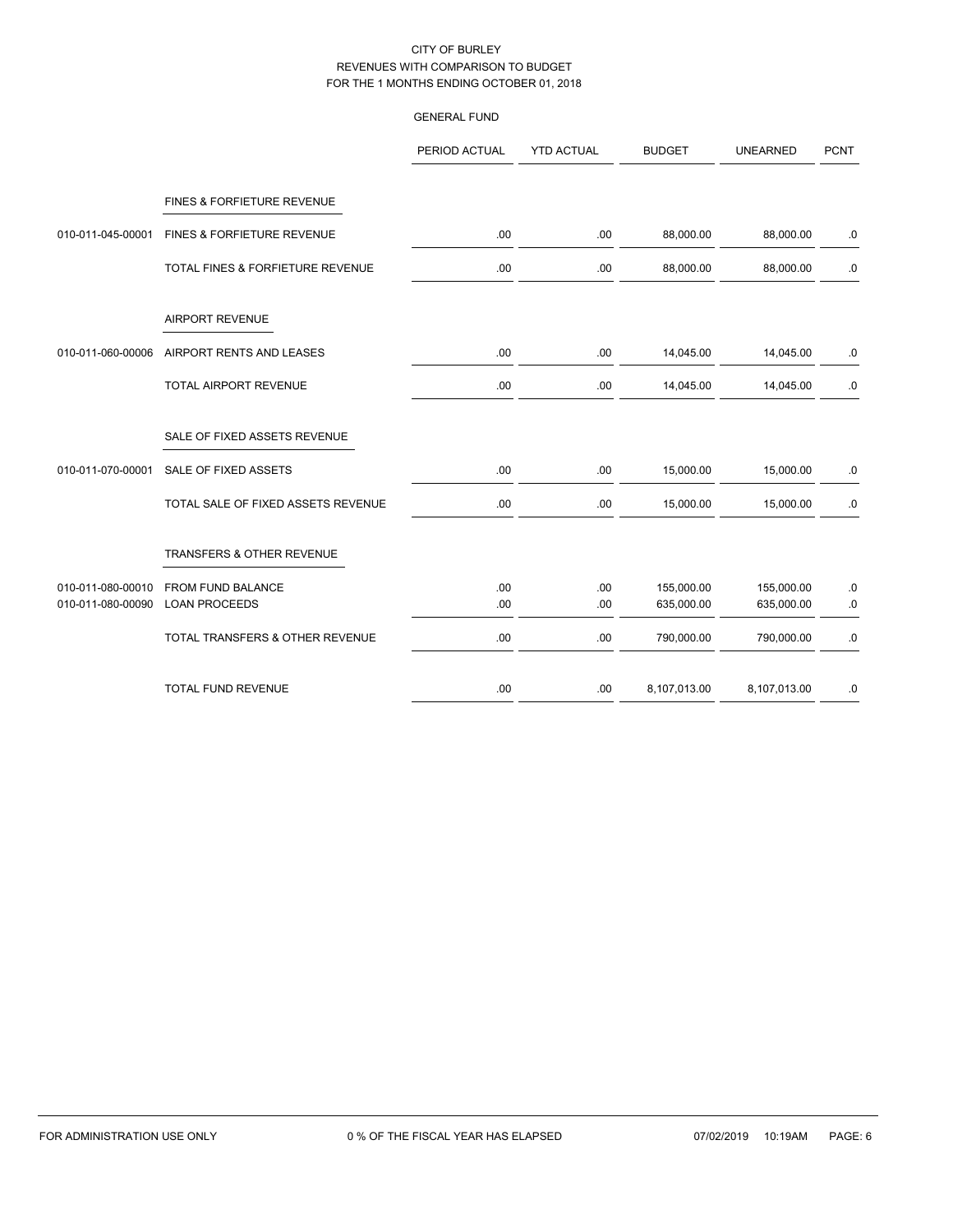CITY OF BURLEY
REVENUES WITH COMPARISON TO BUDGET
FOR THE 1 MONTHS ENDING OCTOBER 01, 2018

GENERAL FUND

| | | PERIOD ACTUAL | YTD ACTUAL | BUDGET | UNEARNED | PCNT |
|---|---|---|---|---|---|---|
| | FINES & FORFIETURE REVENUE | | | | | |
| 010-011-045-00001 | FINES & FORFIETURE REVENUE | .00 | .00 | 88,000.00 | 88,000.00 | .0 |
| | TOTAL FINES & FORFIETURE REVENUE | .00 | .00 | 88,000.00 | 88,000.00 | .0 |
| | AIRPORT REVENUE | | | | | |
| 010-011-060-00006 | AIRPORT RENTS AND LEASES | .00 | .00 | 14,045.00 | 14,045.00 | .0 |
| | TOTAL AIRPORT REVENUE | .00 | .00 | 14,045.00 | 14,045.00 | .0 |
| | SALE OF FIXED ASSETS REVENUE | | | | | |
| 010-011-070-00001 | SALE OF FIXED ASSETS | .00 | .00 | 15,000.00 | 15,000.00 | .0 |
| | TOTAL SALE OF FIXED ASSETS REVENUE | .00 | .00 | 15,000.00 | 15,000.00 | .0 |
| | TRANSFERS & OTHER REVENUE | | | | | |
| 010-011-080-00010 | FROM FUND BALANCE | .00 | .00 | 155,000.00 | 155,000.00 | .0 |
| 010-011-080-00090 | LOAN PROCEEDS | .00 | .00 | 635,000.00 | 635,000.00 | .0 |
| | TOTAL TRANSFERS & OTHER REVENUE | .00 | .00 | 790,000.00 | 790,000.00 | .0 |
| | TOTAL FUND REVENUE | .00 | .00 | 8,107,013.00 | 8,107,013.00 | .0 |

FOR ADMINISTRATION USE ONLY    0 % OF THE FISCAL YEAR HAS ELAPSED    07/02/2019 10:19AM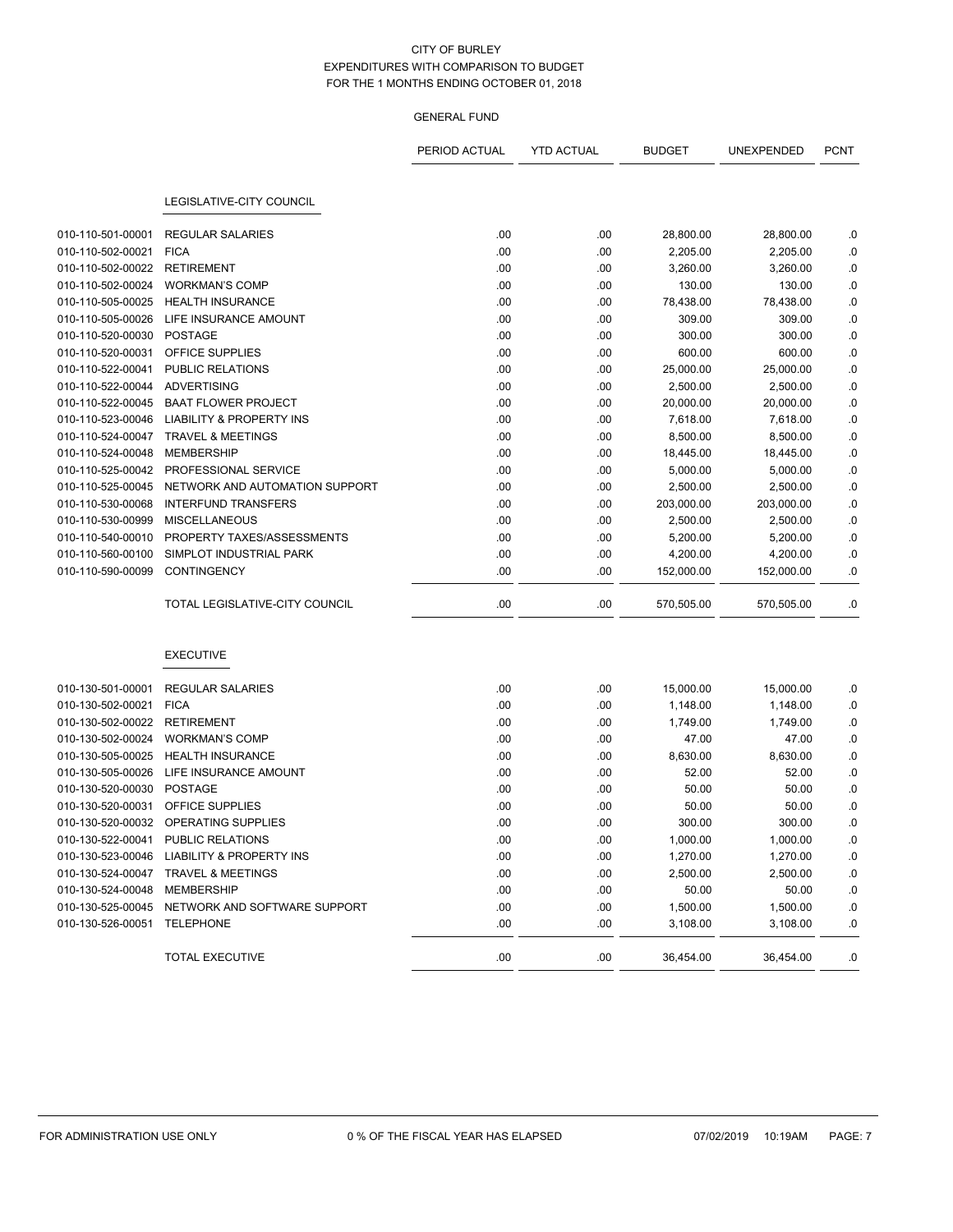CITY OF BURLEY
EXPENDITURES WITH COMPARISON TO BUDGET
FOR THE 1 MONTHS ENDING OCTOBER 01, 2018

GENERAL FUND

| | | PERIOD ACTUAL | YTD ACTUAL | BUDGET | UNEXPENDED | PCNT |
|---|---|---|---|---|---|---|
| | **LEGISLATIVE-CITY COUNCIL** | | | | | |
| 010-110-501-00001 | REGULAR SALARIES | .00 | .00 | 28,800.00 | 28,800.00 | .0 |
| 010-110-502-00021 | FICA | .00 | .00 | 2,205.00 | 2,205.00 | .0 |
| 010-110-502-00022 | RETIREMENT | .00 | .00 | 3,260.00 | 3,260.00 | .0 |
| 010-110-502-00024 | WORKMAN'S COMP | .00 | .00 | 130.00 | 130.00 | .0 |
| 010-110-505-00025 | HEALTH INSURANCE | .00 | .00 | 78,438.00 | 78,438.00 | .0 |
| 010-110-505-00026 | LIFE INSURANCE AMOUNT | .00 | .00 | 309.00 | 309.00 | .0 |
| 010-110-520-00030 | POSTAGE | .00 | .00 | 300.00 | 300.00 | .0 |
| 010-110-520-00031 | OFFICE SUPPLIES | .00 | .00 | 600.00 | 600.00 | .0 |
| 010-110-522-00041 | PUBLIC RELATIONS | .00 | .00 | 25,000.00 | 25,000.00 | .0 |
| 010-110-522-00044 | ADVERTISING | .00 | .00 | 2,500.00 | 2,500.00 | .0 |
| 010-110-522-00045 | BAAT FLOWER PROJECT | .00 | .00 | 20,000.00 | 20,000.00 | .0 |
| 010-110-523-00046 | LIABILITY & PROPERTY INS | .00 | .00 | 7,618.00 | 7,618.00 | .0 |
| 010-110-524-00047 | TRAVEL & MEETINGS | .00 | .00 | 8,500.00 | 8,500.00 | .0 |
| 010-110-524-00048 | MEMBERSHIP | .00 | .00 | 18,445.00 | 18,445.00 | .0 |
| 010-110-525-00042 | PROFESSIONAL SERVICE | .00 | .00 | 5,000.00 | 5,000.00 | .0 |
| 010-110-525-00045 | NETWORK AND AUTOMATION SUPPORT | .00 | .00 | 2,500.00 | 2,500.00 | .0 |
| 010-110-530-00068 | INTERFUND TRANSFERS | .00 | .00 | 203,000.00 | 203,000.00 | .0 |
| 010-110-530-00999 | MISCELLANEOUS | .00 | .00 | 2,500.00 | 2,500.00 | .0 |
| 010-110-540-00010 | PROPERTY TAXES/ASSESSMENTS | .00 | .00 | 5,200.00 | 5,200.00 | .0 |
| 010-110-560-00100 | SIMPLOT INDUSTRIAL PARK | .00 | .00 | 4,200.00 | 4,200.00 | .0 |
| 010-110-590-00099 | CONTINGENCY | .00 | .00 | 152,000.00 | 152,000.00 | .0 |
| | TOTAL LEGISLATIVE-CITY COUNCIL | .00 | .00 | 570,505.00 | 570,505.00 | .0 |
| | **EXECUTIVE** | | | | | |
| 010-130-501-00001 | REGULAR SALARIES | .00 | .00 | 15,000.00 | 15,000.00 | .0 |
| 010-130-502-00021 | FICA | .00 | .00 | 1,148.00 | 1,148.00 | .0 |
| 010-130-502-00022 | RETIREMENT | .00 | .00 | 1,749.00 | 1,749.00 | .0 |
| 010-130-502-00024 | WORKMAN'S COMP | .00 | .00 | 47.00 | 47.00 | .0 |
| 010-130-505-00025 | HEALTH INSURANCE | .00 | .00 | 8,630.00 | 8,630.00 | .0 |
| 010-130-505-00026 | LIFE INSURANCE AMOUNT | .00 | .00 | 52.00 | 52.00 | .0 |
| 010-130-520-00030 | POSTAGE | .00 | .00 | 50.00 | 50.00 | .0 |
| 010-130-520-00031 | OFFICE SUPPLIES | .00 | .00 | 50.00 | 50.00 | .0 |
| 010-130-520-00032 | OPERATING SUPPLIES | .00 | .00 | 300.00 | 300.00 | .0 |
| 010-130-522-00041 | PUBLIC RELATIONS | .00 | .00 | 1,000.00 | 1,000.00 | .0 |
| 010-130-523-00046 | LIABILITY & PROPERTY INS | .00 | .00 | 1,270.00 | 1,270.00 | .0 |
| 010-130-524-00047 | TRAVEL & MEETINGS | .00 | .00 | 2,500.00 | 2,500.00 | .0 |
| 010-130-524-00048 | MEMBERSHIP | .00 | .00 | 50.00 | 50.00 | .0 |
| 010-130-525-00045 | NETWORK AND SOFTWARE SUPPORT | .00 | .00 | 1,500.00 | 1,500.00 | .0 |
| 010-130-526-00051 | TELEPHONE | .00 | .00 | 3,108.00 | 3,108.00 | .0 |
| | TOTAL EXECUTIVE | .00 | .00 | 36,454.00 | 36,454.00 | .0 |

FOR ADMINISTRATION USE ONLY    0 % OF THE FISCAL YEAR HAS ELAPSED    07/02/2019 10:19AM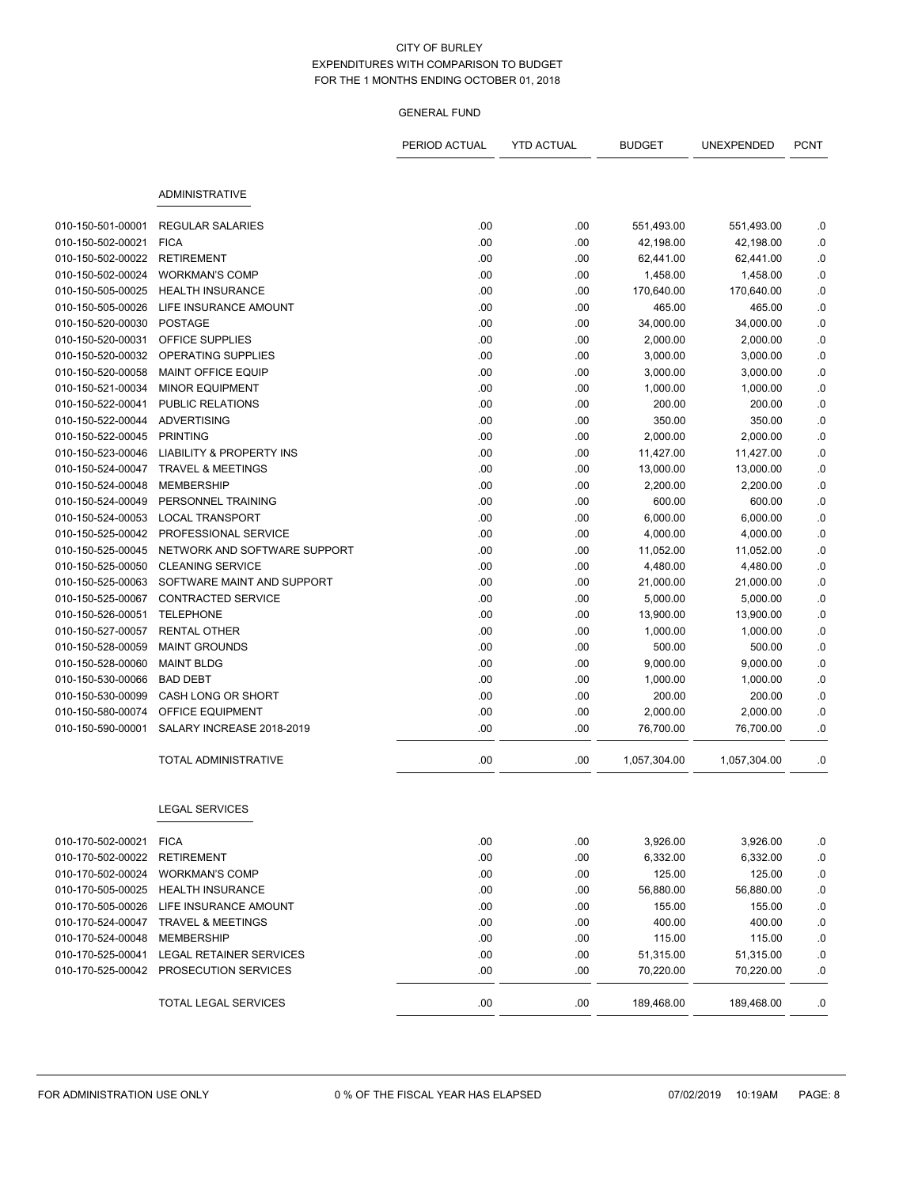CITY OF BURLEY
EXPENDITURES WITH COMPARISON TO BUDGET
FOR THE 1 MONTHS ENDING OCTOBER 01, 2018

GENERAL FUND

| | | PERIOD ACTUAL | YTD ACTUAL | BUDGET | UNEXPENDED | PCNT |
|---|---|---|---|---|---|---|
| | **ADMINISTRATIVE** | | | | | |
| 010-150-501-00001 | REGULAR SALARIES | .00 | .00 | 551,493.00 | 551,493.00 | .0 |
| 010-150-502-00021 | FICA | .00 | .00 | 42,198.00 | 42,198.00 | .0 |
| 010-150-502-00022 | RETIREMENT | .00 | .00 | 62,441.00 | 62,441.00 | .0 |
| 010-150-502-00024 | WORKMAN'S COMP | .00 | .00 | 1,458.00 | 1,458.00 | .0 |
| 010-150-505-00025 | HEALTH INSURANCE | .00 | .00 | 170,640.00 | 170,640.00 | .0 |
| 010-150-505-00026 | LIFE INSURANCE AMOUNT | .00 | .00 | 465.00 | 465.00 | .0 |
| 010-150-520-00030 | POSTAGE | .00 | .00 | 34,000.00 | 34,000.00 | .0 |
| 010-150-520-00031 | OFFICE SUPPLIES | .00 | .00 | 2,000.00 | 2,000.00 | .0 |
| 010-150-520-00032 | OPERATING SUPPLIES | .00 | .00 | 3,000.00 | 3,000.00 | .0 |
| 010-150-520-00058 | MAINT OFFICE EQUIP | .00 | .00 | 3,000.00 | 3,000.00 | .0 |
| 010-150-521-00034 | MINOR EQUIPMENT | .00 | .00 | 1,000.00 | 1,000.00 | .0 |
| 010-150-522-00041 | PUBLIC RELATIONS | .00 | .00 | 200.00 | 200.00 | .0 |
| 010-150-522-00044 | ADVERTISING | .00 | .00 | 350.00 | 350.00 | .0 |
| 010-150-522-00045 | PRINTING | .00 | .00 | 2,000.00 | 2,000.00 | .0 |
| 010-150-523-00046 | LIABILITY & PROPERTY INS | .00 | .00 | 11,427.00 | 11,427.00 | .0 |
| 010-150-524-00047 | TRAVEL & MEETINGS | .00 | .00 | 13,000.00 | 13,000.00 | .0 |
| 010-150-524-00048 | MEMBERSHIP | .00 | .00 | 2,200.00 | 2,200.00 | .0 |
| 010-150-524-00049 | PERSONNEL TRAINING | .00 | .00 | 600.00 | 600.00 | .0 |
| 010-150-524-00053 | LOCAL TRANSPORT | .00 | .00 | 6,000.00 | 6,000.00 | .0 |
| 010-150-525-00042 | PROFESSIONAL SERVICE | .00 | .00 | 4,000.00 | 4,000.00 | .0 |
| 010-150-525-00045 | NETWORK AND SOFTWARE SUPPORT | .00 | .00 | 11,052.00 | 11,052.00 | .0 |
| 010-150-525-00050 | CLEANING SERVICE | .00 | .00 | 4,480.00 | 4,480.00 | .0 |
| 010-150-525-00063 | SOFTWARE MAINT AND SUPPORT | .00 | .00 | 21,000.00 | 21,000.00 | .0 |
| 010-150-525-00067 | CONTRACTED SERVICE | .00 | .00 | 5,000.00 | 5,000.00 | .0 |
| 010-150-526-00051 | TELEPHONE | .00 | .00 | 13,900.00 | 13,900.00 | .0 |
| 010-150-527-00057 | RENTAL OTHER | .00 | .00 | 1,000.00 | 1,000.00 | .0 |
| 010-150-528-00059 | MAINT GROUNDS | .00 | .00 | 500.00 | 500.00 | .0 |
| 010-150-528-00060 | MAINT BLDG | .00 | .00 | 9,000.00 | 9,000.00 | .0 |
| 010-150-530-00066 | BAD DEBT | .00 | .00 | 1,000.00 | 1,000.00 | .0 |
| 010-150-530-00099 | CASH LONG OR SHORT | .00 | .00 | 200.00 | 200.00 | .0 |
| 010-150-580-00074 | OFFICE EQUIPMENT | .00 | .00 | 2,000.00 | 2,000.00 | .0 |
| 010-150-590-00001 | SALARY INCREASE 2018-2019 | .00 | .00 | 76,700.00 | 76,700.00 | .0 |
| | TOTAL ADMINISTRATIVE | .00 | .00 | 1,057,304.00 | 1,057,304.00 | .0 |
| | **LEGAL SERVICES** | | | | | |
| 010-170-502-00021 | FICA | .00 | .00 | 3,926.00 | 3,926.00 | .0 |
| 010-170-502-00022 | RETIREMENT | .00 | .00 | 6,332.00 | 6,332.00 | .0 |
| 010-170-502-00024 | WORKMAN'S COMP | .00 | .00 | 125.00 | 125.00 | .0 |
| 010-170-505-00025 | HEALTH INSURANCE | .00 | .00 | 56,880.00 | 56,880.00 | .0 |
| 010-170-505-00026 | LIFE INSURANCE AMOUNT | .00 | .00 | 155.00 | 155.00 | .0 |
| 010-170-524-00047 | TRAVEL & MEETINGS | .00 | .00 | 400.00 | 400.00 | .0 |
| 010-170-524-00048 | MEMBERSHIP | .00 | .00 | 115.00 | 115.00 | .0 |
| 010-170-525-00041 | LEGAL RETAINER SERVICES | .00 | .00 | 51,315.00 | 51,315.00 | .0 |
| 010-170-525-00042 | PROSECUTION SERVICES | .00 | .00 | 70,220.00 | 70,220.00 | .0 |
| | TOTAL LEGAL SERVICES | .00 | .00 | 189,468.00 | 189,468.00 | .0 |

FOR ADMINISTRATION USE ONLY — 0 % OF THE FISCAL YEAR HAS ELAPSED — 07/02/2019 10:19AM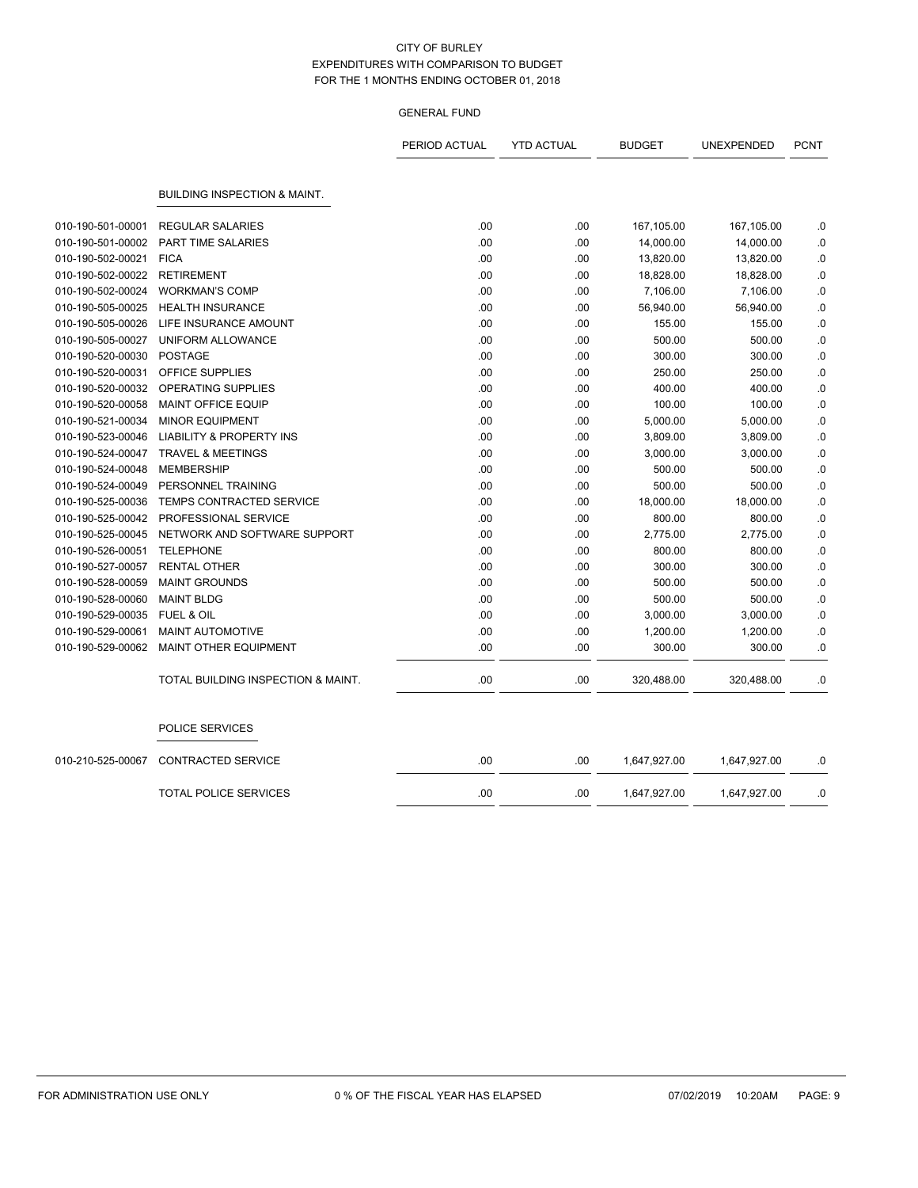# CITY OF BURLEY

## EXPENDITURES WITH COMPARISON TO BUDGET

### FOR THE 1 MONTHS ENDING OCTOBER 01, 2018

GENERAL FUND

| | | PERIOD ACTUAL | YTD ACTUAL | BUDGET | UNEXPENDED | PCNT |
|---|---|---|---|---|---|---|
| | **BUILDING INSPECTION & MAINT.** | | | | | |
| 010-190-501-00001 | REGULAR SALARIES | .00 | .00 | 167,105.00 | 167,105.00 | .0 |
| 010-190-501-00002 | PART TIME SALARIES | .00 | .00 | 14,000.00 | 14,000.00 | .0 |
| 010-190-502-00021 | FICA | .00 | .00 | 13,820.00 | 13,820.00 | .0 |
| 010-190-502-00022 | RETIREMENT | .00 | .00 | 18,828.00 | 18,828.00 | .0 |
| 010-190-502-00024 | WORKMAN'S COMP | .00 | .00 | 7,106.00 | 7,106.00 | .0 |
| 010-190-505-00025 | HEALTH INSURANCE | .00 | .00 | 56,940.00 | 56,940.00 | .0 |
| 010-190-505-00026 | LIFE INSURANCE AMOUNT | .00 | .00 | 155.00 | 155.00 | .0 |
| 010-190-505-00027 | UNIFORM ALLOWANCE | .00 | .00 | 500.00 | 500.00 | .0 |
| 010-190-520-00030 | POSTAGE | .00 | .00 | 300.00 | 300.00 | .0 |
| 010-190-520-00031 | OFFICE SUPPLIES | .00 | .00 | 250.00 | 250.00 | .0 |
| 010-190-520-00032 | OPERATING SUPPLIES | .00 | .00 | 400.00 | 400.00 | .0 |
| 010-190-520-00058 | MAINT OFFICE EQUIP | .00 | .00 | 100.00 | 100.00 | .0 |
| 010-190-521-00034 | MINOR EQUIPMENT | .00 | .00 | 5,000.00 | 5,000.00 | .0 |
| 010-190-523-00046 | LIABILITY & PROPERTY INS | .00 | .00 | 3,809.00 | 3,809.00 | .0 |
| 010-190-524-00047 | TRAVEL & MEETINGS | .00 | .00 | 3,000.00 | 3,000.00 | .0 |
| 010-190-524-00048 | MEMBERSHIP | .00 | .00 | 500.00 | 500.00 | .0 |
| 010-190-524-00049 | PERSONNEL TRAINING | .00 | .00 | 500.00 | 500.00 | .0 |
| 010-190-525-00036 | TEMPS CONTRACTED SERVICE | .00 | .00 | 18,000.00 | 18,000.00 | .0 |
| 010-190-525-00042 | PROFESSIONAL SERVICE | .00 | .00 | 800.00 | 800.00 | .0 |
| 010-190-525-00045 | NETWORK AND SOFTWARE SUPPORT | .00 | .00 | 2,775.00 | 2,775.00 | .0 |
| 010-190-526-00051 | TELEPHONE | .00 | .00 | 800.00 | 800.00 | .0 |
| 010-190-527-00057 | RENTAL OTHER | .00 | .00 | 300.00 | 300.00 | .0 |
| 010-190-528-00059 | MAINT GROUNDS | .00 | .00 | 500.00 | 500.00 | .0 |
| 010-190-528-00060 | MAINT BLDG | .00 | .00 | 500.00 | 500.00 | .0 |
| 010-190-529-00035 | FUEL & OIL | .00 | .00 | 3,000.00 | 3,000.00 | .0 |
| 010-190-529-00061 | MAINT AUTOMOTIVE | .00 | .00 | 1,200.00 | 1,200.00 | .0 |
| 010-190-529-00062 | MAINT OTHER EQUIPMENT | .00 | .00 | 300.00 | 300.00 | .0 |
| | TOTAL BUILDING INSPECTION & MAINT. | .00 | .00 | 320,488.00 | 320,488.00 | .0 |
| | **POLICE SERVICES** | | | | | |
| 010-210-525-00067 | CONTRACTED SERVICE | .00 | .00 | 1,647,927.00 | 1,647,927.00 | .0 |
| | TOTAL POLICE SERVICES | .00 | .00 | 1,647,927.00 | 1,647,927.00 | .0 |

FOR ADMINISTRATION USE ONLY 0 % OF THE FISCAL YEAR HAS ELAPSED 07/02/2019 10:20AM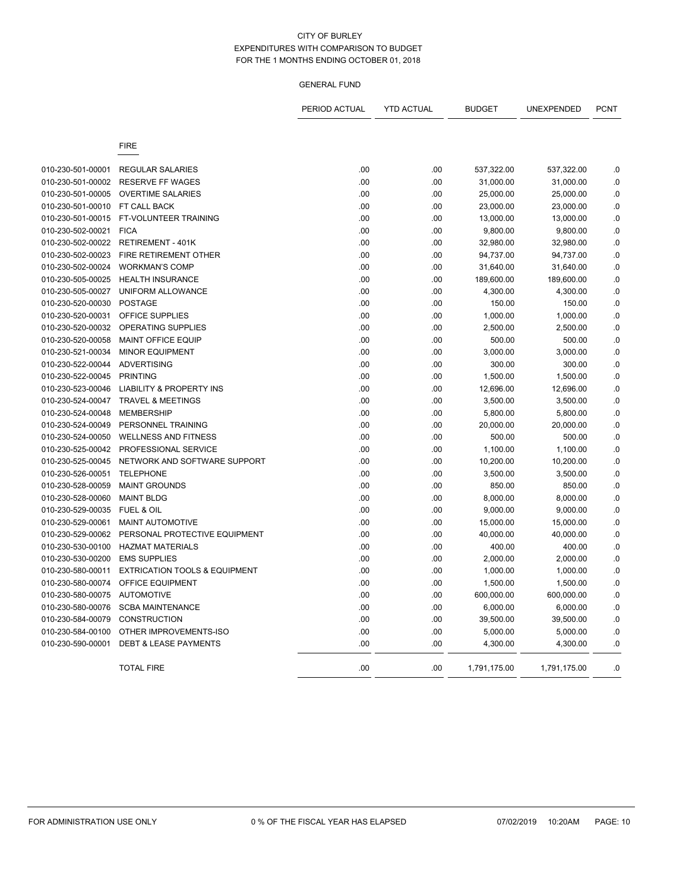CITY OF BURLEY
EXPENDITURES WITH COMPARISON TO BUDGET
FOR THE 1 MONTHS ENDING OCTOBER 01, 2018

GENERAL FUND

| | | PERIOD ACTUAL | YTD ACTUAL | BUDGET | UNEXPENDED | PCNT |
|---|---|---|---|---|---|---|
| | FIRE | | | | | |
| 010-230-501-00001 | REGULAR SALARIES | .00 | .00 | 537,322.00 | 537,322.00 | .0 |
| 010-230-501-00002 | RESERVE FF WAGES | .00 | .00 | 31,000.00 | 31,000.00 | .0 |
| 010-230-501-00005 | OVERTIME SALARIES | .00 | .00 | 25,000.00 | 25,000.00 | .0 |
| 010-230-501-00010 | FT CALL BACK | .00 | .00 | 23,000.00 | 23,000.00 | .0 |
| 010-230-501-00015 | FT-VOLUNTEER TRAINING | .00 | .00 | 13,000.00 | 13,000.00 | .0 |
| 010-230-502-00021 | FICA | .00 | .00 | 9,800.00 | 9,800.00 | .0 |
| 010-230-502-00022 | RETIREMENT - 401K | .00 | .00 | 32,980.00 | 32,980.00 | .0 |
| 010-230-502-00023 | FIRE RETIREMENT OTHER | .00 | .00 | 94,737.00 | 94,737.00 | .0 |
| 010-230-502-00024 | WORKMAN'S COMP | .00 | .00 | 31,640.00 | 31,640.00 | .0 |
| 010-230-505-00025 | HEALTH INSURANCE | .00 | .00 | 189,600.00 | 189,600.00 | .0 |
| 010-230-505-00027 | UNIFORM ALLOWANCE | .00 | .00 | 4,300.00 | 4,300.00 | .0 |
| 010-230-520-00030 | POSTAGE | .00 | .00 | 150.00 | 150.00 | .0 |
| 010-230-520-00031 | OFFICE SUPPLIES | .00 | .00 | 1,000.00 | 1,000.00 | .0 |
| 010-230-520-00032 | OPERATING SUPPLIES | .00 | .00 | 2,500.00 | 2,500.00 | .0 |
| 010-230-520-00058 | MAINT OFFICE EQUIP | .00 | .00 | 500.00 | 500.00 | .0 |
| 010-230-521-00034 | MINOR EQUIPMENT | .00 | .00 | 3,000.00 | 3,000.00 | .0 |
| 010-230-522-00044 | ADVERTISING | .00 | .00 | 300.00 | 300.00 | .0 |
| 010-230-522-00045 | PRINTING | .00 | .00 | 1,500.00 | 1,500.00 | .0 |
| 010-230-523-00046 | LIABILITY & PROPERTY INS | .00 | .00 | 12,696.00 | 12,696.00 | .0 |
| 010-230-524-00047 | TRAVEL & MEETINGS | .00 | .00 | 3,500.00 | 3,500.00 | .0 |
| 010-230-524-00048 | MEMBERSHIP | .00 | .00 | 5,800.00 | 5,800.00 | .0 |
| 010-230-524-00049 | PERSONNEL TRAINING | .00 | .00 | 20,000.00 | 20,000.00 | .0 |
| 010-230-524-00050 | WELLNESS AND FITNESS | .00 | .00 | 500.00 | 500.00 | .0 |
| 010-230-525-00042 | PROFESSIONAL SERVICE | .00 | .00 | 1,100.00 | 1,100.00 | .0 |
| 010-230-525-00045 | NETWORK AND SOFTWARE SUPPORT | .00 | .00 | 10,200.00 | 10,200.00 | .0 |
| 010-230-526-00051 | TELEPHONE | .00 | .00 | 3,500.00 | 3,500.00 | .0 |
| 010-230-528-00059 | MAINT GROUNDS | .00 | .00 | 850.00 | 850.00 | .0 |
| 010-230-528-00060 | MAINT BLDG | .00 | .00 | 8,000.00 | 8,000.00 | .0 |
| 010-230-529-00035 | FUEL & OIL | .00 | .00 | 9,000.00 | 9,000.00 | .0 |
| 010-230-529-00061 | MAINT AUTOMOTIVE | .00 | .00 | 15,000.00 | 15,000.00 | .0 |
| 010-230-529-00062 | PERSONAL PROTECTIVE EQUIPMENT | .00 | .00 | 40,000.00 | 40,000.00 | .0 |
| 010-230-530-00100 | HAZMAT MATERIALS | .00 | .00 | 400.00 | 400.00 | .0 |
| 010-230-530-00200 | EMS SUPPLIES | .00 | .00 | 2,000.00 | 2,000.00 | .0 |
| 010-230-580-00011 | EXTRICATION TOOLS & EQUIPMENT | .00 | .00 | 1,000.00 | 1,000.00 | .0 |
| 010-230-580-00074 | OFFICE EQUIPMENT | .00 | .00 | 1,500.00 | 1,500.00 | .0 |
| 010-230-580-00075 | AUTOMOTIVE | .00 | .00 | 600,000.00 | 600,000.00 | .0 |
| 010-230-580-00076 | SCBA MAINTENANCE | .00 | .00 | 6,000.00 | 6,000.00 | .0 |
| 010-230-584-00079 | CONSTRUCTION | .00 | .00 | 39,500.00 | 39,500.00 | .0 |
| 010-230-584-00100 | OTHER IMPROVEMENTS-ISO | .00 | .00 | 5,000.00 | 5,000.00 | .0 |
| 010-230-590-00001 | DEBT & LEASE PAYMENTS | .00 | .00 | 4,300.00 | 4,300.00 | .0 |
| | TOTAL FIRE | .00 | .00 | 1,791,175.00 | 1,791,175.00 | .0 |

FOR ADMINISTRATION USE ONLY    0 % OF THE FISCAL YEAR HAS ELAPSED    07/02/2019 10:20AM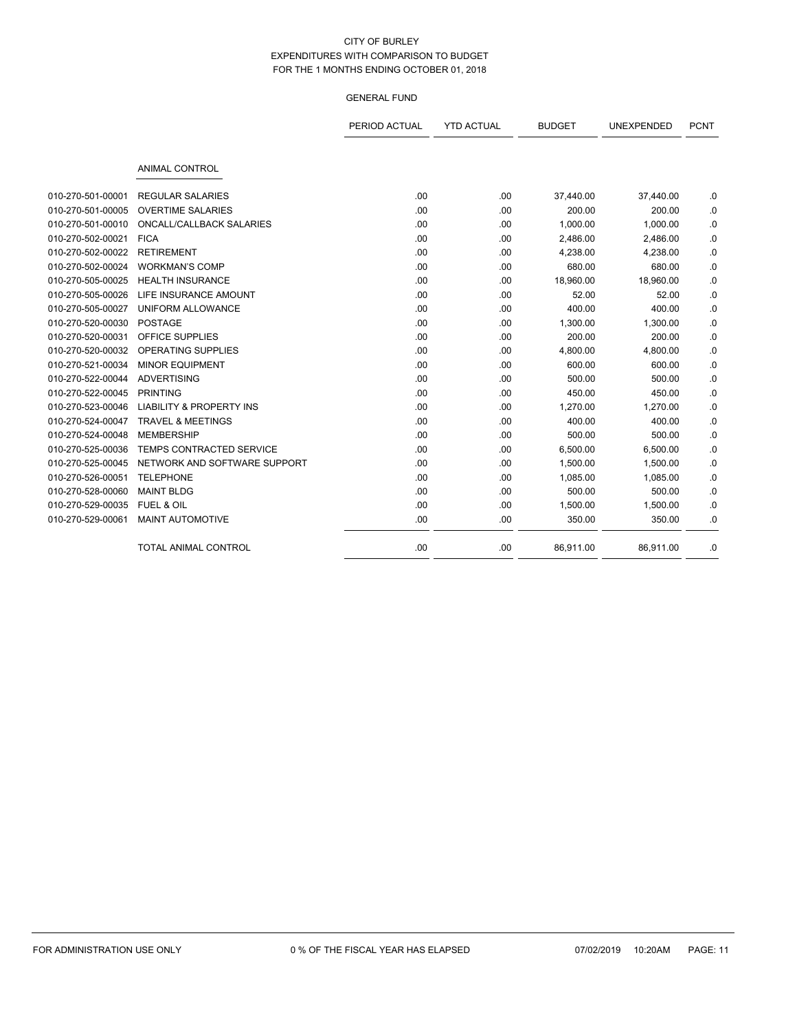CITY OF BURLEY
EXPENDITURES WITH COMPARISON TO BUDGET
FOR THE 1 MONTHS ENDING OCTOBER 01, 2018

GENERAL FUND

| | | PERIOD ACTUAL | YTD ACTUAL | BUDGET | UNEXPENDED | PCNT |
|---|---|---|---|---|---|---|
| | ANIMAL CONTROL | | | | | |
| 010-270-501-00001 | REGULAR SALARIES | .00 | .00 | 37,440.00 | 37,440.00 | .0 |
| 010-270-501-00005 | OVERTIME SALARIES | .00 | .00 | 200.00 | 200.00 | .0 |
| 010-270-501-00010 | ONCALL/CALLBACK SALARIES | .00 | .00 | 1,000.00 | 1,000.00 | .0 |
| 010-270-502-00021 | FICA | .00 | .00 | 2,486.00 | 2,486.00 | .0 |
| 010-270-502-00022 | RETIREMENT | .00 | .00 | 4,238.00 | 4,238.00 | .0 |
| 010-270-502-00024 | WORKMAN'S COMP | .00 | .00 | 680.00 | 680.00 | .0 |
| 010-270-505-00025 | HEALTH INSURANCE | .00 | .00 | 18,960.00 | 18,960.00 | .0 |
| 010-270-505-00026 | LIFE INSURANCE AMOUNT | .00 | .00 | 52.00 | 52.00 | .0 |
| 010-270-505-00027 | UNIFORM ALLOWANCE | .00 | .00 | 400.00 | 400.00 | .0 |
| 010-270-520-00030 | POSTAGE | .00 | .00 | 1,300.00 | 1,300.00 | .0 |
| 010-270-520-00031 | OFFICE SUPPLIES | .00 | .00 | 200.00 | 200.00 | .0 |
| 010-270-520-00032 | OPERATING SUPPLIES | .00 | .00 | 4,800.00 | 4,800.00 | .0 |
| 010-270-521-00034 | MINOR EQUIPMENT | .00 | .00 | 600.00 | 600.00 | .0 |
| 010-270-522-00044 | ADVERTISING | .00 | .00 | 500.00 | 500.00 | .0 |
| 010-270-522-00045 | PRINTING | .00 | .00 | 450.00 | 450.00 | .0 |
| 010-270-523-00046 | LIABILITY & PROPERTY INS | .00 | .00 | 1,270.00 | 1,270.00 | .0 |
| 010-270-524-00047 | TRAVEL & MEETINGS | .00 | .00 | 400.00 | 400.00 | .0 |
| 010-270-524-00048 | MEMBERSHIP | .00 | .00 | 500.00 | 500.00 | .0 |
| 010-270-525-00036 | TEMPS CONTRACTED SERVICE | .00 | .00 | 6,500.00 | 6,500.00 | .0 |
| 010-270-525-00045 | NETWORK AND SOFTWARE SUPPORT | .00 | .00 | 1,500.00 | 1,500.00 | .0 |
| 010-270-526-00051 | TELEPHONE | .00 | .00 | 1,085.00 | 1,085.00 | .0 |
| 010-270-528-00060 | MAINT BLDG | .00 | .00 | 500.00 | 500.00 | .0 |
| 010-270-529-00035 | FUEL & OIL | .00 | .00 | 1,500.00 | 1,500.00 | .0 |
| 010-270-529-00061 | MAINT AUTOMOTIVE | .00 | .00 | 350.00 | 350.00 | .0 |
| | TOTAL ANIMAL CONTROL | .00 | .00 | 86,911.00 | 86,911.00 | .0 |

FOR ADMINISTRATION USE ONLY    0 % OF THE FISCAL YEAR HAS ELAPSED    07/02/2019 10:20AM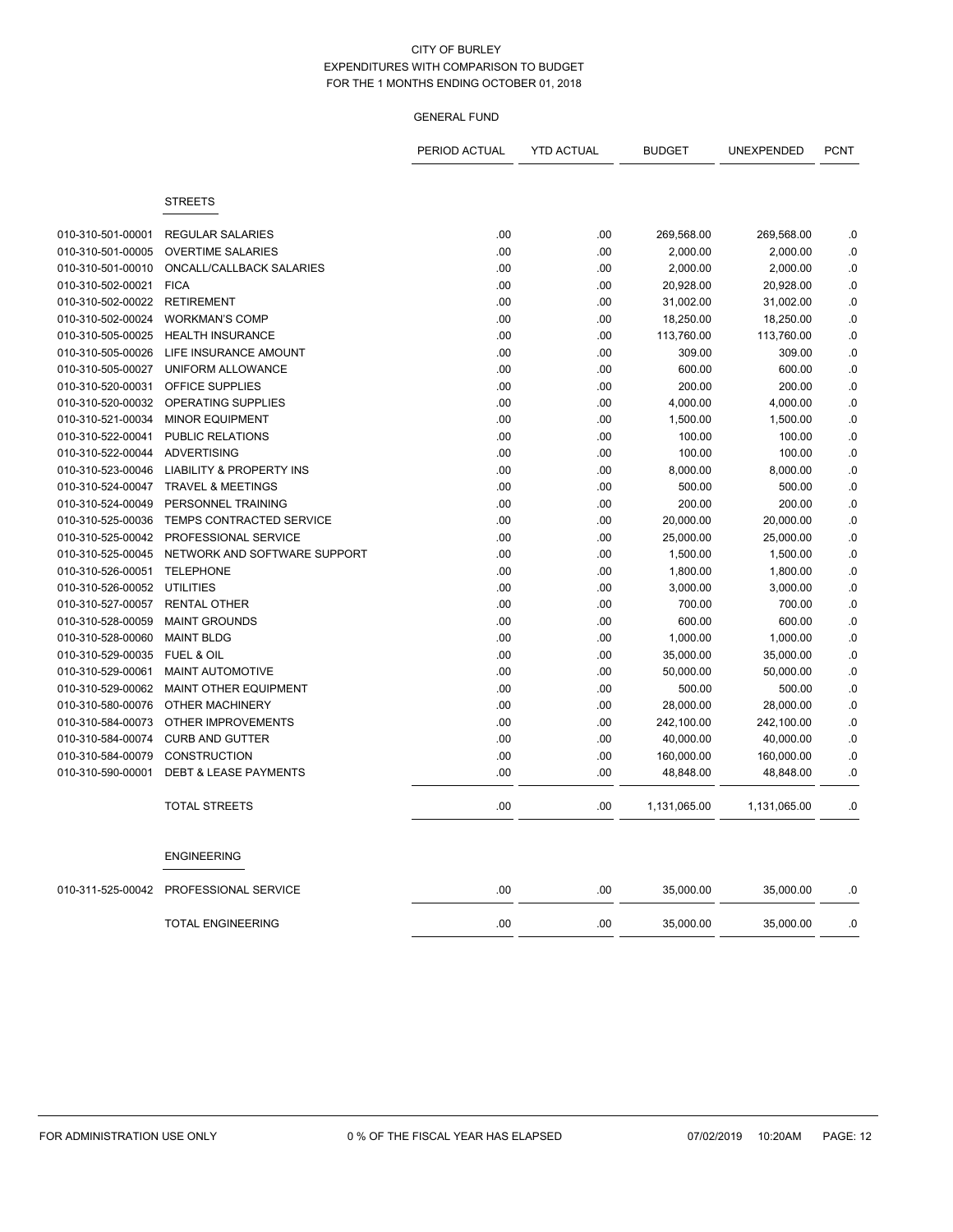CITY OF BURLEY
EXPENDITURES WITH COMPARISON TO BUDGET
FOR THE 1 MONTHS ENDING OCTOBER 01, 2018

GENERAL FUND

| | | PERIOD ACTUAL | YTD ACTUAL | BUDGET | UNEXPENDED | PCNT |
|---|---|---|---|---|---|---|
| | **STREETS** | | | | | |
| 010-310-501-00001 | REGULAR SALARIES | .00 | .00 | 269,568.00 | 269,568.00 | .0 |
| 010-310-501-00005 | OVERTIME SALARIES | .00 | .00 | 2,000.00 | 2,000.00 | .0 |
| 010-310-501-00010 | ONCALL/CALLBACK SALARIES | .00 | .00 | 2,000.00 | 2,000.00 | .0 |
| 010-310-502-00021 | FICA | .00 | .00 | 20,928.00 | 20,928.00 | .0 |
| 010-310-502-00022 | RETIREMENT | .00 | .00 | 31,002.00 | 31,002.00 | .0 |
| 010-310-502-00024 | WORKMAN'S COMP | .00 | .00 | 18,250.00 | 18,250.00 | .0 |
| 010-310-505-00025 | HEALTH INSURANCE | .00 | .00 | 113,760.00 | 113,760.00 | .0 |
| 010-310-505-00026 | LIFE INSURANCE AMOUNT | .00 | .00 | 309.00 | 309.00 | .0 |
| 010-310-505-00027 | UNIFORM ALLOWANCE | .00 | .00 | 600.00 | 600.00 | .0 |
| 010-310-520-00031 | OFFICE SUPPLIES | .00 | .00 | 200.00 | 200.00 | .0 |
| 010-310-520-00032 | OPERATING SUPPLIES | .00 | .00 | 4,000.00 | 4,000.00 | .0 |
| 010-310-521-00034 | MINOR EQUIPMENT | .00 | .00 | 1,500.00 | 1,500.00 | .0 |
| 010-310-522-00041 | PUBLIC RELATIONS | .00 | .00 | 100.00 | 100.00 | .0 |
| 010-310-522-00044 | ADVERTISING | .00 | .00 | 100.00 | 100.00 | .0 |
| 010-310-523-00046 | LIABILITY & PROPERTY INS | .00 | .00 | 8,000.00 | 8,000.00 | .0 |
| 010-310-524-00047 | TRAVEL & MEETINGS | .00 | .00 | 500.00 | 500.00 | .0 |
| 010-310-524-00049 | PERSONNEL TRAINING | .00 | .00 | 200.00 | 200.00 | .0 |
| 010-310-525-00036 | TEMPS CONTRACTED SERVICE | .00 | .00 | 20,000.00 | 20,000.00 | .0 |
| 010-310-525-00042 | PROFESSIONAL SERVICE | .00 | .00 | 25,000.00 | 25,000.00 | .0 |
| 010-310-525-00045 | NETWORK AND SOFTWARE SUPPORT | .00 | .00 | 1,500.00 | 1,500.00 | .0 |
| 010-310-526-00051 | TELEPHONE | .00 | .00 | 1,800.00 | 1,800.00 | .0 |
| 010-310-526-00052 | UTILITIES | .00 | .00 | 3,000.00 | 3,000.00 | .0 |
| 010-310-527-00057 | RENTAL OTHER | .00 | .00 | 700.00 | 700.00 | .0 |
| 010-310-528-00059 | MAINT GROUNDS | .00 | .00 | 600.00 | 600.00 | .0 |
| 010-310-528-00060 | MAINT BLDG | .00 | .00 | 1,000.00 | 1,000.00 | .0 |
| 010-310-529-00035 | FUEL & OIL | .00 | .00 | 35,000.00 | 35,000.00 | .0 |
| 010-310-529-00061 | MAINT AUTOMOTIVE | .00 | .00 | 50,000.00 | 50,000.00 | .0 |
| 010-310-529-00062 | MAINT OTHER EQUIPMENT | .00 | .00 | 500.00 | 500.00 | .0 |
| 010-310-580-00076 | OTHER MACHINERY | .00 | .00 | 28,000.00 | 28,000.00 | .0 |
| 010-310-584-00073 | OTHER IMPROVEMENTS | .00 | .00 | 242,100.00 | 242,100.00 | .0 |
| 010-310-584-00074 | CURB AND GUTTER | .00 | .00 | 40,000.00 | 40,000.00 | .0 |
| 010-310-584-00079 | CONSTRUCTION | .00 | .00 | 160,000.00 | 160,000.00 | .0 |
| 010-310-590-00001 | DEBT & LEASE PAYMENTS | .00 | .00 | 48,848.00 | 48,848.00 | .0 |
| | TOTAL STREETS | .00 | .00 | 1,131,065.00 | 1,131,065.00 | .0 |
| | **ENGINEERING** | | | | | |
| 010-311-525-00042 | PROFESSIONAL SERVICE | .00 | .00 | 35,000.00 | 35,000.00 | .0 |
| | TOTAL ENGINEERING | .00 | .00 | 35,000.00 | 35,000.00 | .0 |

FOR ADMINISTRATION USE ONLY    0 % OF THE FISCAL YEAR HAS ELAPSED    07/02/2019 10:20AM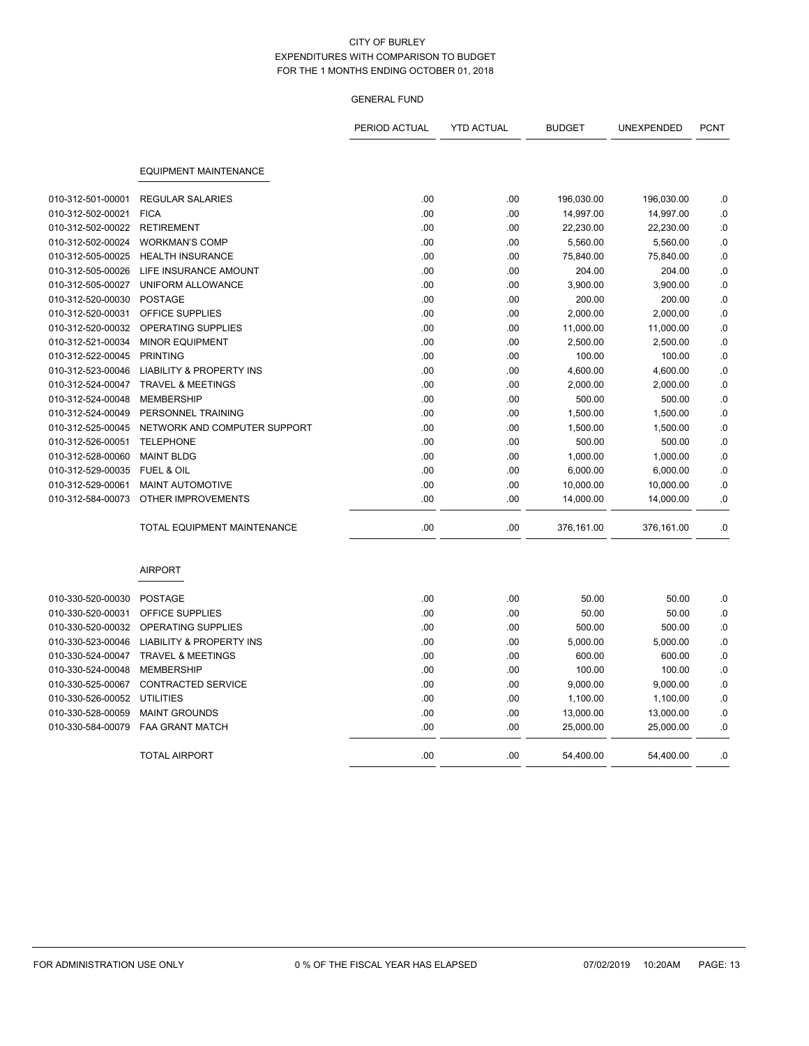CITY OF BURLEY
EXPENDITURES WITH COMPARISON TO BUDGET
FOR THE 1 MONTHS ENDING OCTOBER 01, 2018

GENERAL FUND

| | | PERIOD ACTUAL | YTD ACTUAL | BUDGET | UNEXPENDED | PCNT |
|---|---|---|---|---|---|---|
| | **EQUIPMENT MAINTENANCE** | | | | | |
| 010-312-501-00001 | REGULAR SALARIES | .00 | .00 | 196,030.00 | 196,030.00 | .0 |
| 010-312-502-00021 | FICA | .00 | .00 | 14,997.00 | 14,997.00 | .0 |
| 010-312-502-00022 | RETIREMENT | .00 | .00 | 22,230.00 | 22,230.00 | .0 |
| 010-312-502-00024 | WORKMAN'S COMP | .00 | .00 | 5,560.00 | 5,560.00 | .0 |
| 010-312-505-00025 | HEALTH INSURANCE | .00 | .00 | 75,840.00 | 75,840.00 | .0 |
| 010-312-505-00026 | LIFE INSURANCE AMOUNT | .00 | .00 | 204.00 | 204.00 | .0 |
| 010-312-505-00027 | UNIFORM ALLOWANCE | .00 | .00 | 3,900.00 | 3,900.00 | .0 |
| 010-312-520-00030 | POSTAGE | .00 | .00 | 200.00 | 200.00 | .0 |
| 010-312-520-00031 | OFFICE SUPPLIES | .00 | .00 | 2,000.00 | 2,000.00 | .0 |
| 010-312-520-00032 | OPERATING SUPPLIES | .00 | .00 | 11,000.00 | 11,000.00 | .0 |
| 010-312-521-00034 | MINOR EQUIPMENT | .00 | .00 | 2,500.00 | 2,500.00 | .0 |
| 010-312-522-00045 | PRINTING | .00 | .00 | 100.00 | 100.00 | .0 |
| 010-312-523-00046 | LIABILITY & PROPERTY INS | .00 | .00 | 4,600.00 | 4,600.00 | .0 |
| 010-312-524-00047 | TRAVEL & MEETINGS | .00 | .00 | 2,000.00 | 2,000.00 | .0 |
| 010-312-524-00048 | MEMBERSHIP | .00 | .00 | 500.00 | 500.00 | .0 |
| 010-312-524-00049 | PERSONNEL TRAINING | .00 | .00 | 1,500.00 | 1,500.00 | .0 |
| 010-312-525-00045 | NETWORK AND COMPUTER SUPPORT | .00 | .00 | 1,500.00 | 1,500.00 | .0 |
| 010-312-526-00051 | TELEPHONE | .00 | .00 | 500.00 | 500.00 | .0 |
| 010-312-528-00060 | MAINT BLDG | .00 | .00 | 1,000.00 | 1,000.00 | .0 |
| 010-312-529-00035 | FUEL & OIL | .00 | .00 | 6,000.00 | 6,000.00 | .0 |
| 010-312-529-00061 | MAINT AUTOMOTIVE | .00 | .00 | 10,000.00 | 10,000.00 | .0 |
| 010-312-584-00073 | OTHER IMPROVEMENTS | .00 | .00 | 14,000.00 | 14,000.00 | .0 |
| | TOTAL EQUIPMENT MAINTENANCE | .00 | .00 | 376,161.00 | 376,161.00 | .0 |
| | **AIRPORT** | | | | | |
| 010-330-520-00030 | POSTAGE | .00 | .00 | 50.00 | 50.00 | .0 |
| 010-330-520-00031 | OFFICE SUPPLIES | .00 | .00 | 50.00 | 50.00 | .0 |
| 010-330-520-00032 | OPERATING SUPPLIES | .00 | .00 | 500.00 | 500.00 | .0 |
| 010-330-523-00046 | LIABILITY & PROPERTY INS | .00 | .00 | 5,000.00 | 5,000.00 | .0 |
| 010-330-524-00047 | TRAVEL & MEETINGS | .00 | .00 | 600.00 | 600.00 | .0 |
| 010-330-524-00048 | MEMBERSHIP | .00 | .00 | 100.00 | 100.00 | .0 |
| 010-330-525-00067 | CONTRACTED SERVICE | .00 | .00 | 9,000.00 | 9,000.00 | .0 |
| 010-330-526-00052 | UTILITIES | .00 | .00 | 1,100.00 | 1,100.00 | .0 |
| 010-330-528-00059 | MAINT GROUNDS | .00 | .00 | 13,000.00 | 13,000.00 | .0 |
| 010-330-584-00079 | FAA GRANT MATCH | .00 | .00 | 25,000.00 | 25,000.00 | .0 |
| | TOTAL AIRPORT | .00 | .00 | 54,400.00 | 54,400.00 | .0 |

FOR ADMINISTRATION USE ONLY 0 % OF THE FISCAL YEAR HAS ELAPSED 07/02/2019 10:20AM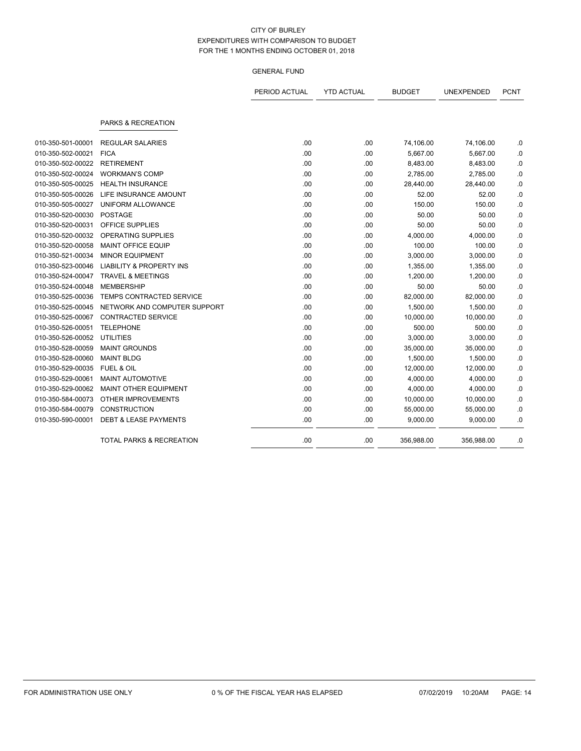CITY OF BURLEY
EXPENDITURES WITH COMPARISON TO BUDGET
FOR THE 1 MONTHS ENDING OCTOBER 01, 2018

GENERAL FUND

| | | PERIOD ACTUAL | YTD ACTUAL | BUDGET | UNEXPENDED | PCNT |
|---|---|---|---|---|---|---|
| | **PARKS & RECREATION** | | | | | |
| 010-350-501-00001 | REGULAR SALARIES | .00 | .00 | 74,106.00 | 74,106.00 | .0 |
| 010-350-502-00021 | FICA | .00 | .00 | 5,667.00 | 5,667.00 | .0 |
| 010-350-502-00022 | RETIREMENT | .00 | .00 | 8,483.00 | 8,483.00 | .0 |
| 010-350-502-00024 | WORKMAN'S COMP | .00 | .00 | 2,785.00 | 2,785.00 | .0 |
| 010-350-505-00025 | HEALTH INSURANCE | .00 | .00 | 28,440.00 | 28,440.00 | .0 |
| 010-350-505-00026 | LIFE INSURANCE AMOUNT | .00 | .00 | 52.00 | 52.00 | .0 |
| 010-350-505-00027 | UNIFORM ALLOWANCE | .00 | .00 | 150.00 | 150.00 | .0 |
| 010-350-520-00030 | POSTAGE | .00 | .00 | 50.00 | 50.00 | .0 |
| 010-350-520-00031 | OFFICE SUPPLIES | .00 | .00 | 50.00 | 50.00 | .0 |
| 010-350-520-00032 | OPERATING SUPPLIES | .00 | .00 | 4,000.00 | 4,000.00 | .0 |
| 010-350-520-00058 | MAINT OFFICE EQUIP | .00 | .00 | 100.00 | 100.00 | .0 |
| 010-350-521-00034 | MINOR EQUIPMENT | .00 | .00 | 3,000.00 | 3,000.00 | .0 |
| 010-350-523-00046 | LIABILITY & PROPERTY INS | .00 | .00 | 1,355.00 | 1,355.00 | .0 |
| 010-350-524-00047 | TRAVEL & MEETINGS | .00 | .00 | 1,200.00 | 1,200.00 | .0 |
| 010-350-524-00048 | MEMBERSHIP | .00 | .00 | 50.00 | 50.00 | .0 |
| 010-350-525-00036 | TEMPS CONTRACTED SERVICE | .00 | .00 | 82,000.00 | 82,000.00 | .0 |
| 010-350-525-00045 | NETWORK AND COMPUTER SUPPORT | .00 | .00 | 1,500.00 | 1,500.00 | .0 |
| 010-350-525-00067 | CONTRACTED SERVICE | .00 | .00 | 10,000.00 | 10,000.00 | .0 |
| 010-350-526-00051 | TELEPHONE | .00 | .00 | 500.00 | 500.00 | .0 |
| 010-350-526-00052 | UTILITIES | .00 | .00 | 3,000.00 | 3,000.00 | .0 |
| 010-350-528-00059 | MAINT GROUNDS | .00 | .00 | 35,000.00 | 35,000.00 | .0 |
| 010-350-528-00060 | MAINT BLDG | .00 | .00 | 1,500.00 | 1,500.00 | .0 |
| 010-350-529-00035 | FUEL & OIL | .00 | .00 | 12,000.00 | 12,000.00 | .0 |
| 010-350-529-00061 | MAINT AUTOMOTIVE | .00 | .00 | 4,000.00 | 4,000.00 | .0 |
| 010-350-529-00062 | MAINT OTHER EQUIPMENT | .00 | .00 | 4,000.00 | 4,000.00 | .0 |
| 010-350-584-00073 | OTHER IMPROVEMENTS | .00 | .00 | 10,000.00 | 10,000.00 | .0 |
| 010-350-584-00079 | CONSTRUCTION | .00 | .00 | 55,000.00 | 55,000.00 | .0 |
| 010-350-590-00001 | DEBT & LEASE PAYMENTS | .00 | .00 | 9,000.00 | 9,000.00 | .0 |
| | TOTAL PARKS & RECREATION | .00 | .00 | 356,988.00 | 356,988.00 | .0 |

FOR ADMINISTRATION USE ONLY 0 % OF THE FISCAL YEAR HAS ELAPSED 07/02/2019 10:20AM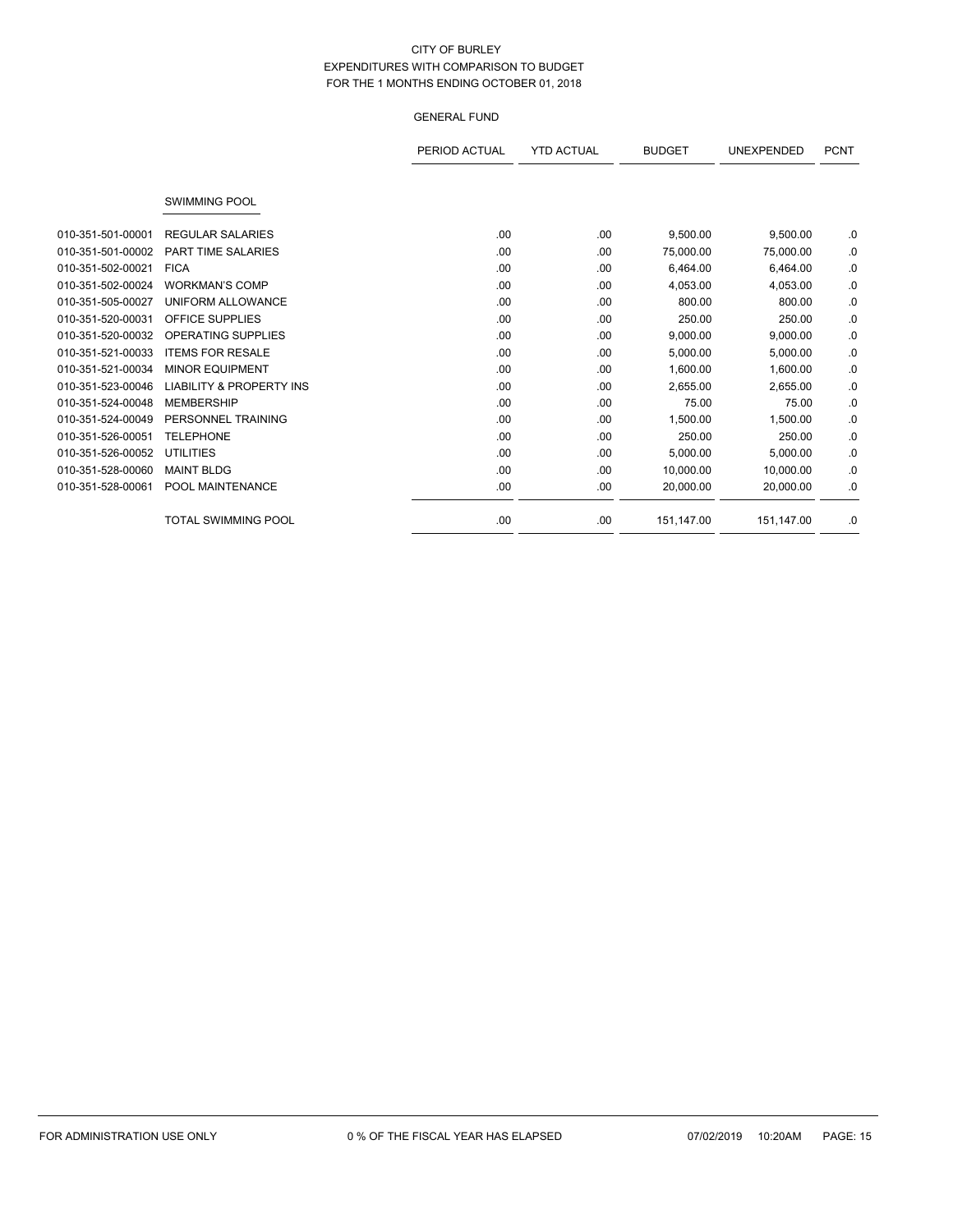CITY OF BURLEY
EXPENDITURES WITH COMPARISON TO BUDGET
FOR THE 1 MONTHS ENDING OCTOBER 01, 2018

GENERAL FUND

| | | PERIOD ACTUAL | YTD ACTUAL | BUDGET | UNEXPENDED | PCNT |
|---|---|---|---|---|---|---|
| | SWIMMING POOL | | | | | |
| 010-351-501-00001 | REGULAR SALARIES | .00 | .00 | 9,500.00 | 9,500.00 | .0 |
| 010-351-501-00002 | PART TIME SALARIES | .00 | .00 | 75,000.00 | 75,000.00 | .0 |
| 010-351-502-00021 | FICA | .00 | .00 | 6,464.00 | 6,464.00 | .0 |
| 010-351-502-00024 | WORKMAN'S COMP | .00 | .00 | 4,053.00 | 4,053.00 | .0 |
| 010-351-505-00027 | UNIFORM ALLOWANCE | .00 | .00 | 800.00 | 800.00 | .0 |
| 010-351-520-00031 | OFFICE SUPPLIES | .00 | .00 | 250.00 | 250.00 | .0 |
| 010-351-520-00032 | OPERATING SUPPLIES | .00 | .00 | 9,000.00 | 9,000.00 | .0 |
| 010-351-521-00033 | ITEMS FOR RESALE | .00 | .00 | 5,000.00 | 5,000.00 | .0 |
| 010-351-521-00034 | MINOR EQUIPMENT | .00 | .00 | 1,600.00 | 1,600.00 | .0 |
| 010-351-523-00046 | LIABILITY & PROPERTY INS | .00 | .00 | 2,655.00 | 2,655.00 | .0 |
| 010-351-524-00048 | MEMBERSHIP | .00 | .00 | 75.00 | 75.00 | .0 |
| 010-351-524-00049 | PERSONNEL TRAINING | .00 | .00 | 1,500.00 | 1,500.00 | .0 |
| 010-351-526-00051 | TELEPHONE | .00 | .00 | 250.00 | 250.00 | .0 |
| 010-351-526-00052 | UTILITIES | .00 | .00 | 5,000.00 | 5,000.00 | .0 |
| 010-351-528-00060 | MAINT BLDG | .00 | .00 | 10,000.00 | 10,000.00 | .0 |
| 010-351-528-00061 | POOL MAINTENANCE | .00 | .00 | 20,000.00 | 20,000.00 | .0 |
| | TOTAL SWIMMING POOL | .00 | .00 | 151,147.00 | 151,147.00 | .0 |

FOR ADMINISTRATION USE ONLY    0 % OF THE FISCAL YEAR HAS ELAPSED    07/02/2019 10:20AM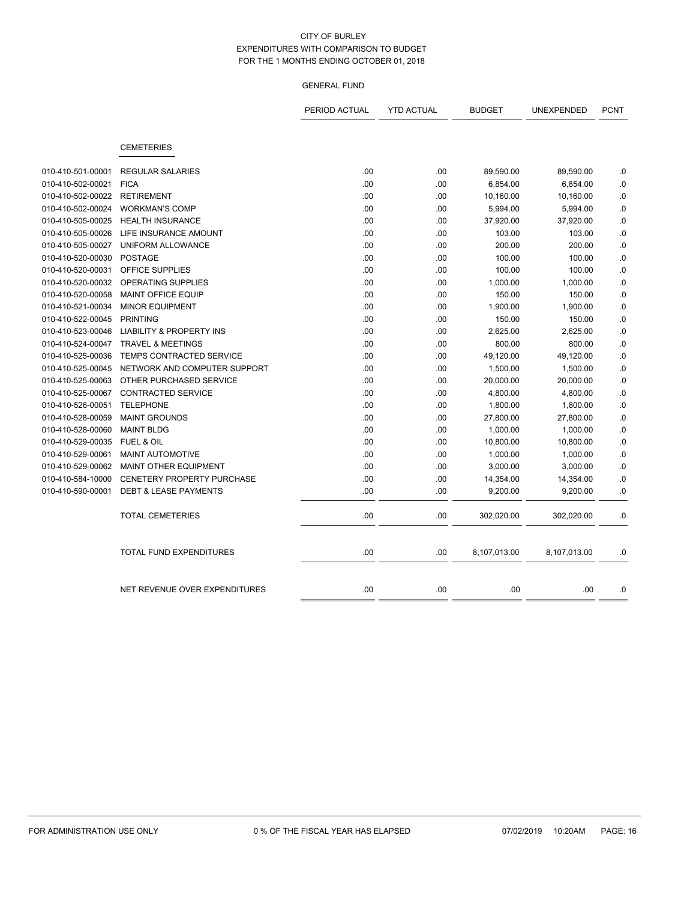CITY OF BURLEY
EXPENDITURES WITH COMPARISON TO BUDGET
FOR THE 1 MONTHS ENDING OCTOBER 01, 2018

GENERAL FUND

| | | PERIOD ACTUAL | YTD ACTUAL | BUDGET | UNEXPENDED | PCNT |
|---|---|---|---|---|---|---|
| | **CEMETERIES** | | | | | |
| 010-410-501-00001 | REGULAR SALARIES | .00 | .00 | 89,590.00 | 89,590.00 | .0 |
| 010-410-502-00021 | FICA | .00 | .00 | 6,854.00 | 6,854.00 | .0 |
| 010-410-502-00022 | RETIREMENT | .00 | .00 | 10,160.00 | 10,160.00 | .0 |
| 010-410-502-00024 | WORKMAN'S COMP | .00 | .00 | 5,994.00 | 5,994.00 | .0 |
| 010-410-505-00025 | HEALTH INSURANCE | .00 | .00 | 37,920.00 | 37,920.00 | .0 |
| 010-410-505-00026 | LIFE INSURANCE AMOUNT | .00 | .00 | 103.00 | 103.00 | .0 |
| 010-410-505-00027 | UNIFORM ALLOWANCE | .00 | .00 | 200.00 | 200.00 | .0 |
| 010-410-520-00030 | POSTAGE | .00 | .00 | 100.00 | 100.00 | .0 |
| 010-410-520-00031 | OFFICE SUPPLIES | .00 | .00 | 100.00 | 100.00 | .0 |
| 010-410-520-00032 | OPERATING SUPPLIES | .00 | .00 | 1,000.00 | 1,000.00 | .0 |
| 010-410-520-00058 | MAINT OFFICE EQUIP | .00 | .00 | 150.00 | 150.00 | .0 |
| 010-410-521-00034 | MINOR EQUIPMENT | .00 | .00 | 1,900.00 | 1,900.00 | .0 |
| 010-410-522-00045 | PRINTING | .00 | .00 | 150.00 | 150.00 | .0 |
| 010-410-523-00046 | LIABILITY & PROPERTY INS | .00 | .00 | 2,625.00 | 2,625.00 | .0 |
| 010-410-524-00047 | TRAVEL & MEETINGS | .00 | .00 | 800.00 | 800.00 | .0 |
| 010-410-525-00036 | TEMPS CONTRACTED SERVICE | .00 | .00 | 49,120.00 | 49,120.00 | .0 |
| 010-410-525-00045 | NETWORK AND COMPUTER SUPPORT | .00 | .00 | 1,500.00 | 1,500.00 | .0 |
| 010-410-525-00063 | OTHER PURCHASED SERVICE | .00 | .00 | 20,000.00 | 20,000.00 | .0 |
| 010-410-525-00067 | CONTRACTED SERVICE | .00 | .00 | 4,800.00 | 4,800.00 | .0 |
| 010-410-526-00051 | TELEPHONE | .00 | .00 | 1,800.00 | 1,800.00 | .0 |
| 010-410-528-00059 | MAINT GROUNDS | .00 | .00 | 27,800.00 | 27,800.00 | .0 |
| 010-410-528-00060 | MAINT BLDG | .00 | .00 | 1,000.00 | 1,000.00 | .0 |
| 010-410-529-00035 | FUEL & OIL | .00 | .00 | 10,800.00 | 10,800.00 | .0 |
| 010-410-529-00061 | MAINT AUTOMOTIVE | .00 | .00 | 1,000.00 | 1,000.00 | .0 |
| 010-410-529-00062 | MAINT OTHER EQUIPMENT | .00 | .00 | 3,000.00 | 3,000.00 | .0 |
| 010-410-584-10000 | CENETERY PROPERTY PURCHASE | .00 | .00 | 14,354.00 | 14,354.00 | .0 |
| 010-410-590-00001 | DEBT & LEASE PAYMENTS | .00 | .00 | 9,200.00 | 9,200.00 | .0 |
| | TOTAL CEMETERIES | .00 | .00 | 302,020.00 | 302,020.00 | .0 |
| | TOTAL FUND EXPENDITURES | .00 | .00 | 8,107,013.00 | 8,107,013.00 | .0 |
| | NET REVENUE OVER EXPENDITURES | .00 | .00 | .00 | .00 | .0 |

FOR ADMINISTRATION USE ONLY 0 % OF THE FISCAL YEAR HAS ELAPSED 07/02/2019 10:20AM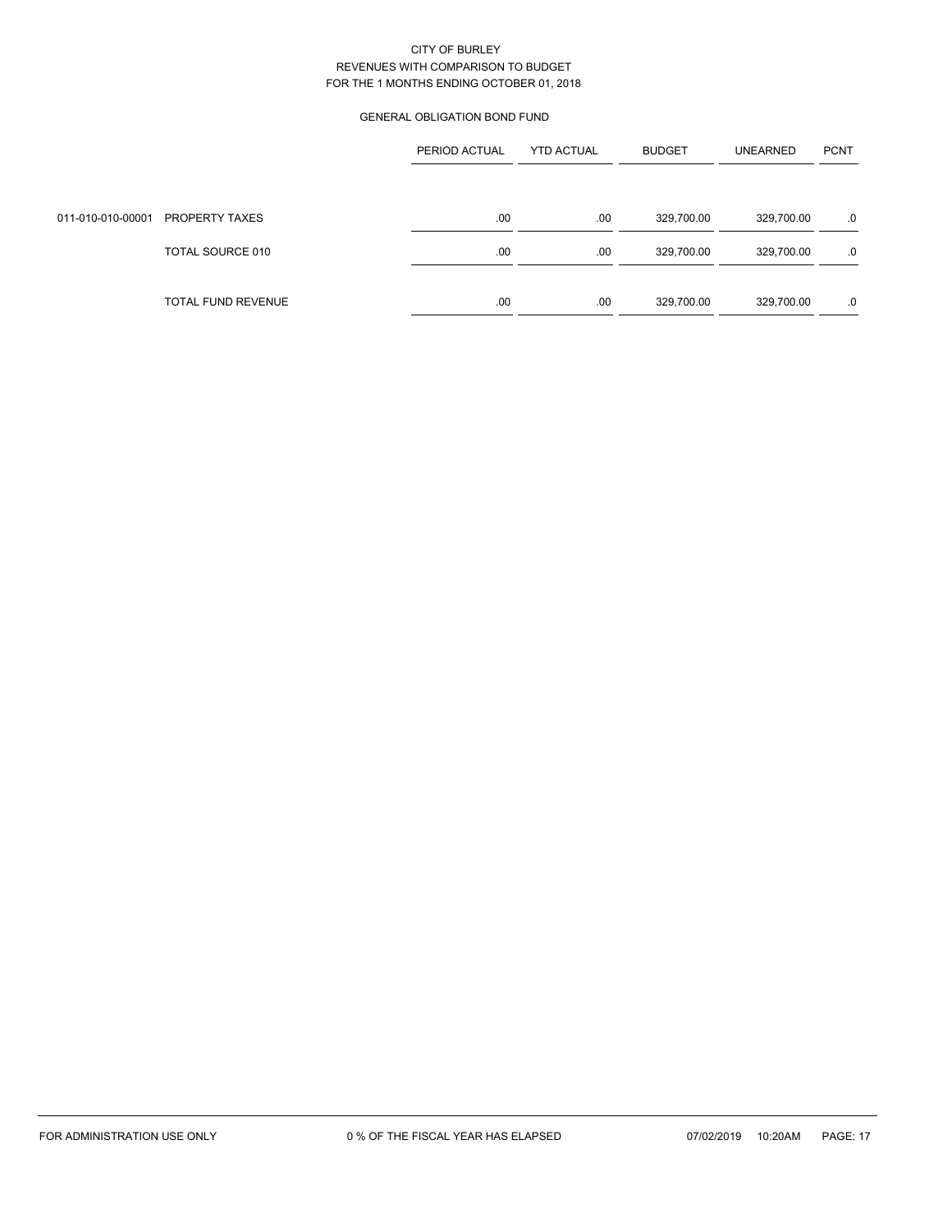CITY OF BURLEY
REVENUES WITH COMPARISON TO BUDGET
FOR THE 1 MONTHS ENDING OCTOBER 01, 2018

GENERAL OBLIGATION BOND FUND

| | | PERIOD ACTUAL | YTD ACTUAL | BUDGET | UNEARNED | PCNT |
|---|---|---|---|---|---|---|
| 011-010-010-00001 | PROPERTY TAXES | .00 | .00 | 329,700.00 | 329,700.00 | .0 |
| | TOTAL SOURCE 010 | .00 | .00 | 329,700.00 | 329,700.00 | .0 |
| | TOTAL FUND REVENUE | .00 | .00 | 329,700.00 | 329,700.00 | .0 |

FOR ADMINISTRATION USE ONLY     0 % OF THE FISCAL YEAR HAS ELAPSED     07/02/2019 10:20AM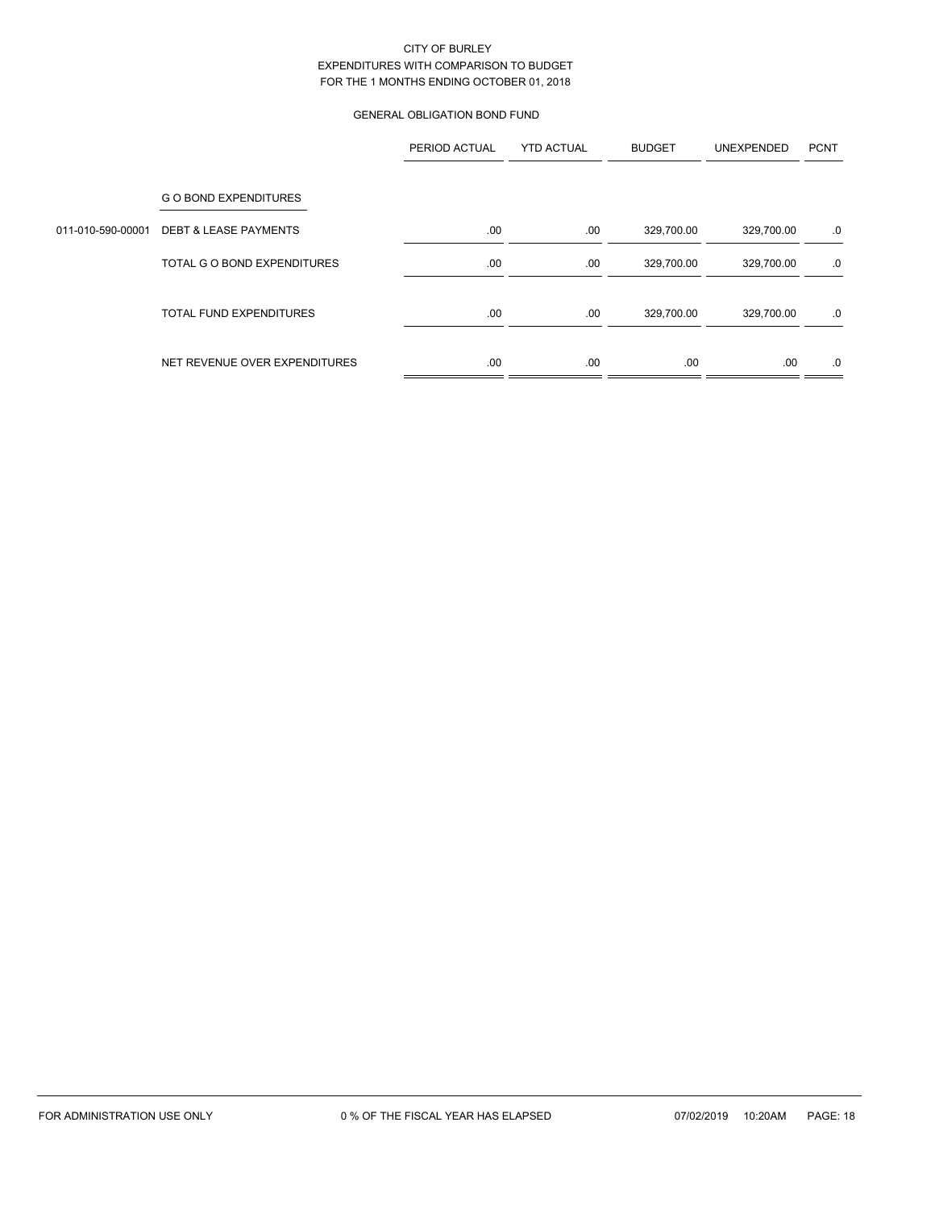CITY OF BURLEY
EXPENDITURES WITH COMPARISON TO BUDGET
FOR THE 1 MONTHS ENDING OCTOBER 01, 2018

GENERAL OBLIGATION BOND FUND

| | | PERIOD ACTUAL | YTD ACTUAL | BUDGET | UNEXPENDED | PCNT |
|---|---|---|---|---|---|---|
| | G O BOND EXPENDITURES | | | | | |
| 011-010-590-00001 | DEBT & LEASE PAYMENTS | .00 | .00 | 329,700.00 | 329,700.00 | .0 |
| | TOTAL G O BOND EXPENDITURES | .00 | .00 | 329,700.00 | 329,700.00 | .0 |
| | TOTAL FUND EXPENDITURES | .00 | .00 | 329,700.00 | 329,700.00 | .0 |
| | NET REVENUE OVER EXPENDITURES | .00 | .00 | .00 | .00 | .0 |

FOR ADMINISTRATION USE ONLY 0 % OF THE FISCAL YEAR HAS ELAPSED 07/02/2019 10:20AM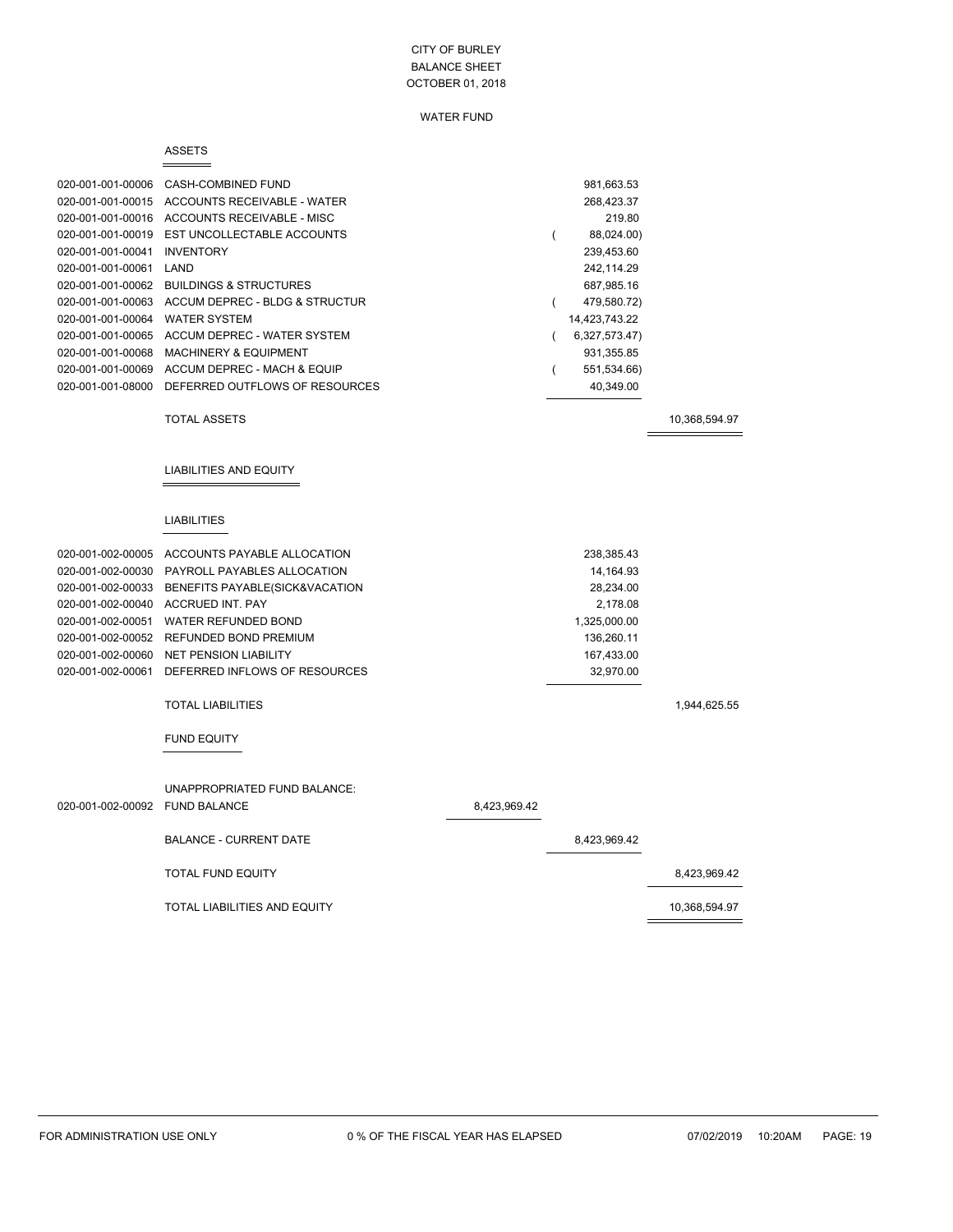CITY OF BURLEY
BALANCE SHEET
OCTOBER 01, 2018

WATER FUND

## ASSETS

| Account | Description | | | |
|---|---|---|---|---|
| 020-001-001-00006 | CASH-COMBINED FUND | | 981,663.53 | |
| 020-001-001-00015 | ACCOUNTS RECEIVABLE - WATER | | 268,423.37 | |
| 020-001-001-00016 | ACCOUNTS RECEIVABLE - MISC | | 219.80 | |
| 020-001-001-00019 | EST UNCOLLECTABLE ACCOUNTS | | ( 88,024.00) | |
| 020-001-001-00041 | INVENTORY | | 239,453.60 | |
| 020-001-001-00061 | LAND | | 242,114.29 | |
| 020-001-001-00062 | BUILDINGS & STRUCTURES | | 687,985.16 | |
| 020-001-001-00063 | ACCUM DEPREC - BLDG & STRUCTUR | | ( 479,580.72) | |
| 020-001-001-00064 | WATER SYSTEM | | 14,423,743.22 | |
| 020-001-001-00065 | ACCUM DEPREC - WATER SYSTEM | | ( 6,327,573.47) | |
| 020-001-001-00068 | MACHINERY & EQUIPMENT | | 931,355.85 | |
| 020-001-001-00069 | ACCUM DEPREC - MACH & EQUIP | | ( 551,534.66) | |
| 020-001-001-08000 | DEFERRED OUTFLOWS OF RESOURCES | | 40,349.00 | |
| | TOTAL ASSETS | | | 10,368,594.97 |

## LIABILITIES AND EQUITY

### LIABILITIES

| Account | Description | | | |
|---|---|---|---|---|
| 020-001-002-00005 | ACCOUNTS PAYABLE ALLOCATION | | 238,385.43 | |
| 020-001-002-00030 | PAYROLL PAYABLES ALLOCATION | | 14,164.93 | |
| 020-001-002-00033 | BENEFITS PAYABLE(SICK&VACATION | | 28,234.00 | |
| 020-001-002-00040 | ACCRUED INT. PAY | | 2,178.08 | |
| 020-001-002-00051 | WATER REFUNDED BOND | | 1,325,000.00 | |
| 020-001-002-00052 | REFUNDED BOND PREMIUM | | 136,260.11 | |
| 020-001-002-00060 | NET PENSION LIABILITY | | 167,433.00 | |
| 020-001-002-00061 | DEFERRED INFLOWS OF RESOURCES | | 32,970.00 | |
| | TOTAL LIABILITIES | | | 1,944,625.55 |

### FUND EQUITY

| Account | Description | | | |
|---|---|---|---|---|
| | UNAPPROPRIATED FUND BALANCE: | | | |
| 020-001-002-00092 | FUND BALANCE | 8,423,969.42 | | |
| | BALANCE - CURRENT DATE | | 8,423,969.42 | |
| | TOTAL FUND EQUITY | | | 8,423,969.42 |
| | TOTAL LIABILITIES AND EQUITY | | | 10,368,594.97 |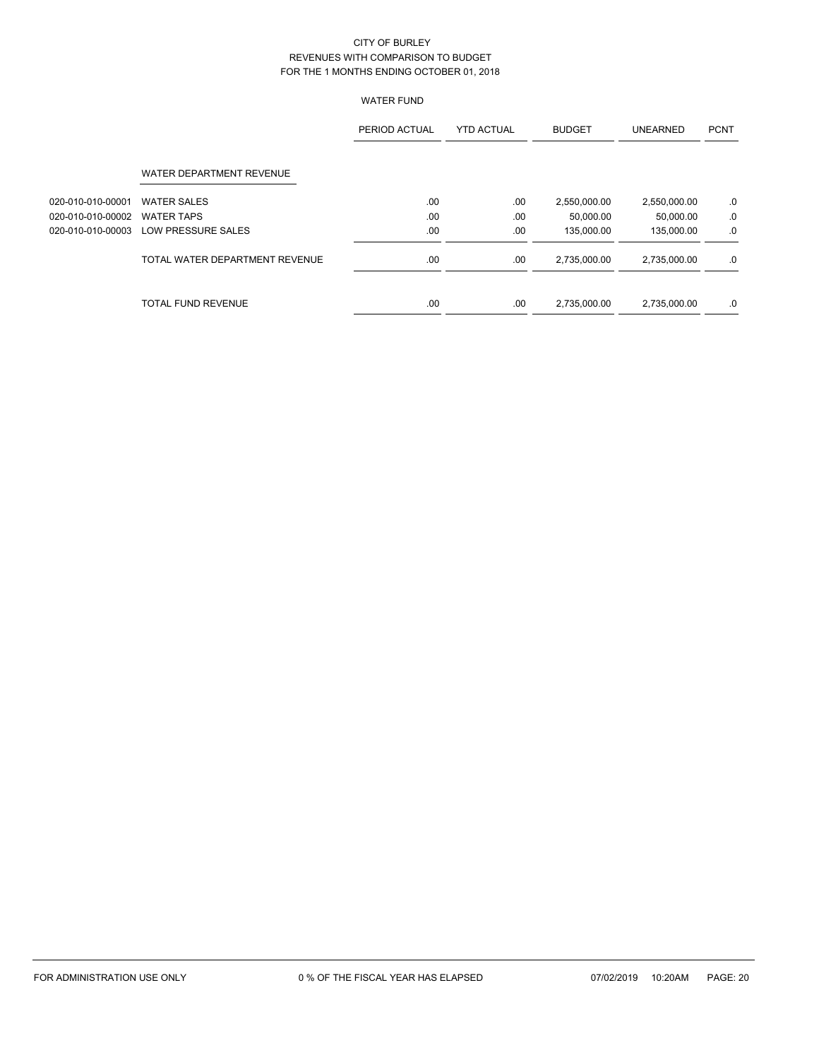CITY OF BURLEY
REVENUES WITH COMPARISON TO BUDGET
FOR THE 1 MONTHS ENDING OCTOBER 01, 2018

WATER FUND

| | | PERIOD ACTUAL | YTD ACTUAL | BUDGET | UNEARNED | PCNT |
|---|---|---|---|---|---|---|
| | WATER DEPARTMENT REVENUE | | | | | |
| 020-010-010-00001 | WATER SALES | .00 | .00 | 2,550,000.00 | 2,550,000.00 | .0 |
| 020-010-010-00002 | WATER TAPS | .00 | .00 | 50,000.00 | 50,000.00 | .0 |
| 020-010-010-00003 | LOW PRESSURE SALES | .00 | .00 | 135,000.00 | 135,000.00 | .0 |
| | TOTAL WATER DEPARTMENT REVENUE | .00 | .00 | 2,735,000.00 | 2,735,000.00 | .0 |
| | TOTAL FUND REVENUE | .00 | .00 | 2,735,000.00 | 2,735,000.00 | .0 |

FOR ADMINISTRATION USE ONLY    0 % OF THE FISCAL YEAR HAS ELAPSED    07/02/2019 10:20AM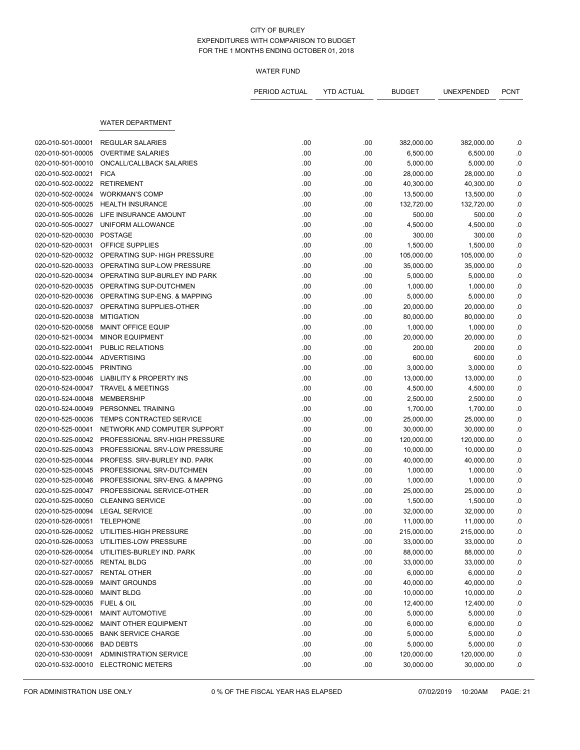CITY OF BURLEY
EXPENDITURES WITH COMPARISON TO BUDGET
FOR THE 1 MONTHS ENDING OCTOBER 01, 2018

WATER FUND

| | | PERIOD ACTUAL | YTD ACTUAL | BUDGET | UNEXPENDED | PCNT |
|---|---|---|---|---|---|---|
| | **WATER DEPARTMENT** | | | | | |
| 020-010-501-00001 | REGULAR SALARIES | .00 | .00 | 382,000.00 | 382,000.00 | .0 |
| 020-010-501-00005 | OVERTIME SALARIES | .00 | .00 | 6,500.00 | 6,500.00 | .0 |
| 020-010-501-00010 | ONCALL/CALLBACK SALARIES | .00 | .00 | 5,000.00 | 5,000.00 | .0 |
| 020-010-502-00021 | FICA | .00 | .00 | 28,000.00 | 28,000.00 | .0 |
| 020-010-502-00022 | RETIREMENT | .00 | .00 | 40,300.00 | 40,300.00 | .0 |
| 020-010-502-00024 | WORKMAN'S COMP | .00 | .00 | 13,500.00 | 13,500.00 | .0 |
| 020-010-505-00025 | HEALTH INSURANCE | .00 | .00 | 132,720.00 | 132,720.00 | .0 |
| 020-010-505-00026 | LIFE INSURANCE AMOUNT | .00 | .00 | 500.00 | 500.00 | .0 |
| 020-010-505-00027 | UNIFORM ALLOWANCE | .00 | .00 | 4,500.00 | 4,500.00 | .0 |
| 020-010-520-00030 | POSTAGE | .00 | .00 | 300.00 | 300.00 | .0 |
| 020-010-520-00031 | OFFICE SUPPLIES | .00 | .00 | 1,500.00 | 1,500.00 | .0 |
| 020-010-520-00032 | OPERATING SUP- HIGH PRESSURE | .00 | .00 | 105,000.00 | 105,000.00 | .0 |
| 020-010-520-00033 | OPERATING SUP-LOW PRESSURE | .00 | .00 | 35,000.00 | 35,000.00 | .0 |
| 020-010-520-00034 | OPERATING SUP-BURLEY IND PARK | .00 | .00 | 5,000.00 | 5,000.00 | .0 |
| 020-010-520-00035 | OPERATING SUP-DUTCHMEN | .00 | .00 | 1,000.00 | 1,000.00 | .0 |
| 020-010-520-00036 | OPERATING SUP-ENG. & MAPPING | .00 | .00 | 5,000.00 | 5,000.00 | .0 |
| 020-010-520-00037 | OPERATING SUPPLIES-OTHER | .00 | .00 | 20,000.00 | 20,000.00 | .0 |
| 020-010-520-00038 | MITIGATION | .00 | .00 | 80,000.00 | 80,000.00 | .0 |
| 020-010-520-00058 | MAINT OFFICE EQUIP | .00 | .00 | 1,000.00 | 1,000.00 | .0 |
| 020-010-521-00034 | MINOR EQUIPMENT | .00 | .00 | 20,000.00 | 20,000.00 | .0 |
| 020-010-522-00041 | PUBLIC RELATIONS | .00 | .00 | 200.00 | 200.00 | .0 |
| 020-010-522-00044 | ADVERTISING | .00 | .00 | 600.00 | 600.00 | .0 |
| 020-010-522-00045 | PRINTING | .00 | .00 | 3,000.00 | 3,000.00 | .0 |
| 020-010-523-00046 | LIABILITY & PROPERTY INS | .00 | .00 | 13,000.00 | 13,000.00 | .0 |
| 020-010-524-00047 | TRAVEL & MEETINGS | .00 | .00 | 4,500.00 | 4,500.00 | .0 |
| 020-010-524-00048 | MEMBERSHIP | .00 | .00 | 2,500.00 | 2,500.00 | .0 |
| 020-010-524-00049 | PERSONNEL TRAINING | .00 | .00 | 1,700.00 | 1,700.00 | .0 |
| 020-010-525-00036 | TEMPS CONTRACTED SERVICE | .00 | .00 | 25,000.00 | 25,000.00 | .0 |
| 020-010-525-00041 | NETWORK AND COMPUTER SUPPORT | .00 | .00 | 30,000.00 | 30,000.00 | .0 |
| 020-010-525-00042 | PROFESSIONAL SRV-HIGH PRESSURE | .00 | .00 | 120,000.00 | 120,000.00 | .0 |
| 020-010-525-00043 | PROFESSIONAL SRV-LOW PRESSURE | .00 | .00 | 10,000.00 | 10,000.00 | .0 |
| 020-010-525-00044 | PROFESS. SRV-BURLEY IND. PARK | .00 | .00 | 40,000.00 | 40,000.00 | .0 |
| 020-010-525-00045 | PROFESSIONAL SRV-DUTCHMEN | .00 | .00 | 1,000.00 | 1,000.00 | .0 |
| 020-010-525-00046 | PROFESSIONAL SRV-ENG. & MAPPNG | .00 | .00 | 1,000.00 | 1,000.00 | .0 |
| 020-010-525-00047 | PROFESSIONAL SERVICE-OTHER | .00 | .00 | 25,000.00 | 25,000.00 | .0 |
| 020-010-525-00050 | CLEANING SERVICE | .00 | .00 | 1,500.00 | 1,500.00 | .0 |
| 020-010-525-00094 | LEGAL SERVICE | .00 | .00 | 32,000.00 | 32,000.00 | .0 |
| 020-010-526-00051 | TELEPHONE | .00 | .00 | 11,000.00 | 11,000.00 | .0 |
| 020-010-526-00052 | UTILITIES-HIGH PRESSURE | .00 | .00 | 215,000.00 | 215,000.00 | .0 |
| 020-010-526-00053 | UTILITIES-LOW PRESSURE | .00 | .00 | 33,000.00 | 33,000.00 | .0 |
| 020-010-526-00054 | UTILITIES-BURLEY IND. PARK | .00 | .00 | 88,000.00 | 88,000.00 | .0 |
| 020-010-527-00055 | RENTAL BLDG | .00 | .00 | 33,000.00 | 33,000.00 | .0 |
| 020-010-527-00057 | RENTAL OTHER | .00 | .00 | 6,000.00 | 6,000.00 | .0 |
| 020-010-528-00059 | MAINT GROUNDS | .00 | .00 | 40,000.00 | 40,000.00 | .0 |
| 020-010-528-00060 | MAINT BLDG | .00 | .00 | 10,000.00 | 10,000.00 | .0 |
| 020-010-529-00035 | FUEL & OIL | .00 | .00 | 12,400.00 | 12,400.00 | .0 |
| 020-010-529-00061 | MAINT AUTOMOTIVE | .00 | .00 | 5,000.00 | 5,000.00 | .0 |
| 020-010-529-00062 | MAINT OTHER EQUIPMENT | .00 | .00 | 6,000.00 | 6,000.00 | .0 |
| 020-010-530-00065 | BANK SERVICE CHARGE | .00 | .00 | 5,000.00 | 5,000.00 | .0 |
| 020-010-530-00066 | BAD DEBTS | .00 | .00 | 5,000.00 | 5,000.00 | .0 |
| 020-010-530-00091 | ADMINISTRATION SERVICE | .00 | .00 | 120,000.00 | 120,000.00 | .0 |
| 020-010-532-00010 | ELECTRONIC METERS | .00 | .00 | 30,000.00 | 30,000.00 | .0 |

FOR ADMINISTRATION USE ONLY — 0 % OF THE FISCAL YEAR HAS ELAPSED — 07/02/2019 10:20AM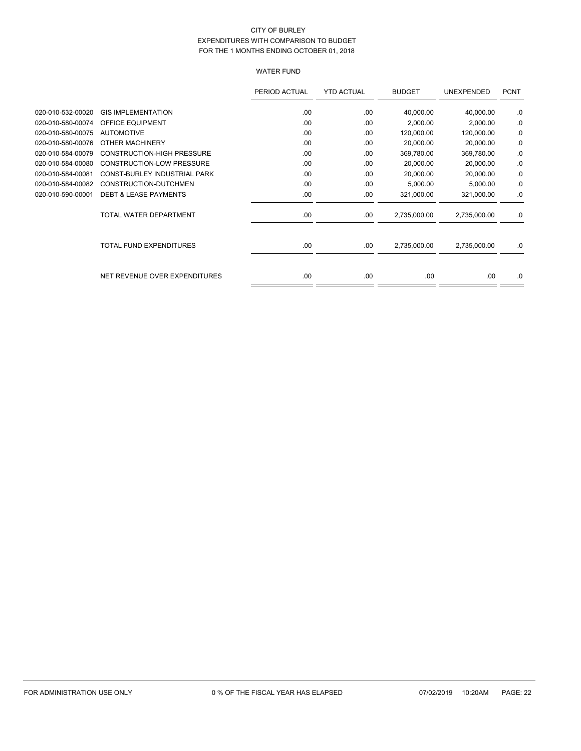CITY OF BURLEY
EXPENDITURES WITH COMPARISON TO BUDGET
FOR THE 1 MONTHS ENDING OCTOBER 01, 2018

WATER FUND

| | | PERIOD ACTUAL | YTD ACTUAL | BUDGET | UNEXPENDED | PCNT |
|---|---|---|---|---|---|---|
| 020-010-532-00020 | GIS IMPLEMENTATION | .00 | .00 | 40,000.00 | 40,000.00 | .0 |
| 020-010-580-00074 | OFFICE EQUIPMENT | .00 | .00 | 2,000.00 | 2,000.00 | .0 |
| 020-010-580-00075 | AUTOMOTIVE | .00 | .00 | 120,000.00 | 120,000.00 | .0 |
| 020-010-580-00076 | OTHER MACHINERY | .00 | .00 | 20,000.00 | 20,000.00 | .0 |
| 020-010-584-00079 | CONSTRUCTION-HIGH PRESSURE | .00 | .00 | 369,780.00 | 369,780.00 | .0 |
| 020-010-584-00080 | CONSTRUCTION-LOW PRESSURE | .00 | .00 | 20,000.00 | 20,000.00 | .0 |
| 020-010-584-00081 | CONST-BURLEY INDUSTRIAL PARK | .00 | .00 | 20,000.00 | 20,000.00 | .0 |
| 020-010-584-00082 | CONSTRUCTION-DUTCHMEN | .00 | .00 | 5,000.00 | 5,000.00 | .0 |
| 020-010-590-00001 | DEBT & LEASE PAYMENTS | .00 | .00 | 321,000.00 | 321,000.00 | .0 |
| | TOTAL WATER DEPARTMENT | .00 | .00 | 2,735,000.00 | 2,735,000.00 | .0 |
| | TOTAL FUND EXPENDITURES | .00 | .00 | 2,735,000.00 | 2,735,000.00 | .0 |
| | NET REVENUE OVER EXPENDITURES | .00 | .00 | .00 | .00 | .0 |

FOR ADMINISTRATION USE ONLY 0 % OF THE FISCAL YEAR HAS ELAPSED 07/02/2019 10:20AM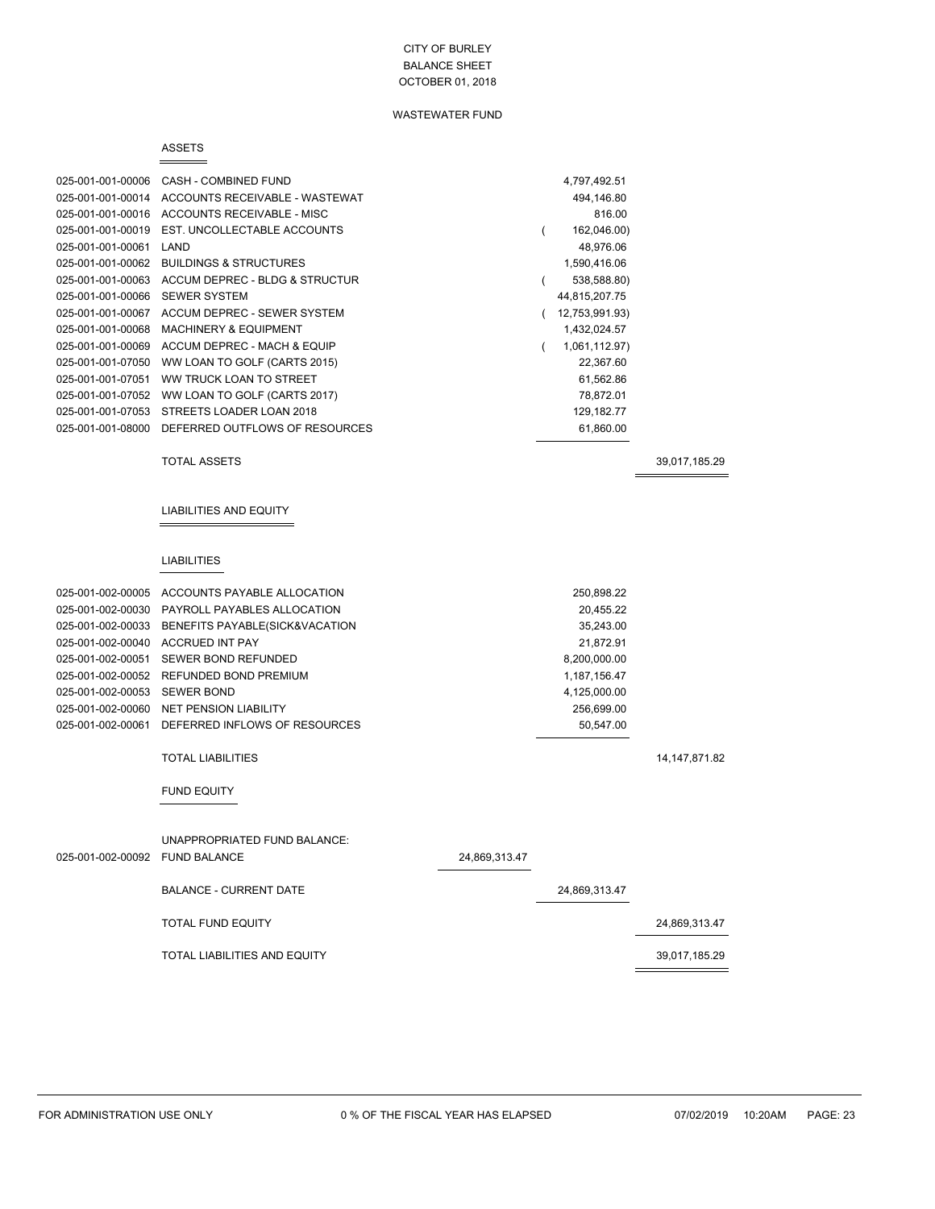CITY OF BURLEY
BALANCE SHEET
OCTOBER 01, 2018

WASTEWATER FUND

## ASSETS

| Account | Description | | | |
|---|---|---|---|---|
| 025-001-001-00006 | CASH - COMBINED FUND | | 4,797,492.51 | |
| 025-001-001-00014 | ACCOUNTS RECEIVABLE - WASTEWAT | | 494,146.80 | |
| 025-001-001-00016 | ACCOUNTS RECEIVABLE - MISC | | 816.00 | |
| 025-001-001-00019 | EST. UNCOLLECTABLE ACCOUNTS | | ( 162,046.00) | |
| 025-001-001-00061 | LAND | | 48,976.06 | |
| 025-001-001-00062 | BUILDINGS & STRUCTURES | | 1,590,416.06 | |
| 025-001-001-00063 | ACCUM DEPREC - BLDG & STRUCTUR | | ( 538,588.80) | |
| 025-001-001-00066 | SEWER SYSTEM | | 44,815,207.75 | |
| 025-001-001-00067 | ACCUM DEPREC - SEWER SYSTEM | | ( 12,753,991.93) | |
| 025-001-001-00068 | MACHINERY & EQUIPMENT | | 1,432,024.57 | |
| 025-001-001-00069 | ACCUM DEPREC - MACH & EQUIP | | ( 1,061,112.97) | |
| 025-001-001-07050 | WW LOAN TO GOLF (CARTS 2015) | | 22,367.60 | |
| 025-001-001-07051 | WW TRUCK LOAN TO STREET | | 61,562.86 | |
| 025-001-001-07052 | WW LOAN TO GOLF (CARTS 2017) | | 78,872.01 | |
| 025-001-001-07053 | STREETS LOADER LOAN 2018 | | 129,182.77 | |
| 025-001-001-08000 | DEFERRED OUTFLOWS OF RESOURCES | | 61,860.00 | |
| | TOTAL ASSETS | | | 39,017,185.29 |

## LIABILITIES AND EQUITY

### LIABILITIES

| Account | Description | | | |
|---|---|---|---|---|
| 025-001-002-00005 | ACCOUNTS PAYABLE ALLOCATION | | 250,898.22 | |
| 025-001-002-00030 | PAYROLL PAYABLES ALLOCATION | | 20,455.22 | |
| 025-001-002-00033 | BENEFITS PAYABLE(SICK&VACATION | | 35,243.00 | |
| 025-001-002-00040 | ACCRUED INT PAY | | 21,872.91 | |
| 025-001-002-00051 | SEWER BOND REFUNDED | | 8,200,000.00 | |
| 025-001-002-00052 | REFUNDED BOND PREMIUM | | 1,187,156.47 | |
| 025-001-002-00053 | SEWER BOND | | 4,125,000.00 | |
| 025-001-002-00060 | NET PENSION LIABILITY | | 256,699.00 | |
| 025-001-002-00061 | DEFERRED INFLOWS OF RESOURCES | | 50,547.00 | |
| | TOTAL LIABILITIES | | | 14,147,871.82 |

### FUND EQUITY

| Account | Description | | | |
|---|---|---|---|---|
| | UNAPPROPRIATED FUND BALANCE: | | | |
| 025-001-002-00092 | FUND BALANCE | 24,869,313.47 | | |
| | BALANCE - CURRENT DATE | | 24,869,313.47 | |
| | TOTAL FUND EQUITY | | | 24,869,313.47 |
| | TOTAL LIABILITIES AND EQUITY | | | 39,017,185.29 |

FOR ADMINISTRATION USE ONLY 0 % OF THE FISCAL YEAR HAS ELAPSED 07/02/2019 10:20AM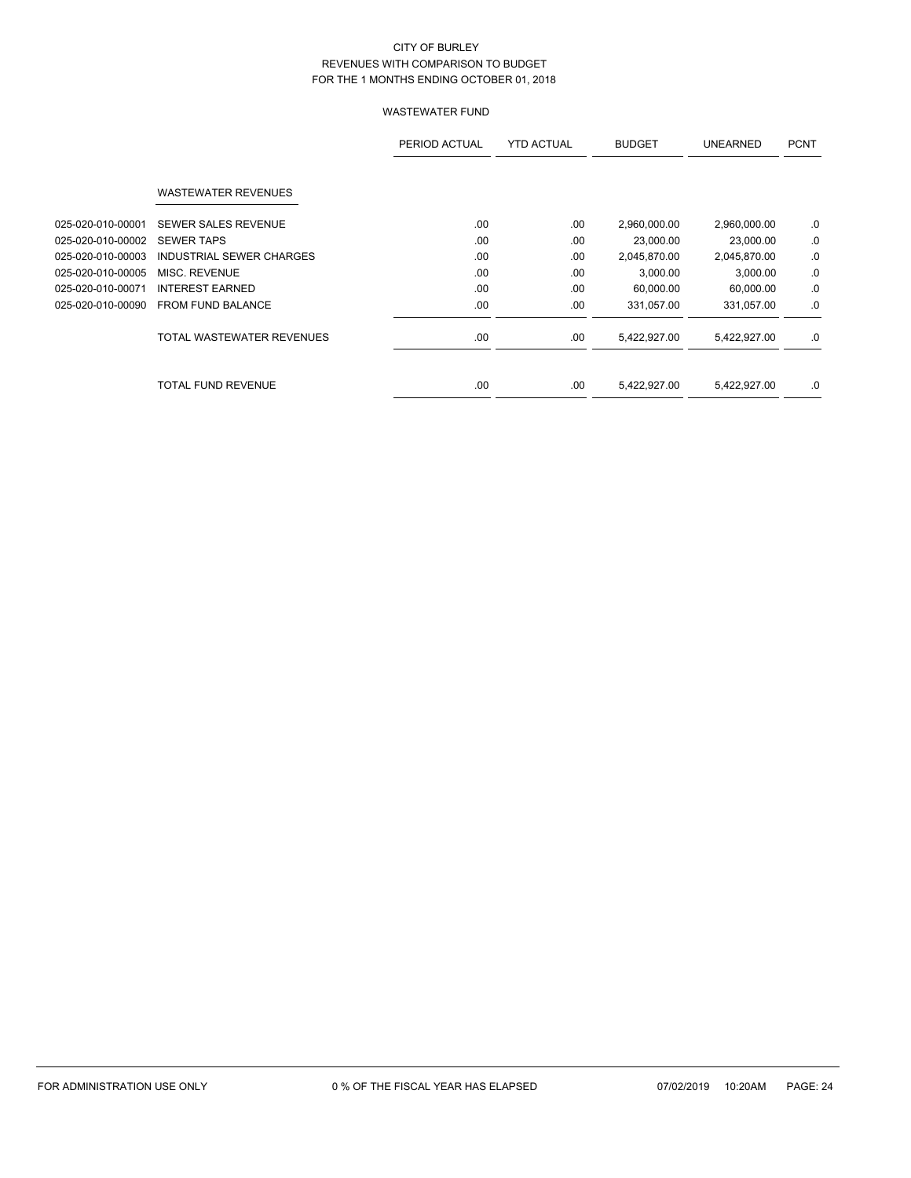CITY OF BURLEY
REVENUES WITH COMPARISON TO BUDGET
FOR THE 1 MONTHS ENDING OCTOBER 01, 2018

WASTEWATER FUND

| | | PERIOD ACTUAL | YTD ACTUAL | BUDGET | UNEARNED | PCNT |
|---|---|---|---|---|---|---|
| | WASTEWATER REVENUES | | | | | |
| 025-020-010-00001 | SEWER SALES REVENUE | .00 | .00 | 2,960,000.00 | 2,960,000.00 | .0 |
| 025-020-010-00002 | SEWER TAPS | .00 | .00 | 23,000.00 | 23,000.00 | .0 |
| 025-020-010-00003 | INDUSTRIAL SEWER CHARGES | .00 | .00 | 2,045,870.00 | 2,045,870.00 | .0 |
| 025-020-010-00005 | MISC. REVENUE | .00 | .00 | 3,000.00 | 3,000.00 | .0 |
| 025-020-010-00071 | INTEREST EARNED | .00 | .00 | 60,000.00 | 60,000.00 | .0 |
| 025-020-010-00090 | FROM FUND BALANCE | .00 | .00 | 331,057.00 | 331,057.00 | .0 |
| | TOTAL WASTEWATER REVENUES | .00 | .00 | 5,422,927.00 | 5,422,927.00 | .0 |
| | TOTAL FUND REVENUE | .00 | .00 | 5,422,927.00 | 5,422,927.00 | .0 |

FOR ADMINISTRATION USE ONLY 0 % OF THE FISCAL YEAR HAS ELAPSED 07/02/2019 10:20AM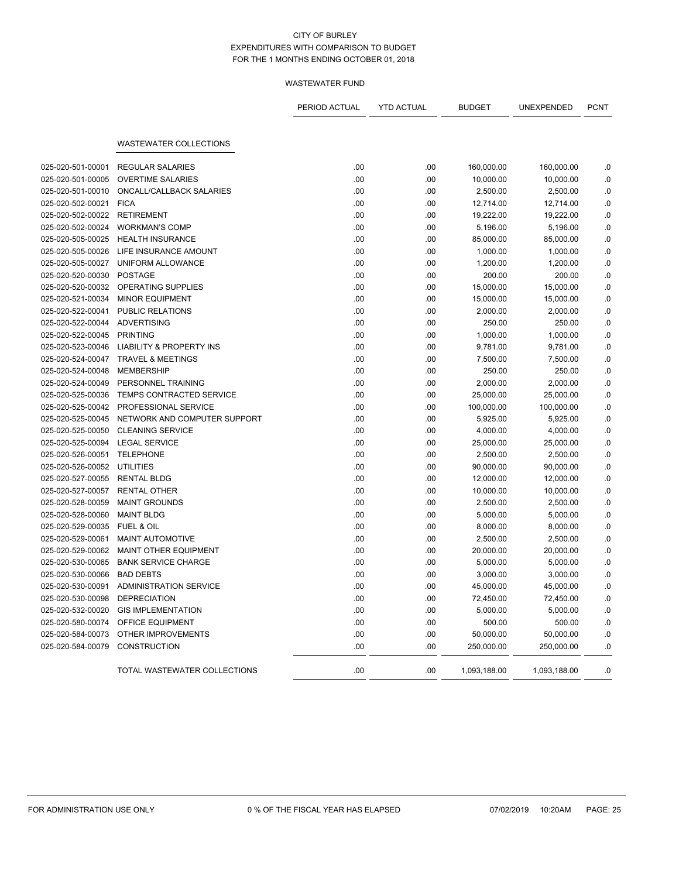CITY OF BURLEY
EXPENDITURES WITH COMPARISON TO BUDGET
FOR THE 1 MONTHS ENDING OCTOBER 01, 2018

WASTEWATER FUND

| | | PERIOD ACTUAL | YTD ACTUAL | BUDGET | UNEXPENDED | PCNT |
|---|---|---|---|---|---|---|
| | **WASTEWATER COLLECTIONS** | | | | | |
| 025-020-501-00001 | REGULAR SALARIES | .00 | .00 | 160,000.00 | 160,000.00 | .0 |
| 025-020-501-00005 | OVERTIME SALARIES | .00 | .00 | 10,000.00 | 10,000.00 | .0 |
| 025-020-501-00010 | ONCALL/CALLBACK SALARIES | .00 | .00 | 2,500.00 | 2,500.00 | .0 |
| 025-020-502-00021 | FICA | .00 | .00 | 12,714.00 | 12,714.00 | .0 |
| 025-020-502-00022 | RETIREMENT | .00 | .00 | 19,222.00 | 19,222.00 | .0 |
| 025-020-502-00024 | WORKMAN'S COMP | .00 | .00 | 5,196.00 | 5,196.00 | .0 |
| 025-020-505-00025 | HEALTH INSURANCE | .00 | .00 | 85,000.00 | 85,000.00 | .0 |
| 025-020-505-00026 | LIFE INSURANCE AMOUNT | .00 | .00 | 1,000.00 | 1,000.00 | .0 |
| 025-020-505-00027 | UNIFORM ALLOWANCE | .00 | .00 | 1,200.00 | 1,200.00 | .0 |
| 025-020-520-00030 | POSTAGE | .00 | .00 | 200.00 | 200.00 | .0 |
| 025-020-520-00032 | OPERATING SUPPLIES | .00 | .00 | 15,000.00 | 15,000.00 | .0 |
| 025-020-521-00034 | MINOR EQUIPMENT | .00 | .00 | 15,000.00 | 15,000.00 | .0 |
| 025-020-522-00041 | PUBLIC RELATIONS | .00 | .00 | 2,000.00 | 2,000.00 | .0 |
| 025-020-522-00044 | ADVERTISING | .00 | .00 | 250.00 | 250.00 | .0 |
| 025-020-522-00045 | PRINTING | .00 | .00 | 1,000.00 | 1,000.00 | .0 |
| 025-020-523-00046 | LIABILITY & PROPERTY INS | .00 | .00 | 9,781.00 | 9,781.00 | .0 |
| 025-020-524-00047 | TRAVEL & MEETINGS | .00 | .00 | 7,500.00 | 7,500.00 | .0 |
| 025-020-524-00048 | MEMBERSHIP | .00 | .00 | 250.00 | 250.00 | .0 |
| 025-020-524-00049 | PERSONNEL TRAINING | .00 | .00 | 2,000.00 | 2,000.00 | .0 |
| 025-020-525-00036 | TEMPS CONTRACTED SERVICE | .00 | .00 | 25,000.00 | 25,000.00 | .0 |
| 025-020-525-00042 | PROFESSIONAL SERVICE | .00 | .00 | 100,000.00 | 100,000.00 | .0 |
| 025-020-525-00045 | NETWORK AND COMPUTER SUPPORT | .00 | .00 | 5,925.00 | 5,925.00 | .0 |
| 025-020-525-00050 | CLEANING SERVICE | .00 | .00 | 4,000.00 | 4,000.00 | .0 |
| 025-020-525-00094 | LEGAL SERVICE | .00 | .00 | 25,000.00 | 25,000.00 | .0 |
| 025-020-526-00051 | TELEPHONE | .00 | .00 | 2,500.00 | 2,500.00 | .0 |
| 025-020-526-00052 | UTILITIES | .00 | .00 | 90,000.00 | 90,000.00 | .0 |
| 025-020-527-00055 | RENTAL BLDG | .00 | .00 | 12,000.00 | 12,000.00 | .0 |
| 025-020-527-00057 | RENTAL OTHER | .00 | .00 | 10,000.00 | 10,000.00 | .0 |
| 025-020-528-00059 | MAINT GROUNDS | .00 | .00 | 2,500.00 | 2,500.00 | .0 |
| 025-020-528-00060 | MAINT BLDG | .00 | .00 | 5,000.00 | 5,000.00 | .0 |
| 025-020-529-00035 | FUEL & OIL | .00 | .00 | 8,000.00 | 8,000.00 | .0 |
| 025-020-529-00061 | MAINT AUTOMOTIVE | .00 | .00 | 2,500.00 | 2,500.00 | .0 |
| 025-020-529-00062 | MAINT OTHER EQUIPMENT | .00 | .00 | 20,000.00 | 20,000.00 | .0 |
| 025-020-530-00065 | BANK SERVICE CHARGE | .00 | .00 | 5,000.00 | 5,000.00 | .0 |
| 025-020-530-00066 | BAD DEBTS | .00 | .00 | 3,000.00 | 3,000.00 | .0 |
| 025-020-530-00091 | ADMINISTRATION SERVICE | .00 | .00 | 45,000.00 | 45,000.00 | .0 |
| 025-020-530-00098 | DEPRECIATION | .00 | .00 | 72,450.00 | 72,450.00 | .0 |
| 025-020-532-00020 | GIS IMPLEMENTATION | .00 | .00 | 5,000.00 | 5,000.00 | .0 |
| 025-020-580-00074 | OFFICE EQUIPMENT | .00 | .00 | 500.00 | 500.00 | .0 |
| 025-020-584-00073 | OTHER IMPROVEMENTS | .00 | .00 | 50,000.00 | 50,000.00 | .0 |
| 025-020-584-00079 | CONSTRUCTION | .00 | .00 | 250,000.00 | 250,000.00 | .0 |
| | TOTAL WASTEWATER COLLECTIONS | .00 | .00 | 1,093,188.00 | 1,093,188.00 | .0 |

FOR ADMINISTRATION USE ONLY    0 % OF THE FISCAL YEAR HAS ELAPSED    07/02/2019 10:20AM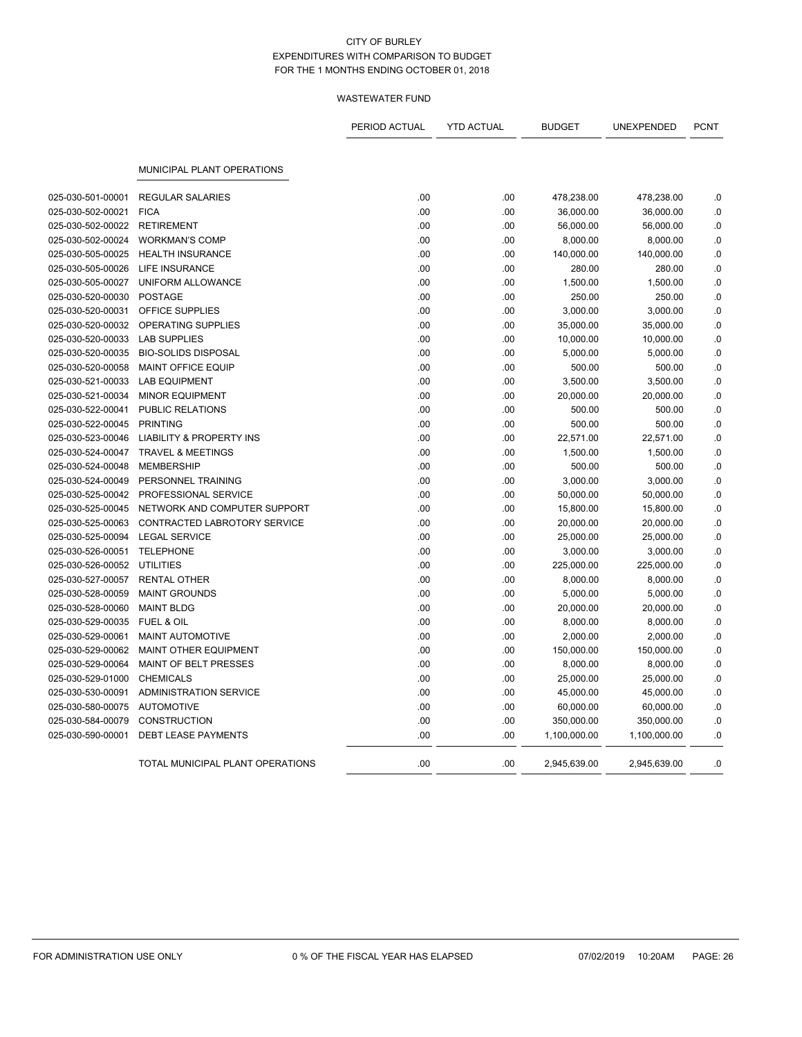CITY OF BURLEY
EXPENDITURES WITH COMPARISON TO BUDGET
FOR THE 1 MONTHS ENDING OCTOBER 01, 2018

WASTEWATER FUND

| | | PERIOD ACTUAL | YTD ACTUAL | BUDGET | UNEXPENDED | PCNT |
|---|---|---|---|---|---|---|
| | MUNICIPAL PLANT OPERATIONS | | | | | |
| 025-030-501-00001 | REGULAR SALARIES | .00 | .00 | 478,238.00 | 478,238.00 | .0 |
| 025-030-502-00021 | FICA | .00 | .00 | 36,000.00 | 36,000.00 | .0 |
| 025-030-502-00022 | RETIREMENT | .00 | .00 | 56,000.00 | 56,000.00 | .0 |
| 025-030-502-00024 | WORKMAN'S COMP | .00 | .00 | 8,000.00 | 8,000.00 | .0 |
| 025-030-505-00025 | HEALTH INSURANCE | .00 | .00 | 140,000.00 | 140,000.00 | .0 |
| 025-030-505-00026 | LIFE INSURANCE | .00 | .00 | 280.00 | 280.00 | .0 |
| 025-030-505-00027 | UNIFORM ALLOWANCE | .00 | .00 | 1,500.00 | 1,500.00 | .0 |
| 025-030-520-00030 | POSTAGE | .00 | .00 | 250.00 | 250.00 | .0 |
| 025-030-520-00031 | OFFICE SUPPLIES | .00 | .00 | 3,000.00 | 3,000.00 | .0 |
| 025-030-520-00032 | OPERATING SUPPLIES | .00 | .00 | 35,000.00 | 35,000.00 | .0 |
| 025-030-520-00033 | LAB SUPPLIES | .00 | .00 | 10,000.00 | 10,000.00 | .0 |
| 025-030-520-00035 | BIO-SOLIDS DISPOSAL | .00 | .00 | 5,000.00 | 5,000.00 | .0 |
| 025-030-520-00058 | MAINT OFFICE EQUIP | .00 | .00 | 500.00 | 500.00 | .0 |
| 025-030-521-00033 | LAB EQUIPMENT | .00 | .00 | 3,500.00 | 3,500.00 | .0 |
| 025-030-521-00034 | MINOR EQUIPMENT | .00 | .00 | 20,000.00 | 20,000.00 | .0 |
| 025-030-522-00041 | PUBLIC RELATIONS | .00 | .00 | 500.00 | 500.00 | .0 |
| 025-030-522-00045 | PRINTING | .00 | .00 | 500.00 | 500.00 | .0 |
| 025-030-523-00046 | LIABILITY & PROPERTY INS | .00 | .00 | 22,571.00 | 22,571.00 | .0 |
| 025-030-524-00047 | TRAVEL & MEETINGS | .00 | .00 | 1,500.00 | 1,500.00 | .0 |
| 025-030-524-00048 | MEMBERSHIP | .00 | .00 | 500.00 | 500.00 | .0 |
| 025-030-524-00049 | PERSONNEL TRAINING | .00 | .00 | 3,000.00 | 3,000.00 | .0 |
| 025-030-525-00042 | PROFESSIONAL SERVICE | .00 | .00 | 50,000.00 | 50,000.00 | .0 |
| 025-030-525-00045 | NETWORK AND COMPUTER SUPPORT | .00 | .00 | 15,800.00 | 15,800.00 | .0 |
| 025-030-525-00063 | CONTRACTED LABROTORY SERVICE | .00 | .00 | 20,000.00 | 20,000.00 | .0 |
| 025-030-525-00094 | LEGAL SERVICE | .00 | .00 | 25,000.00 | 25,000.00 | .0 |
| 025-030-526-00051 | TELEPHONE | .00 | .00 | 3,000.00 | 3,000.00 | .0 |
| 025-030-526-00052 | UTILITIES | .00 | .00 | 225,000.00 | 225,000.00 | .0 |
| 025-030-527-00057 | RENTAL OTHER | .00 | .00 | 8,000.00 | 8,000.00 | .0 |
| 025-030-528-00059 | MAINT GROUNDS | .00 | .00 | 5,000.00 | 5,000.00 | .0 |
| 025-030-528-00060 | MAINT BLDG | .00 | .00 | 20,000.00 | 20,000.00 | .0 |
| 025-030-529-00035 | FUEL & OIL | .00 | .00 | 8,000.00 | 8,000.00 | .0 |
| 025-030-529-00061 | MAINT AUTOMOTIVE | .00 | .00 | 2,000.00 | 2,000.00 | .0 |
| 025-030-529-00062 | MAINT OTHER EQUIPMENT | .00 | .00 | 150,000.00 | 150,000.00 | .0 |
| 025-030-529-00064 | MAINT OF BELT PRESSES | .00 | .00 | 8,000.00 | 8,000.00 | .0 |
| 025-030-529-01000 | CHEMICALS | .00 | .00 | 25,000.00 | 25,000.00 | .0 |
| 025-030-530-00091 | ADMINISTRATION SERVICE | .00 | .00 | 45,000.00 | 45,000.00 | .0 |
| 025-030-580-00075 | AUTOMOTIVE | .00 | .00 | 60,000.00 | 60,000.00 | .0 |
| 025-030-584-00079 | CONSTRUCTION | .00 | .00 | 350,000.00 | 350,000.00 | .0 |
| 025-030-590-00001 | DEBT LEASE PAYMENTS | .00 | .00 | 1,100,000.00 | 1,100,000.00 | .0 |
| | TOTAL MUNICIPAL PLANT OPERATIONS | .00 | .00 | 2,945,639.00 | 2,945,639.00 | .0 |

FOR ADMINISTRATION USE ONLY    0 % OF THE FISCAL YEAR HAS ELAPSED    07/02/2019 10:20AM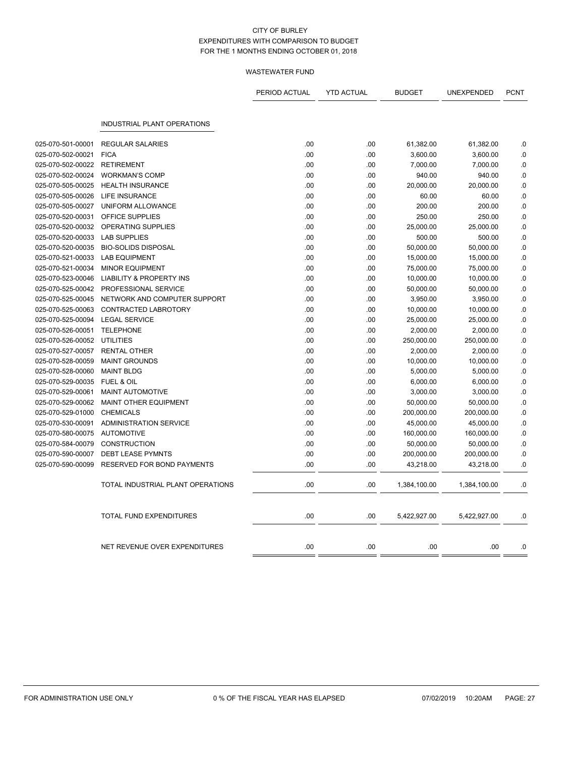CITY OF BURLEY
EXPENDITURES WITH COMPARISON TO BUDGET
FOR THE 1 MONTHS ENDING OCTOBER 01, 2018

WASTEWATER FUND

| | | PERIOD ACTUAL | YTD ACTUAL | BUDGET | UNEXPENDED | PCNT |
|---|---|---|---|---|---|---|
| | INDUSTRIAL PLANT OPERATIONS | | | | | |
| 025-070-501-00001 | REGULAR SALARIES | .00 | .00 | 61,382.00 | 61,382.00 | .0 |
| 025-070-502-00021 | FICA | .00 | .00 | 3,600.00 | 3,600.00 | .0 |
| 025-070-502-00022 | RETIREMENT | .00 | .00 | 7,000.00 | 7,000.00 | .0 |
| 025-070-502-00024 | WORKMAN'S COMP | .00 | .00 | 940.00 | 940.00 | .0 |
| 025-070-505-00025 | HEALTH INSURANCE | .00 | .00 | 20,000.00 | 20,000.00 | .0 |
| 025-070-505-00026 | LIFE INSURANCE | .00 | .00 | 60.00 | 60.00 | .0 |
| 025-070-505-00027 | UNIFORM ALLOWANCE | .00 | .00 | 200.00 | 200.00 | .0 |
| 025-070-520-00031 | OFFICE SUPPLIES | .00 | .00 | 250.00 | 250.00 | .0 |
| 025-070-520-00032 | OPERATING SUPPLIES | .00 | .00 | 25,000.00 | 25,000.00 | .0 |
| 025-070-520-00033 | LAB SUPPLIES | .00 | .00 | 500.00 | 500.00 | .0 |
| 025-070-520-00035 | BIO-SOLIDS DISPOSAL | .00 | .00 | 50,000.00 | 50,000.00 | .0 |
| 025-070-521-00033 | LAB EQUIPMENT | .00 | .00 | 15,000.00 | 15,000.00 | .0 |
| 025-070-521-00034 | MINOR EQUIPMENT | .00 | .00 | 75,000.00 | 75,000.00 | .0 |
| 025-070-523-00046 | LIABILITY & PROPERTY INS | .00 | .00 | 10,000.00 | 10,000.00 | .0 |
| 025-070-525-00042 | PROFESSIONAL SERVICE | .00 | .00 | 50,000.00 | 50,000.00 | .0 |
| 025-070-525-00045 | NETWORK AND COMPUTER SUPPORT | .00 | .00 | 3,950.00 | 3,950.00 | .0 |
| 025-070-525-00063 | CONTRACTED LABROTORY | .00 | .00 | 10,000.00 | 10,000.00 | .0 |
| 025-070-525-00094 | LEGAL SERVICE | .00 | .00 | 25,000.00 | 25,000.00 | .0 |
| 025-070-526-00051 | TELEPHONE | .00 | .00 | 2,000.00 | 2,000.00 | .0 |
| 025-070-526-00052 | UTILITIES | .00 | .00 | 250,000.00 | 250,000.00 | .0 |
| 025-070-527-00057 | RENTAL OTHER | .00 | .00 | 2,000.00 | 2,000.00 | .0 |
| 025-070-528-00059 | MAINT GROUNDS | .00 | .00 | 10,000.00 | 10,000.00 | .0 |
| 025-070-528-00060 | MAINT BLDG | .00 | .00 | 5,000.00 | 5,000.00 | .0 |
| 025-070-529-00035 | FUEL & OIL | .00 | .00 | 6,000.00 | 6,000.00 | .0 |
| 025-070-529-00061 | MAINT AUTOMOTIVE | .00 | .00 | 3,000.00 | 3,000.00 | .0 |
| 025-070-529-00062 | MAINT OTHER EQUIPMENT | .00 | .00 | 50,000.00 | 50,000.00 | .0 |
| 025-070-529-01000 | CHEMICALS | .00 | .00 | 200,000.00 | 200,000.00 | .0 |
| 025-070-530-00091 | ADMINISTRATION SERVICE | .00 | .00 | 45,000.00 | 45,000.00 | .0 |
| 025-070-580-00075 | AUTOMOTIVE | .00 | .00 | 160,000.00 | 160,000.00 | .0 |
| 025-070-584-00079 | CONSTRUCTION | .00 | .00 | 50,000.00 | 50,000.00 | .0 |
| 025-070-590-00007 | DEBT LEASE PYMNTS | .00 | .00 | 200,000.00 | 200,000.00 | .0 |
| 025-070-590-00099 | RESERVED FOR BOND PAYMENTS | .00 | .00 | 43,218.00 | 43,218.00 | .0 |
| | TOTAL INDUSTRIAL PLANT OPERATIONS | .00 | .00 | 1,384,100.00 | 1,384,100.00 | .0 |
| | TOTAL FUND EXPENDITURES | .00 | .00 | 5,422,927.00 | 5,422,927.00 | .0 |
| | NET REVENUE OVER EXPENDITURES | .00 | .00 | .00 | .00 | .0 |

FOR ADMINISTRATION USE ONLY — 0 % OF THE FISCAL YEAR HAS ELAPSED — 07/02/2019 10:20AM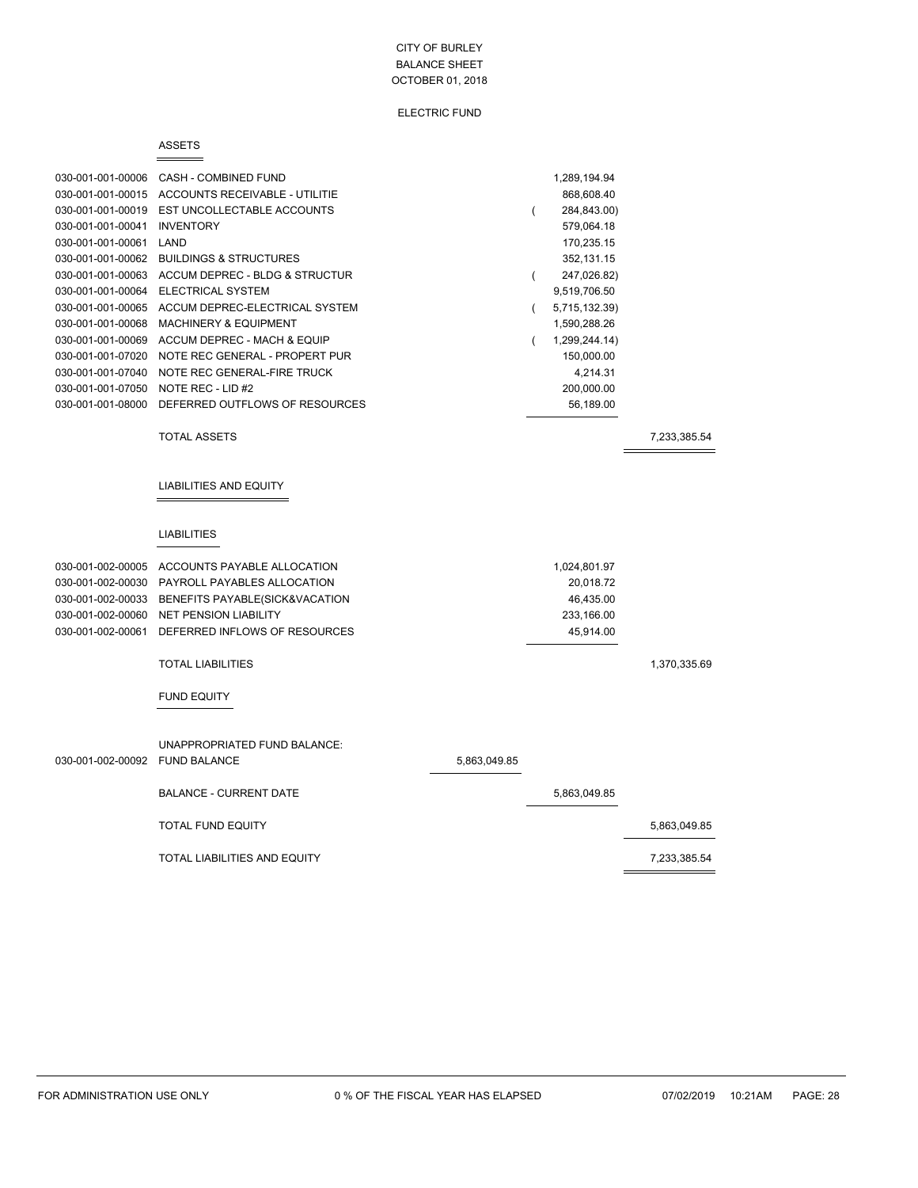# CITY OF BURLEY
## BALANCE SHEET
## OCTOBER 01, 2018

### ELECTRIC FUND

#### ASSETS

| Account | Description | | | |
|---|---|---|---|---|
| 030-001-001-00006 | CASH - COMBINED FUND | | 1,289,194.94 | |
| 030-001-001-00015 | ACCOUNTS RECEIVABLE - UTILITIE | | 868,608.40 | |
| 030-001-001-00019 | EST UNCOLLECTABLE ACCOUNTS | | ( 284,843.00) | |
| 030-001-001-00041 | INVENTORY | | 579,064.18 | |
| 030-001-001-00061 | LAND | | 170,235.15 | |
| 030-001-001-00062 | BUILDINGS & STRUCTURES | | 352,131.15 | |
| 030-001-001-00063 | ACCUM DEPREC - BLDG & STRUCTUR | | ( 247,026.82) | |
| 030-001-001-00064 | ELECTRICAL SYSTEM | | 9,519,706.50 | |
| 030-001-001-00065 | ACCUM DEPREC-ELECTRICAL SYSTEM | | ( 5,715,132.39) | |
| 030-001-001-00068 | MACHINERY & EQUIPMENT | | 1,590,288.26 | |
| 030-001-001-00069 | ACCUM DEPREC - MACH & EQUIP | | ( 1,299,244.14) | |
| 030-001-001-07020 | NOTE REC GENERAL - PROPERT PUR | | 150,000.00 | |
| 030-001-001-07040 | NOTE REC GENERAL-FIRE TRUCK | | 4,214.31 | |
| 030-001-001-07050 | NOTE REC - LID #2 | | 200,000.00 | |
| 030-001-001-08000 | DEFERRED OUTFLOWS OF RESOURCES | | 56,189.00 | |
| | TOTAL ASSETS | | | 7,233,385.54 |

#### LIABILITIES AND EQUITY

##### LIABILITIES

| Account | Description | | | |
|---|---|---|---|---|
| 030-001-002-00005 | ACCOUNTS PAYABLE ALLOCATION | | 1,024,801.97 | |
| 030-001-002-00030 | PAYROLL PAYABLES ALLOCATION | | 20,018.72 | |
| 030-001-002-00033 | BENEFITS PAYABLE(SICK&VACATION | | 46,435.00 | |
| 030-001-002-00060 | NET PENSION LIABILITY | | 233,166.00 | |
| 030-001-002-00061 | DEFERRED INFLOWS OF RESOURCES | | 45,914.00 | |
| | TOTAL LIABILITIES | | | 1,370,335.69 |

##### FUND EQUITY

| Account | Description | | | |
|---|---|---|---|---|
| | UNAPPROPRIATED FUND BALANCE: | | | |
| 030-001-002-00092 | FUND BALANCE | 5,863,049.85 | | |
| | BALANCE - CURRENT DATE | | 5,863,049.85 | |
| | TOTAL FUND EQUITY | | | 5,863,049.85 |
| | TOTAL LIABILITIES AND EQUITY | | | 7,233,385.54 |

FOR ADMINISTRATION USE ONLY 0 % OF THE FISCAL YEAR HAS ELAPSED 07/02/2019 10:21AM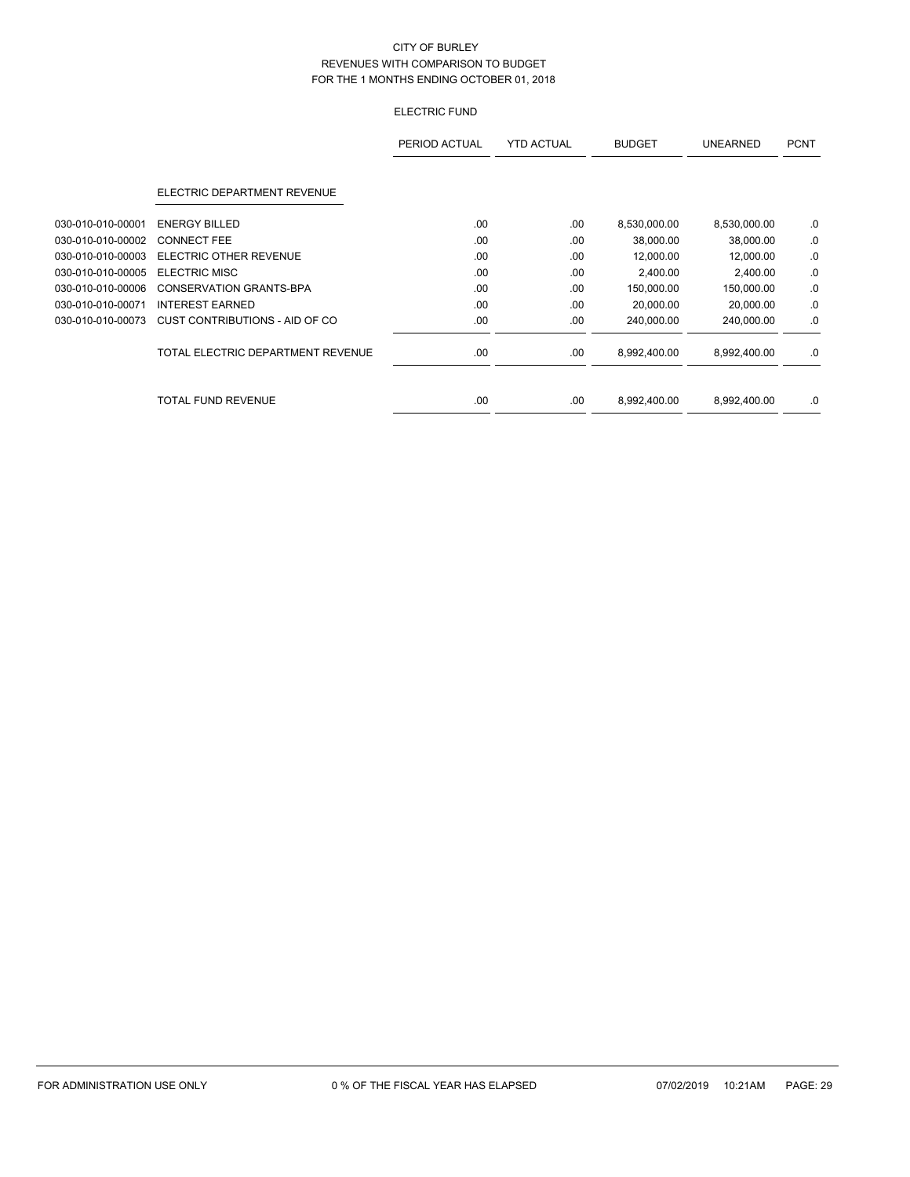# CITY OF BURLEY

## REVENUES WITH COMPARISON TO BUDGET

### FOR THE 1 MONTHS ENDING OCTOBER 01, 2018

### ELECTRIC FUND

| | | PERIOD ACTUAL | YTD ACTUAL | BUDGET | UNEARNED | PCNT |
|---|---|---|---|---|---|---|
| | **ELECTRIC DEPARTMENT REVENUE** | | | | | |
| 030-010-010-00001 | ENERGY BILLED | .00 | .00 | 8,530,000.00 | 8,530,000.00 | .0 |
| 030-010-010-00002 | CONNECT FEE | .00 | .00 | 38,000.00 | 38,000.00 | .0 |
| 030-010-010-00003 | ELECTRIC OTHER REVENUE | .00 | .00 | 12,000.00 | 12,000.00 | .0 |
| 030-010-010-00005 | ELECTRIC MISC | .00 | .00 | 2,400.00 | 2,400.00 | .0 |
| 030-010-010-00006 | CONSERVATION GRANTS-BPA | .00 | .00 | 150,000.00 | 150,000.00 | .0 |
| 030-010-010-00071 | INTEREST EARNED | .00 | .00 | 20,000.00 | 20,000.00 | .0 |
| 030-010-010-00073 | CUST CONTRIBUTIONS - AID OF CO | .00 | .00 | 240,000.00 | 240,000.00 | .0 |
| | TOTAL ELECTRIC DEPARTMENT REVENUE | .00 | .00 | 8,992,400.00 | 8,992,400.00 | .0 |
| | TOTAL FUND REVENUE | .00 | .00 | 8,992,400.00 | 8,992,400.00 | .0 |

FOR ADMINISTRATION USE ONLY 0 % OF THE FISCAL YEAR HAS ELAPSED 07/02/2019 10:21AM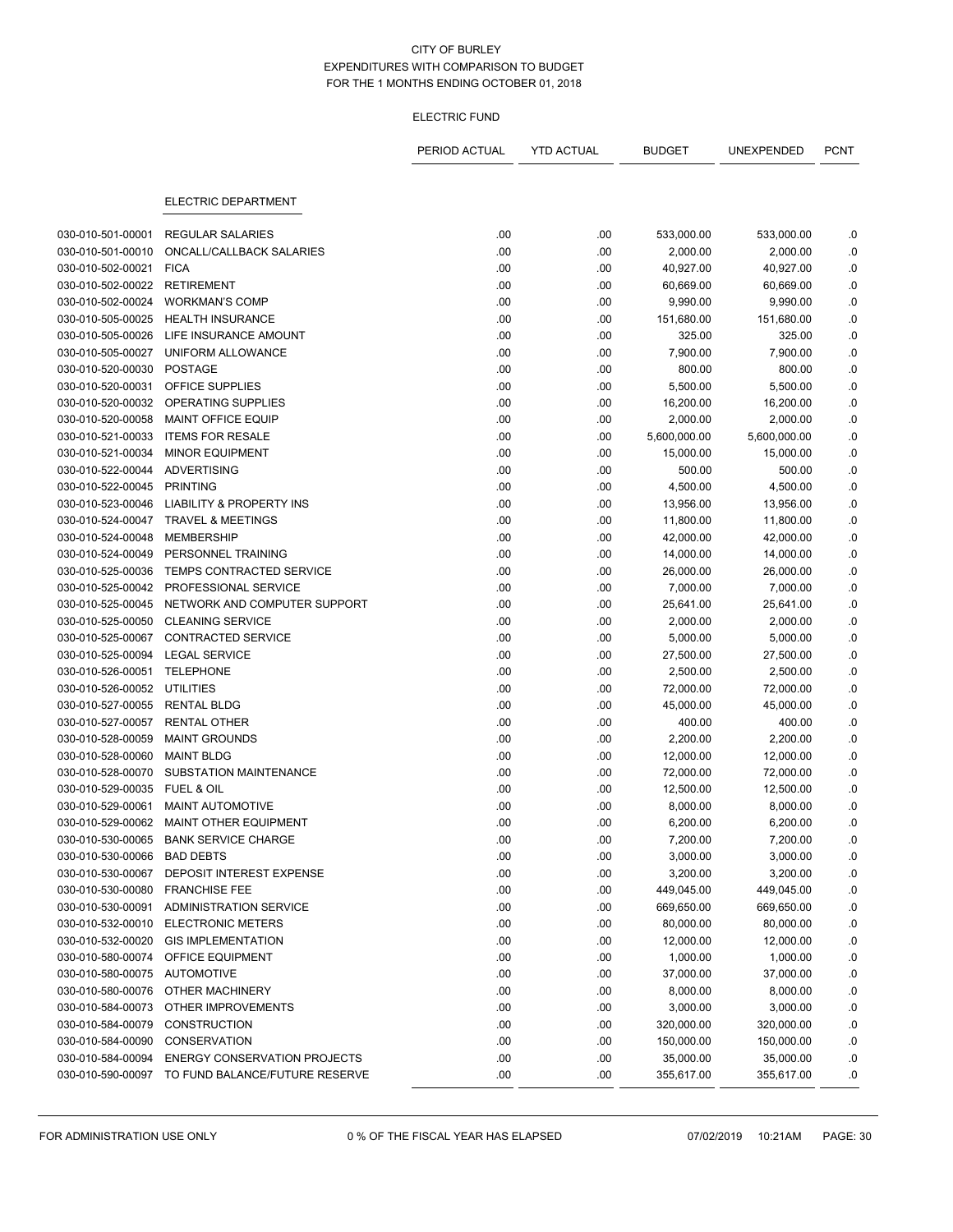CITY OF BURLEY
EXPENDITURES WITH COMPARISON TO BUDGET
FOR THE 1 MONTHS ENDING OCTOBER 01, 2018

ELECTRIC FUND

|  |  | PERIOD ACTUAL | YTD ACTUAL | BUDGET | UNEXPENDED | PCNT |
|---|---|---|---|---|---|---|
|  | ELECTRIC DEPARTMENT |  |  |  |  |  |
| 030-010-501-00001 | REGULAR SALARIES | .00 | .00 | 533,000.00 | 533,000.00 | .0 |
| 030-010-501-00010 | ONCALL/CALLBACK SALARIES | .00 | .00 | 2,000.00 | 2,000.00 | .0 |
| 030-010-502-00021 | FICA | .00 | .00 | 40,927.00 | 40,927.00 | .0 |
| 030-010-502-00022 | RETIREMENT | .00 | .00 | 60,669.00 | 60,669.00 | .0 |
| 030-010-502-00024 | WORKMAN'S COMP | .00 | .00 | 9,990.00 | 9,990.00 | .0 |
| 030-010-505-00025 | HEALTH INSURANCE | .00 | .00 | 151,680.00 | 151,680.00 | .0 |
| 030-010-505-00026 | LIFE INSURANCE AMOUNT | .00 | .00 | 325.00 | 325.00 | .0 |
| 030-010-505-00027 | UNIFORM ALLOWANCE | .00 | .00 | 7,900.00 | 7,900.00 | .0 |
| 030-010-520-00030 | POSTAGE | .00 | .00 | 800.00 | 800.00 | .0 |
| 030-010-520-00031 | OFFICE SUPPLIES | .00 | .00 | 5,500.00 | 5,500.00 | .0 |
| 030-010-520-00032 | OPERATING SUPPLIES | .00 | .00 | 16,200.00 | 16,200.00 | .0 |
| 030-010-520-00058 | MAINT OFFICE EQUIP | .00 | .00 | 2,000.00 | 2,000.00 | .0 |
| 030-010-521-00033 | ITEMS FOR RESALE | .00 | .00 | 5,600,000.00 | 5,600,000.00 | .0 |
| 030-010-521-00034 | MINOR EQUIPMENT | .00 | .00 | 15,000.00 | 15,000.00 | .0 |
| 030-010-522-00044 | ADVERTISING | .00 | .00 | 500.00 | 500.00 | .0 |
| 030-010-522-00045 | PRINTING | .00 | .00 | 4,500.00 | 4,500.00 | .0 |
| 030-010-523-00046 | LIABILITY & PROPERTY INS | .00 | .00 | 13,956.00 | 13,956.00 | .0 |
| 030-010-524-00047 | TRAVEL & MEETINGS | .00 | .00 | 11,800.00 | 11,800.00 | .0 |
| 030-010-524-00048 | MEMBERSHIP | .00 | .00 | 42,000.00 | 42,000.00 | .0 |
| 030-010-524-00049 | PERSONNEL TRAINING | .00 | .00 | 14,000.00 | 14,000.00 | .0 |
| 030-010-525-00036 | TEMPS CONTRACTED SERVICE | .00 | .00 | 26,000.00 | 26,000.00 | .0 |
| 030-010-525-00042 | PROFESSIONAL SERVICE | .00 | .00 | 7,000.00 | 7,000.00 | .0 |
| 030-010-525-00045 | NETWORK AND COMPUTER SUPPORT | .00 | .00 | 25,641.00 | 25,641.00 | .0 |
| 030-010-525-00050 | CLEANING SERVICE | .00 | .00 | 2,000.00 | 2,000.00 | .0 |
| 030-010-525-00067 | CONTRACTED SERVICE | .00 | .00 | 5,000.00 | 5,000.00 | .0 |
| 030-010-525-00094 | LEGAL SERVICE | .00 | .00 | 27,500.00 | 27,500.00 | .0 |
| 030-010-526-00051 | TELEPHONE | .00 | .00 | 2,500.00 | 2,500.00 | .0 |
| 030-010-526-00052 | UTILITIES | .00 | .00 | 72,000.00 | 72,000.00 | .0 |
| 030-010-527-00055 | RENTAL BLDG | .00 | .00 | 45,000.00 | 45,000.00 | .0 |
| 030-010-527-00057 | RENTAL OTHER | .00 | .00 | 400.00 | 400.00 | .0 |
| 030-010-528-00059 | MAINT GROUNDS | .00 | .00 | 2,200.00 | 2,200.00 | .0 |
| 030-010-528-00060 | MAINT BLDG | .00 | .00 | 12,000.00 | 12,000.00 | .0 |
| 030-010-528-00070 | SUBSTATION MAINTENANCE | .00 | .00 | 72,000.00 | 72,000.00 | .0 |
| 030-010-529-00035 | FUEL & OIL | .00 | .00 | 12,500.00 | 12,500.00 | .0 |
| 030-010-529-00061 | MAINT AUTOMOTIVE | .00 | .00 | 8,000.00 | 8,000.00 | .0 |
| 030-010-529-00062 | MAINT OTHER EQUIPMENT | .00 | .00 | 6,200.00 | 6,200.00 | .0 |
| 030-010-530-00065 | BANK SERVICE CHARGE | .00 | .00 | 7,200.00 | 7,200.00 | .0 |
| 030-010-530-00066 | BAD DEBTS | .00 | .00 | 3,000.00 | 3,000.00 | .0 |
| 030-010-530-00067 | DEPOSIT INTEREST EXPENSE | .00 | .00 | 3,200.00 | 3,200.00 | .0 |
| 030-010-530-00080 | FRANCHISE FEE | .00 | .00 | 449,045.00 | 449,045.00 | .0 |
| 030-010-530-00091 | ADMINISTRATION SERVICE | .00 | .00 | 669,650.00 | 669,650.00 | .0 |
| 030-010-532-00010 | ELECTRONIC METERS | .00 | .00 | 80,000.00 | 80,000.00 | .0 |
| 030-010-532-00020 | GIS IMPLEMENTATION | .00 | .00 | 12,000.00 | 12,000.00 | .0 |
| 030-010-580-00074 | OFFICE EQUIPMENT | .00 | .00 | 1,000.00 | 1,000.00 | .0 |
| 030-010-580-00075 | AUTOMOTIVE | .00 | .00 | 37,000.00 | 37,000.00 | .0 |
| 030-010-580-00076 | OTHER MACHINERY | .00 | .00 | 8,000.00 | 8,000.00 | .0 |
| 030-010-584-00073 | OTHER IMPROVEMENTS | .00 | .00 | 3,000.00 | 3,000.00 | .0 |
| 030-010-584-00079 | CONSTRUCTION | .00 | .00 | 320,000.00 | 320,000.00 | .0 |
| 030-010-584-00090 | CONSERVATION | .00 | .00 | 150,000.00 | 150,000.00 | .0 |
| 030-010-584-00094 | ENERGY CONSERVATION PROJECTS | .00 | .00 | 35,000.00 | 35,000.00 | .0 |
| 030-010-590-00097 | TO FUND BALANCE/FUTURE RESERVE | .00 | .00 | 355,617.00 | 355,617.00 | .0 |

FOR ADMINISTRATION USE ONLY — 0 % OF THE FISCAL YEAR HAS ELAPSED — 07/02/2019 10:21AM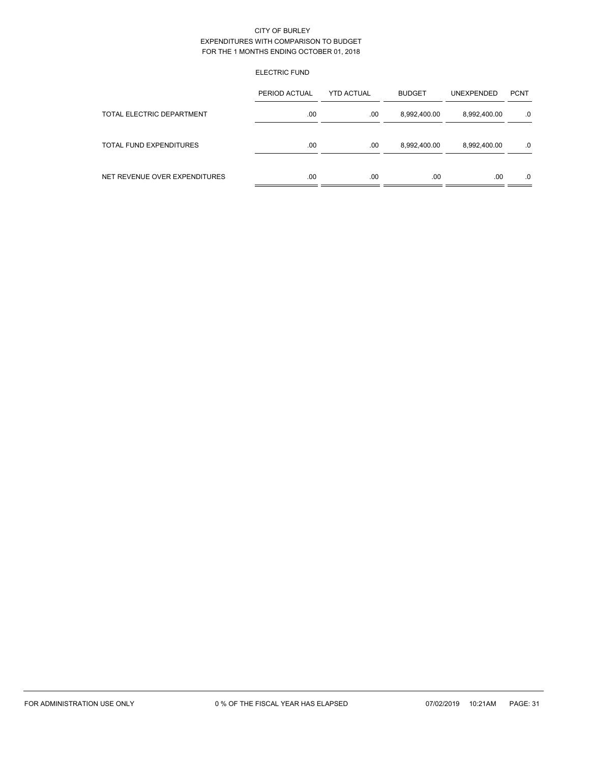CITY OF BURLEY
EXPENDITURES WITH COMPARISON TO BUDGET
FOR THE 1 MONTHS ENDING OCTOBER 01, 2018

ELECTRIC FUND

| | PERIOD ACTUAL | YTD ACTUAL | BUDGET | UNEXPENDED | PCNT |
|---|---|---|---|---|---|
| TOTAL ELECTRIC DEPARTMENT | .00 | .00 | 8,992,400.00 | 8,992,400.00 | .0 |
| TOTAL FUND EXPENDITURES | .00 | .00 | 8,992,400.00 | 8,992,400.00 | .0 |
| NET REVENUE OVER EXPENDITURES | .00 | .00 | .00 | .00 | .0 |

FOR ADMINISTRATION USE ONLY    0 % OF THE FISCAL YEAR HAS ELAPSED    07/02/2019 10:21AM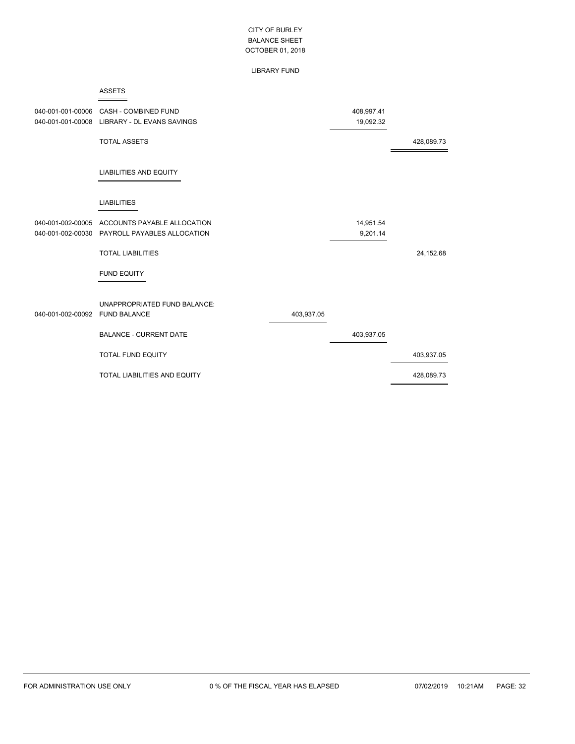CITY OF BURLEY
BALANCE SHEET
OCTOBER 01, 2018

LIBRARY FUND

## ASSETS

| Account | Description | | | |
|---|---|---|---|---|
| 040-001-001-00006 | CASH - COMBINED FUND | | 408,997.41 | |
| 040-001-001-00008 | LIBRARY - DL EVANS SAVINGS | | 19,092.32 | |
| | TOTAL ASSETS | | | 428,089.73 |

## LIABILITIES AND EQUITY

### LIABILITIES

| Account | Description | | | |
|---|---|---|---|---|
| 040-001-002-00005 | ACCOUNTS PAYABLE ALLOCATION | | 14,951.54 | |
| 040-001-002-00030 | PAYROLL PAYABLES ALLOCATION | | 9,201.14 | |
| | TOTAL LIABILITIES | | | 24,152.68 |

### FUND EQUITY

| Account | Description | | | |
|---|---|---|---|---|
| | UNAPPROPRIATED FUND BALANCE: | | | |
| 040-001-002-00092 | FUND BALANCE | 403,937.05 | | |
| | BALANCE - CURRENT DATE | | 403,937.05 | |
| | TOTAL FUND EQUITY | | | 403,937.05 |
| | TOTAL LIABILITIES AND EQUITY | | | 428,089.73 |

FOR ADMINISTRATION USE ONLY 0 % OF THE FISCAL YEAR HAS ELAPSED 07/02/2019 10:21AM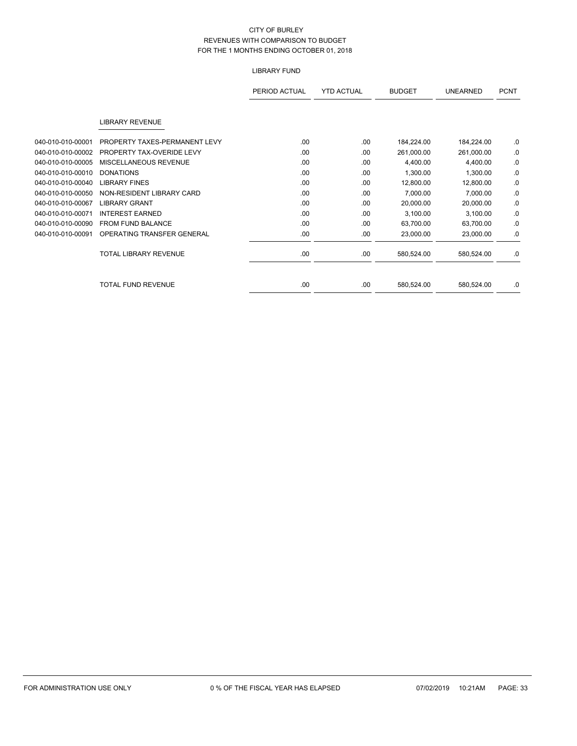# CITY OF BURLEY

## REVENUES WITH COMPARISON TO BUDGET

### FOR THE 1 MONTHS ENDING OCTOBER 01, 2018

#### LIBRARY FUND

| | | PERIOD ACTUAL | YTD ACTUAL | BUDGET | UNEARNED | PCNT |
|---|---|---|---|---|---|---|
| | **LIBRARY REVENUE** | | | | | |
| 040-010-010-00001 | PROPERTY TAXES-PERMANENT LEVY | .00 | .00 | 184,224.00 | 184,224.00 | .0 |
| 040-010-010-00002 | PROPERTY TAX-OVERIDE LEVY | .00 | .00 | 261,000.00 | 261,000.00 | .0 |
| 040-010-010-00005 | MISCELLANEOUS REVENUE | .00 | .00 | 4,400.00 | 4,400.00 | .0 |
| 040-010-010-00010 | DONATIONS | .00 | .00 | 1,300.00 | 1,300.00 | .0 |
| 040-010-010-00040 | LIBRARY FINES | .00 | .00 | 12,800.00 | 12,800.00 | .0 |
| 040-010-010-00050 | NON-RESIDENT LIBRARY CARD | .00 | .00 | 7,000.00 | 7,000.00 | .0 |
| 040-010-010-00067 | LIBRARY GRANT | .00 | .00 | 20,000.00 | 20,000.00 | .0 |
| 040-010-010-00071 | INTEREST EARNED | .00 | .00 | 3,100.00 | 3,100.00 | .0 |
| 040-010-010-00090 | FROM FUND BALANCE | .00 | .00 | 63,700.00 | 63,700.00 | .0 |
| 040-010-010-00091 | OPERATING TRANSFER GENERAL | .00 | .00 | 23,000.00 | 23,000.00 | .0 |
| | TOTAL LIBRARY REVENUE | .00 | .00 | 580,524.00 | 580,524.00 | .0 |
| | TOTAL FUND REVENUE | .00 | .00 | 580,524.00 | 580,524.00 | .0 |

FOR ADMINISTRATION USE ONLY 0 % OF THE FISCAL YEAR HAS ELAPSED 07/02/2019 10:21AM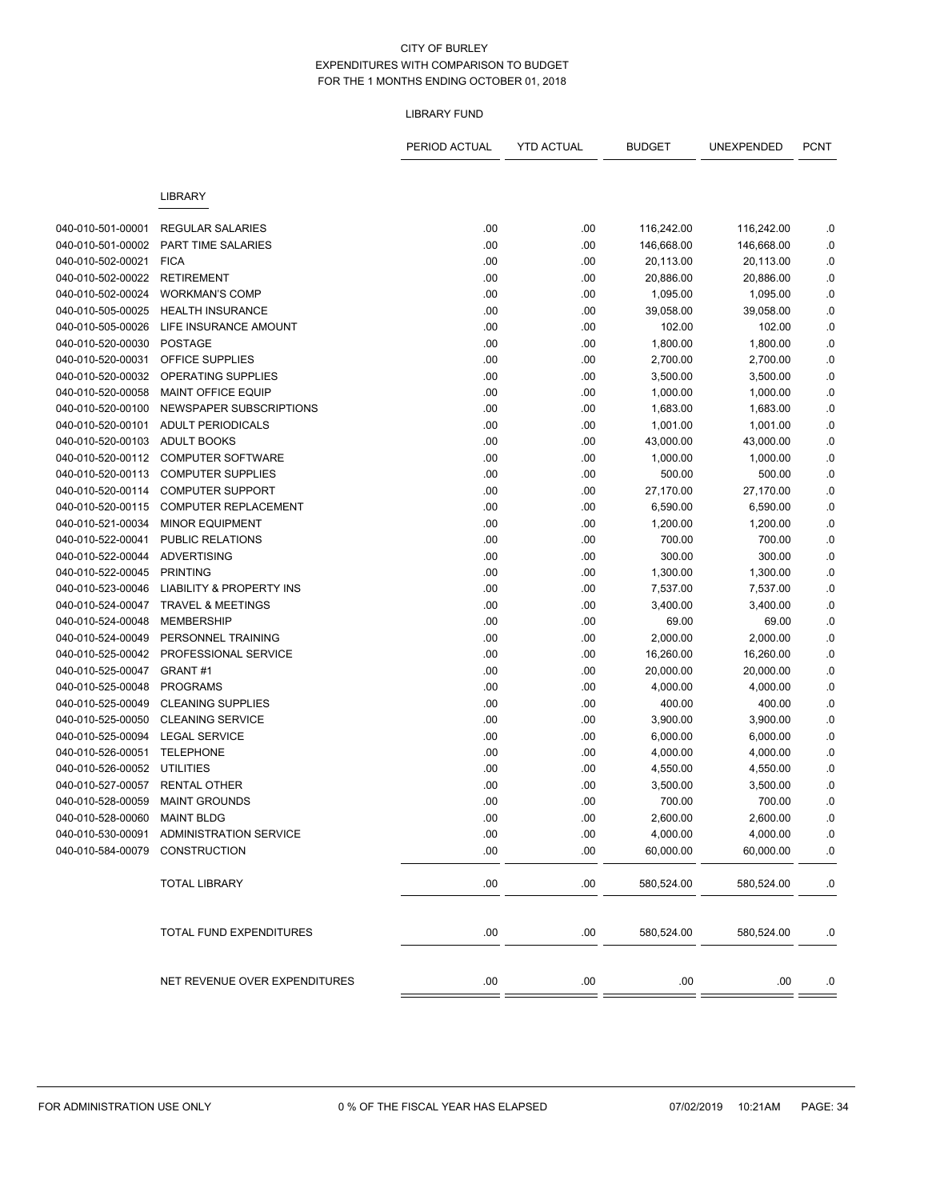CITY OF BURLEY
EXPENDITURES WITH COMPARISON TO BUDGET
FOR THE 1 MONTHS ENDING OCTOBER 01, 2018

LIBRARY FUND

| | | PERIOD ACTUAL | YTD ACTUAL | BUDGET | UNEXPENDED | PCNT |
|---|---|---|---|---|---|---|
| | LIBRARY | | | | | |
| 040-010-501-00001 | REGULAR SALARIES | .00 | .00 | 116,242.00 | 116,242.00 | .0 |
| 040-010-501-00002 | PART TIME SALARIES | .00 | .00 | 146,668.00 | 146,668.00 | .0 |
| 040-010-502-00021 | FICA | .00 | .00 | 20,113.00 | 20,113.00 | .0 |
| 040-010-502-00022 | RETIREMENT | .00 | .00 | 20,886.00 | 20,886.00 | .0 |
| 040-010-502-00024 | WORKMAN'S COMP | .00 | .00 | 1,095.00 | 1,095.00 | .0 |
| 040-010-505-00025 | HEALTH INSURANCE | .00 | .00 | 39,058.00 | 39,058.00 | .0 |
| 040-010-505-00026 | LIFE INSURANCE AMOUNT | .00 | .00 | 102.00 | 102.00 | .0 |
| 040-010-520-00030 | POSTAGE | .00 | .00 | 1,800.00 | 1,800.00 | .0 |
| 040-010-520-00031 | OFFICE SUPPLIES | .00 | .00 | 2,700.00 | 2,700.00 | .0 |
| 040-010-520-00032 | OPERATING SUPPLIES | .00 | .00 | 3,500.00 | 3,500.00 | .0 |
| 040-010-520-00058 | MAINT OFFICE EQUIP | .00 | .00 | 1,000.00 | 1,000.00 | .0 |
| 040-010-520-00100 | NEWSPAPER SUBSCRIPTIONS | .00 | .00 | 1,683.00 | 1,683.00 | .0 |
| 040-010-520-00101 | ADULT PERIODICALS | .00 | .00 | 1,001.00 | 1,001.00 | .0 |
| 040-010-520-00103 | ADULT BOOKS | .00 | .00 | 43,000.00 | 43,000.00 | .0 |
| 040-010-520-00112 | COMPUTER SOFTWARE | .00 | .00 | 1,000.00 | 1,000.00 | .0 |
| 040-010-520-00113 | COMPUTER SUPPLIES | .00 | .00 | 500.00 | 500.00 | .0 |
| 040-010-520-00114 | COMPUTER SUPPORT | .00 | .00 | 27,170.00 | 27,170.00 | .0 |
| 040-010-520-00115 | COMPUTER REPLACEMENT | .00 | .00 | 6,590.00 | 6,590.00 | .0 |
| 040-010-521-00034 | MINOR EQUIPMENT | .00 | .00 | 1,200.00 | 1,200.00 | .0 |
| 040-010-522-00041 | PUBLIC RELATIONS | .00 | .00 | 700.00 | 700.00 | .0 |
| 040-010-522-00044 | ADVERTISING | .00 | .00 | 300.00 | 300.00 | .0 |
| 040-010-522-00045 | PRINTING | .00 | .00 | 1,300.00 | 1,300.00 | .0 |
| 040-010-523-00046 | LIABILITY & PROPERTY INS | .00 | .00 | 7,537.00 | 7,537.00 | .0 |
| 040-010-524-00047 | TRAVEL & MEETINGS | .00 | .00 | 3,400.00 | 3,400.00 | .0 |
| 040-010-524-00048 | MEMBERSHIP | .00 | .00 | 69.00 | 69.00 | .0 |
| 040-010-524-00049 | PERSONNEL TRAINING | .00 | .00 | 2,000.00 | 2,000.00 | .0 |
| 040-010-525-00042 | PROFESSIONAL SERVICE | .00 | .00 | 16,260.00 | 16,260.00 | .0 |
| 040-010-525-00047 | GRANT #1 | .00 | .00 | 20,000.00 | 20,000.00 | .0 |
| 040-010-525-00048 | PROGRAMS | .00 | .00 | 4,000.00 | 4,000.00 | .0 |
| 040-010-525-00049 | CLEANING SUPPLIES | .00 | .00 | 400.00 | 400.00 | .0 |
| 040-010-525-00050 | CLEANING SERVICE | .00 | .00 | 3,900.00 | 3,900.00 | .0 |
| 040-010-525-00094 | LEGAL SERVICE | .00 | .00 | 6,000.00 | 6,000.00 | .0 |
| 040-010-526-00051 | TELEPHONE | .00 | .00 | 4,000.00 | 4,000.00 | .0 |
| 040-010-526-00052 | UTILITIES | .00 | .00 | 4,550.00 | 4,550.00 | .0 |
| 040-010-527-00057 | RENTAL OTHER | .00 | .00 | 3,500.00 | 3,500.00 | .0 |
| 040-010-528-00059 | MAINT GROUNDS | .00 | .00 | 700.00 | 700.00 | .0 |
| 040-010-528-00060 | MAINT BLDG | .00 | .00 | 2,600.00 | 2,600.00 | .0 |
| 040-010-530-00091 | ADMINISTRATION SERVICE | .00 | .00 | 4,000.00 | 4,000.00 | .0 |
| 040-010-584-00079 | CONSTRUCTION | .00 | .00 | 60,000.00 | 60,000.00 | .0 |
| | TOTAL LIBRARY | .00 | .00 | 580,524.00 | 580,524.00 | .0 |
| | TOTAL FUND EXPENDITURES | .00 | .00 | 580,524.00 | 580,524.00 | .0 |
| | NET REVENUE OVER EXPENDITURES | .00 | .00 | .00 | .00 | .0 |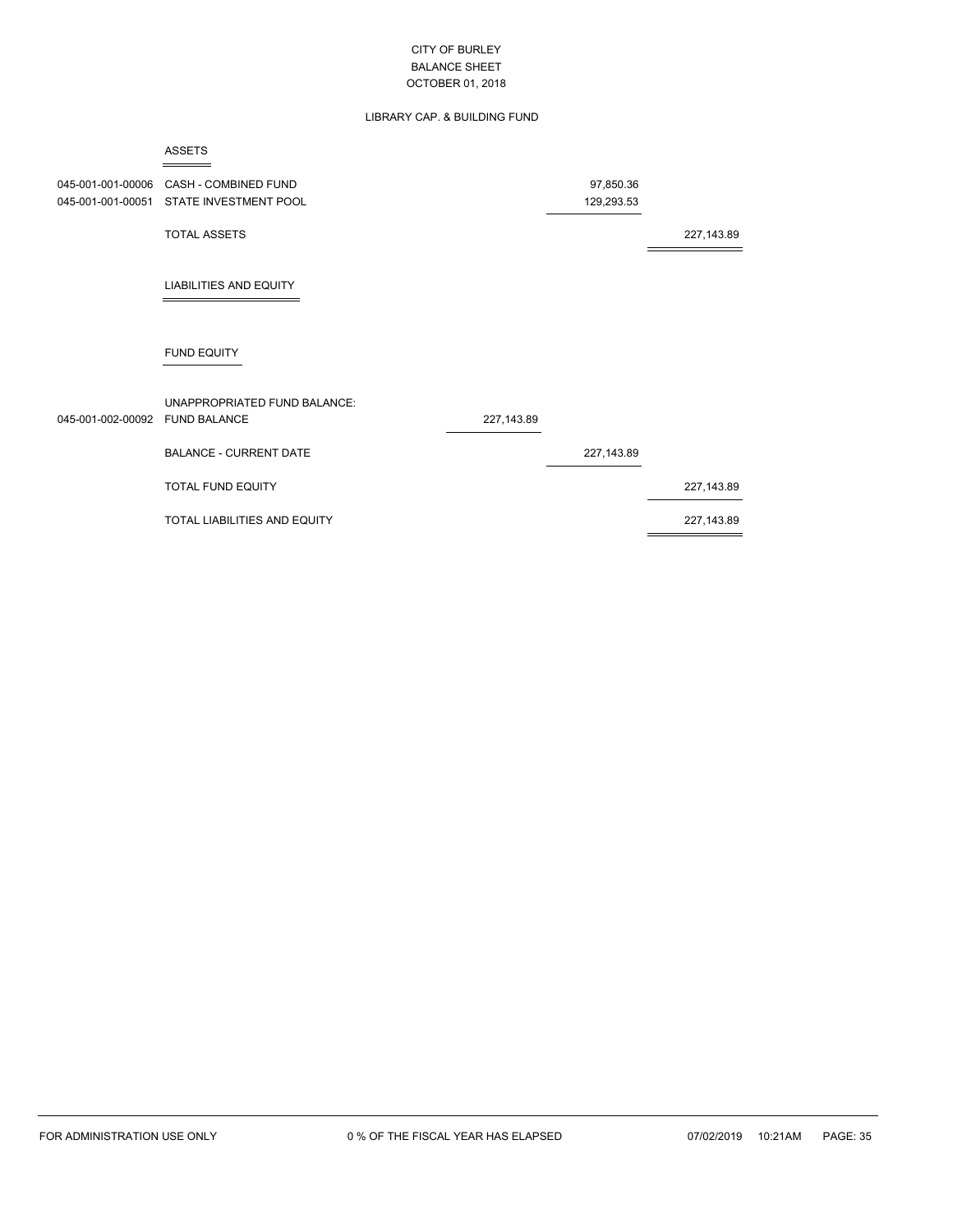# CITY OF BURLEY
## BALANCE SHEET
### OCTOBER 01, 2018

#### LIBRARY CAP. & BUILDING FUND

**ASSETS**

| Account | Description | | | |
|---|---|---|---|---|
| 045-001-001-00006 | CASH - COMBINED FUND | | 97,850.36 | |
| 045-001-001-00051 | STATE INVESTMENT POOL | | 129,293.53 | |
| | TOTAL ASSETS | | | 227,143.89 |

**LIABILITIES AND EQUITY**

**FUND EQUITY**

| Account | Description | | | |
|---|---|---|---|---|
| | UNAPPROPRIATED FUND BALANCE: | | | |
| 045-001-002-00092 | FUND BALANCE | 227,143.89 | | |
| | BALANCE - CURRENT DATE | | 227,143.89 | |
| | TOTAL FUND EQUITY | | | 227,143.89 |
| | TOTAL LIABILITIES AND EQUITY | | | 227,143.89 |

FOR ADMINISTRATION USE ONLY — 0 % OF THE FISCAL YEAR HAS ELAPSED — 07/02/2019 10:21AM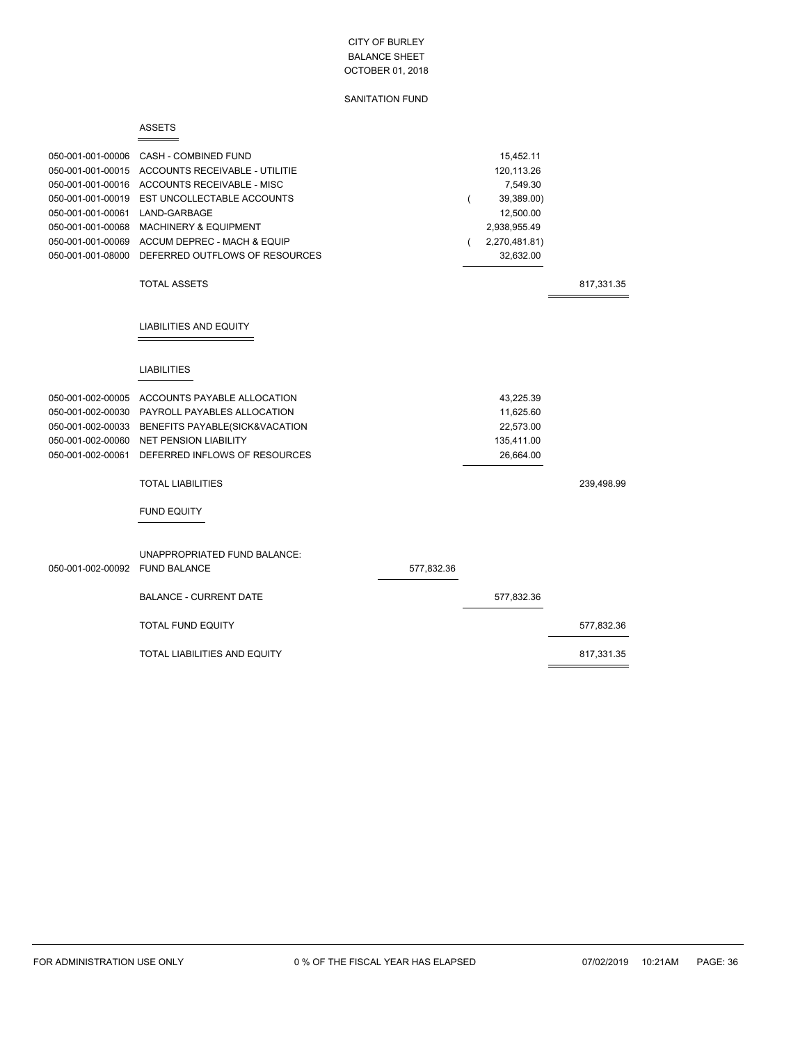# CITY OF BURLEY
## BALANCE SHEET
### OCTOBER 01, 2018

### SANITATION FUND

#### ASSETS

| Account | Description | | | |
|---|---|---|---|---|
| 050-001-001-00006 | CASH - COMBINED FUND | | 15,452.11 | |
| 050-001-001-00015 | ACCOUNTS RECEIVABLE - UTILITIE | | 120,113.26 | |
| 050-001-001-00016 | ACCOUNTS RECEIVABLE - MISC | | 7,549.30 | |
| 050-001-001-00019 | EST UNCOLLECTABLE ACCOUNTS | | ( 39,389.00) | |
| 050-001-001-00061 | LAND-GARBAGE | | 12,500.00 | |
| 050-001-001-00068 | MACHINERY & EQUIPMENT | | 2,938,955.49 | |
| 050-001-001-00069 | ACCUM DEPREC - MACH & EQUIP | | ( 2,270,481.81) | |
| 050-001-001-08000 | DEFERRED OUTFLOWS OF RESOURCES | | 32,632.00 | |
| | TOTAL ASSETS | | | 817,331.35 |

#### LIABILITIES AND EQUITY

##### LIABILITIES

| Account | Description | | | |
|---|---|---|---|---|
| 050-001-002-00005 | ACCOUNTS PAYABLE ALLOCATION | | 43,225.39 | |
| 050-001-002-00030 | PAYROLL PAYABLES ALLOCATION | | 11,625.60 | |
| 050-001-002-00033 | BENEFITS PAYABLE(SICK&VACATION | | 22,573.00 | |
| 050-001-002-00060 | NET PENSION LIABILITY | | 135,411.00 | |
| 050-001-002-00061 | DEFERRED INFLOWS OF RESOURCES | | 26,664.00 | |
| | TOTAL LIABILITIES | | | 239,498.99 |

##### FUND EQUITY

| Account | Description | | | |
|---|---|---|---|---|
| | UNAPPROPRIATED FUND BALANCE: | | | |
| 050-001-002-00092 | FUND BALANCE | 577,832.36 | | |
| | BALANCE - CURRENT DATE | | 577,832.36 | |
| | TOTAL FUND EQUITY | | | 577,832.36 |
| | TOTAL LIABILITIES AND EQUITY | | | 817,331.35 |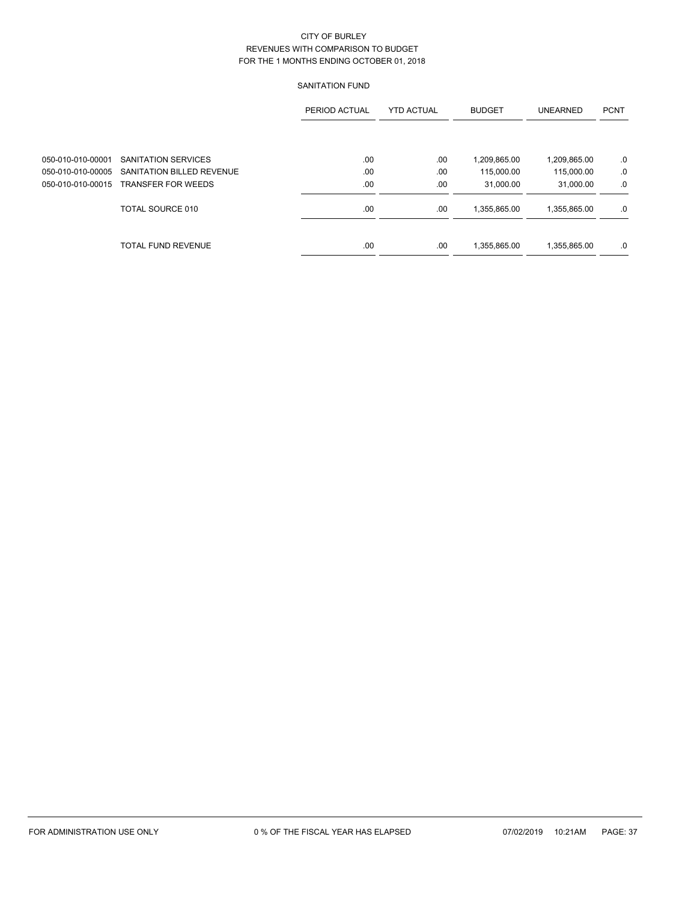CITY OF BURLEY
REVENUES WITH COMPARISON TO BUDGET
FOR THE 1 MONTHS ENDING OCTOBER 01, 2018

SANITATION FUND

| | | PERIOD ACTUAL | YTD ACTUAL | BUDGET | UNEARNED | PCNT |
|---|---|---|---|---|---|---|
| 050-010-010-00001 | SANITATION SERVICES | .00 | .00 | 1,209,865.00 | 1,209,865.00 | .0 |
| 050-010-010-00005 | SANITATION BILLED REVENUE | .00 | .00 | 115,000.00 | 115,000.00 | .0 |
| 050-010-010-00015 | TRANSFER FOR WEEDS | .00 | .00 | 31,000.00 | 31,000.00 | .0 |
| | TOTAL SOURCE 010 | .00 | .00 | 1,355,865.00 | 1,355,865.00 | .0 |
| | TOTAL FUND REVENUE | .00 | .00 | 1,355,865.00 | 1,355,865.00 | .0 |

FOR ADMINISTRATION USE ONLY 0 % OF THE FISCAL YEAR HAS ELAPSED 07/02/2019 10:21AM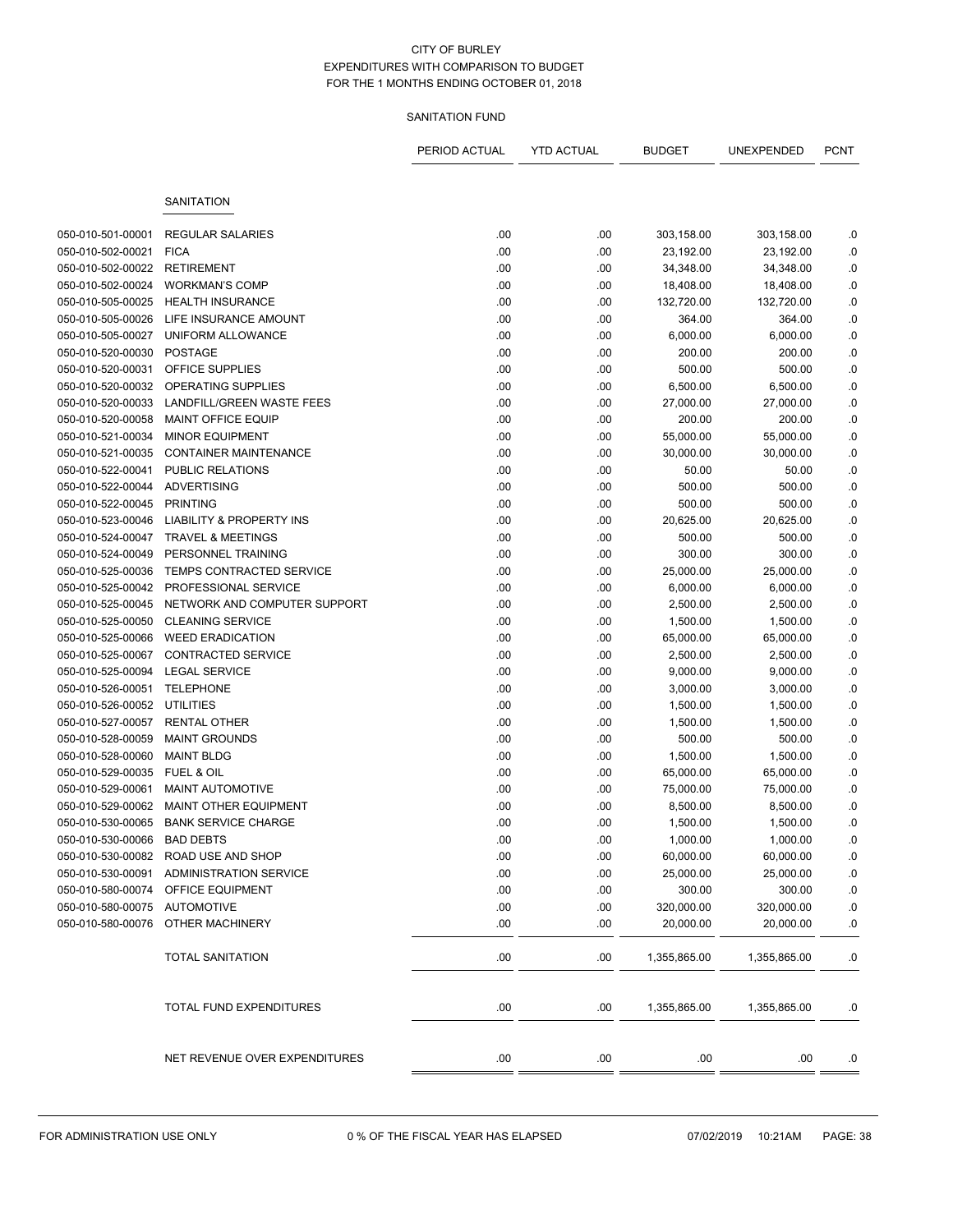CITY OF BURLEY
EXPENDITURES WITH COMPARISON TO BUDGET
FOR THE 1 MONTHS ENDING OCTOBER 01, 2018

SANITATION FUND

| | | PERIOD ACTUAL | YTD ACTUAL | BUDGET | UNEXPENDED | PCNT |
|---|---|---|---|---|---|---|
| | SANITATION | | | | | |
| 050-010-501-00001 | REGULAR SALARIES | .00 | .00 | 303,158.00 | 303,158.00 | .0 |
| 050-010-502-00021 | FICA | .00 | .00 | 23,192.00 | 23,192.00 | .0 |
| 050-010-502-00022 | RETIREMENT | .00 | .00 | 34,348.00 | 34,348.00 | .0 |
| 050-010-502-00024 | WORKMAN'S COMP | .00 | .00 | 18,408.00 | 18,408.00 | .0 |
| 050-010-505-00025 | HEALTH INSURANCE | .00 | .00 | 132,720.00 | 132,720.00 | .0 |
| 050-010-505-00026 | LIFE INSURANCE AMOUNT | .00 | .00 | 364.00 | 364.00 | .0 |
| 050-010-505-00027 | UNIFORM ALLOWANCE | .00 | .00 | 6,000.00 | 6,000.00 | .0 |
| 050-010-520-00030 | POSTAGE | .00 | .00 | 200.00 | 200.00 | .0 |
| 050-010-520-00031 | OFFICE SUPPLIES | .00 | .00 | 500.00 | 500.00 | .0 |
| 050-010-520-00032 | OPERATING SUPPLIES | .00 | .00 | 6,500.00 | 6,500.00 | .0 |
| 050-010-520-00033 | LANDFILL/GREEN WASTE FEES | .00 | .00 | 27,000.00 | 27,000.00 | .0 |
| 050-010-520-00058 | MAINT OFFICE EQUIP | .00 | .00 | 200.00 | 200.00 | .0 |
| 050-010-521-00034 | MINOR EQUIPMENT | .00 | .00 | 55,000.00 | 55,000.00 | .0 |
| 050-010-521-00035 | CONTAINER MAINTENANCE | .00 | .00 | 30,000.00 | 30,000.00 | .0 |
| 050-010-522-00041 | PUBLIC RELATIONS | .00 | .00 | 50.00 | 50.00 | .0 |
| 050-010-522-00044 | ADVERTISING | .00 | .00 | 500.00 | 500.00 | .0 |
| 050-010-522-00045 | PRINTING | .00 | .00 | 500.00 | 500.00 | .0 |
| 050-010-523-00046 | LIABILITY & PROPERTY INS | .00 | .00 | 20,625.00 | 20,625.00 | .0 |
| 050-010-524-00047 | TRAVEL & MEETINGS | .00 | .00 | 500.00 | 500.00 | .0 |
| 050-010-524-00049 | PERSONNEL TRAINING | .00 | .00 | 300.00 | 300.00 | .0 |
| 050-010-525-00036 | TEMPS CONTRACTED SERVICE | .00 | .00 | 25,000.00 | 25,000.00 | .0 |
| 050-010-525-00042 | PROFESSIONAL SERVICE | .00 | .00 | 6,000.00 | 6,000.00 | .0 |
| 050-010-525-00045 | NETWORK AND COMPUTER SUPPORT | .00 | .00 | 2,500.00 | 2,500.00 | .0 |
| 050-010-525-00050 | CLEANING SERVICE | .00 | .00 | 1,500.00 | 1,500.00 | .0 |
| 050-010-525-00066 | WEED ERADICATION | .00 | .00 | 65,000.00 | 65,000.00 | .0 |
| 050-010-525-00067 | CONTRACTED SERVICE | .00 | .00 | 2,500.00 | 2,500.00 | .0 |
| 050-010-525-00094 | LEGAL SERVICE | .00 | .00 | 9,000.00 | 9,000.00 | .0 |
| 050-010-526-00051 | TELEPHONE | .00 | .00 | 3,000.00 | 3,000.00 | .0 |
| 050-010-526-00052 | UTILITIES | .00 | .00 | 1,500.00 | 1,500.00 | .0 |
| 050-010-527-00057 | RENTAL OTHER | .00 | .00 | 1,500.00 | 1,500.00 | .0 |
| 050-010-528-00059 | MAINT GROUNDS | .00 | .00 | 500.00 | 500.00 | .0 |
| 050-010-528-00060 | MAINT BLDG | .00 | .00 | 1,500.00 | 1,500.00 | .0 |
| 050-010-529-00035 | FUEL & OIL | .00 | .00 | 65,000.00 | 65,000.00 | .0 |
| 050-010-529-00061 | MAINT AUTOMOTIVE | .00 | .00 | 75,000.00 | 75,000.00 | .0 |
| 050-010-529-00062 | MAINT OTHER EQUIPMENT | .00 | .00 | 8,500.00 | 8,500.00 | .0 |
| 050-010-530-00065 | BANK SERVICE CHARGE | .00 | .00 | 1,500.00 | 1,500.00 | .0 |
| 050-010-530-00066 | BAD DEBTS | .00 | .00 | 1,000.00 | 1,000.00 | .0 |
| 050-010-530-00082 | ROAD USE AND SHOP | .00 | .00 | 60,000.00 | 60,000.00 | .0 |
| 050-010-530-00091 | ADMINISTRATION SERVICE | .00 | .00 | 25,000.00 | 25,000.00 | .0 |
| 050-010-580-00074 | OFFICE EQUIPMENT | .00 | .00 | 300.00 | 300.00 | .0 |
| 050-010-580-00075 | AUTOMOTIVE | .00 | .00 | 320,000.00 | 320,000.00 | .0 |
| 050-010-580-00076 | OTHER MACHINERY | .00 | .00 | 20,000.00 | 20,000.00 | .0 |
| | TOTAL SANITATION | .00 | .00 | 1,355,865.00 | 1,355,865.00 | .0 |
| | TOTAL FUND EXPENDITURES | .00 | .00 | 1,355,865.00 | 1,355,865.00 | .0 |
| | NET REVENUE OVER EXPENDITURES | .00 | .00 | .00 | .00 | .0 |

FOR ADMINISTRATION USE ONLY    0 % OF THE FISCAL YEAR HAS ELAPSED    07/02/2019 10:21AM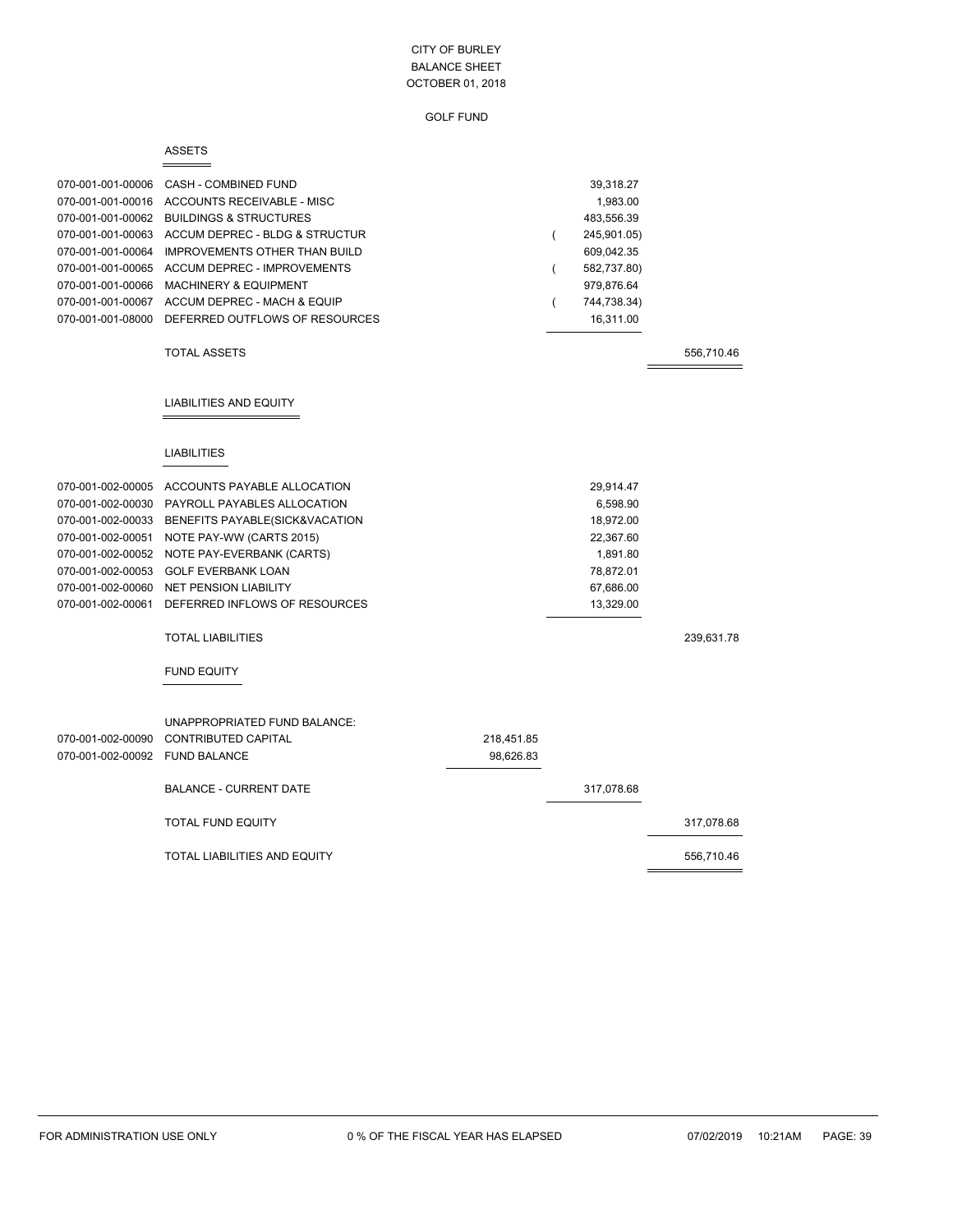CITY OF BURLEY
BALANCE SHEET
OCTOBER 01, 2018

GOLF FUND

## ASSETS

| Account | Description | | | |
|---|---|---|---|---|
| 070-001-001-00006 | CASH - COMBINED FUND | | 39,318.27 | |
| 070-001-001-00016 | ACCOUNTS RECEIVABLE - MISC | | 1,983.00 | |
| 070-001-001-00062 | BUILDINGS & STRUCTURES | | 483,556.39 | |
| 070-001-001-00063 | ACCUM DEPREC - BLDG & STRUCTUR | | ( 245,901.05) | |
| 070-001-001-00064 | IMPROVEMENTS OTHER THAN BUILD | | 609,042.35 | |
| 070-001-001-00065 | ACCUM DEPREC - IMPROVEMENTS | | ( 582,737.80) | |
| 070-001-001-00066 | MACHINERY & EQUIPMENT | | 979,876.64 | |
| 070-001-001-00067 | ACCUM DEPREC - MACH & EQUIP | | ( 744,738.34) | |
| 070-001-001-08000 | DEFERRED OUTFLOWS OF RESOURCES | | 16,311.00 | |
| | TOTAL ASSETS | | | 556,710.46 |

## LIABILITIES AND EQUITY

### LIABILITIES

| Account | Description | | | |
|---|---|---|---|---|
| 070-001-002-00005 | ACCOUNTS PAYABLE ALLOCATION | | 29,914.47 | |
| 070-001-002-00030 | PAYROLL PAYABLES ALLOCATION | | 6,598.90 | |
| 070-001-002-00033 | BENEFITS PAYABLE(SICK&VACATION | | 18,972.00 | |
| 070-001-002-00051 | NOTE PAY-WW (CARTS 2015) | | 22,367.60 | |
| 070-001-002-00052 | NOTE PAY-EVERBANK (CARTS) | | 1,891.80 | |
| 070-001-002-00053 | GOLF EVERBANK LOAN | | 78,872.01 | |
| 070-001-002-00060 | NET PENSION LIABILITY | | 67,686.00 | |
| 070-001-002-00061 | DEFERRED INFLOWS OF RESOURCES | | 13,329.00 | |
| | TOTAL LIABILITIES | | | 239,631.78 |

### FUND EQUITY

| Account | Description | | | |
|---|---|---|---|---|
| | UNAPPROPRIATED FUND BALANCE: | | | |
| 070-001-002-00090 | CONTRIBUTED CAPITAL | 218,451.85 | | |
| 070-001-002-00092 | FUND BALANCE | 98,626.83 | | |
| | BALANCE - CURRENT DATE | | 317,078.68 | |
| | TOTAL FUND EQUITY | | | 317,078.68 |
| | TOTAL LIABILITIES AND EQUITY | | | 556,710.46 |

FOR ADMINISTRATION USE ONLY    0 % OF THE FISCAL YEAR HAS ELAPSED    07/02/2019 10:21AM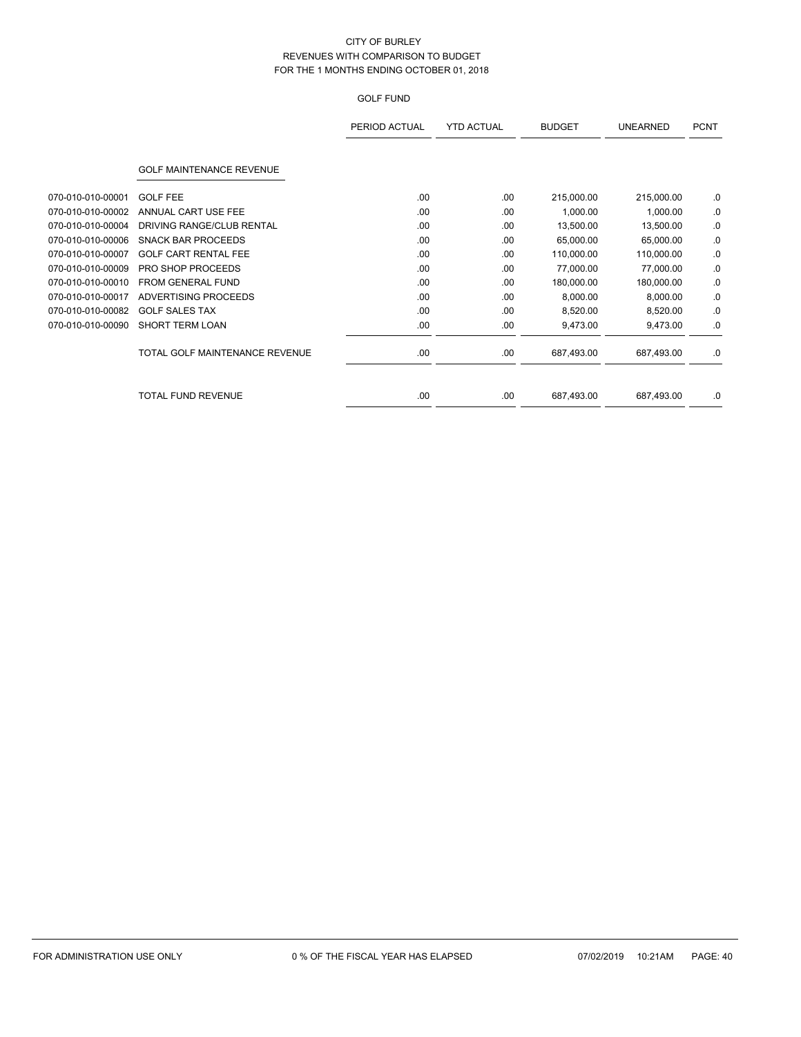# CITY OF BURLEY

## REVENUES WITH COMPARISON TO BUDGET

## FOR THE 1 MONTHS ENDING OCTOBER 01, 2018

### GOLF FUND

| | | PERIOD ACTUAL | YTD ACTUAL | BUDGET | UNEARNED | PCNT |
|---|---|---|---|---|---|---|
| | **GOLF MAINTENANCE REVENUE** | | | | | |
| 070-010-010-00001 | GOLF FEE | .00 | .00 | 215,000.00 | 215,000.00 | .0 |
| 070-010-010-00002 | ANNUAL CART USE FEE | .00 | .00 | 1,000.00 | 1,000.00 | .0 |
| 070-010-010-00004 | DRIVING RANGE/CLUB RENTAL | .00 | .00 | 13,500.00 | 13,500.00 | .0 |
| 070-010-010-00006 | SNACK BAR PROCEEDS | .00 | .00 | 65,000.00 | 65,000.00 | .0 |
| 070-010-010-00007 | GOLF CART RENTAL FEE | .00 | .00 | 110,000.00 | 110,000.00 | .0 |
| 070-010-010-00009 | PRO SHOP PROCEEDS | .00 | .00 | 77,000.00 | 77,000.00 | .0 |
| 070-010-010-00010 | FROM GENERAL FUND | .00 | .00 | 180,000.00 | 180,000.00 | .0 |
| 070-010-010-00017 | ADVERTISING PROCEEDS | .00 | .00 | 8,000.00 | 8,000.00 | .0 |
| 070-010-010-00082 | GOLF SALES TAX | .00 | .00 | 8,520.00 | 8,520.00 | .0 |
| 070-010-010-00090 | SHORT TERM LOAN | .00 | .00 | 9,473.00 | 9,473.00 | .0 |
| | TOTAL GOLF MAINTENANCE REVENUE | .00 | .00 | 687,493.00 | 687,493.00 | .0 |
| | TOTAL FUND REVENUE | .00 | .00 | 687,493.00 | 687,493.00 | .0 |

FOR ADMINISTRATION USE ONLY — 0 % OF THE FISCAL YEAR HAS ELAPSED — 07/02/2019 10:21AM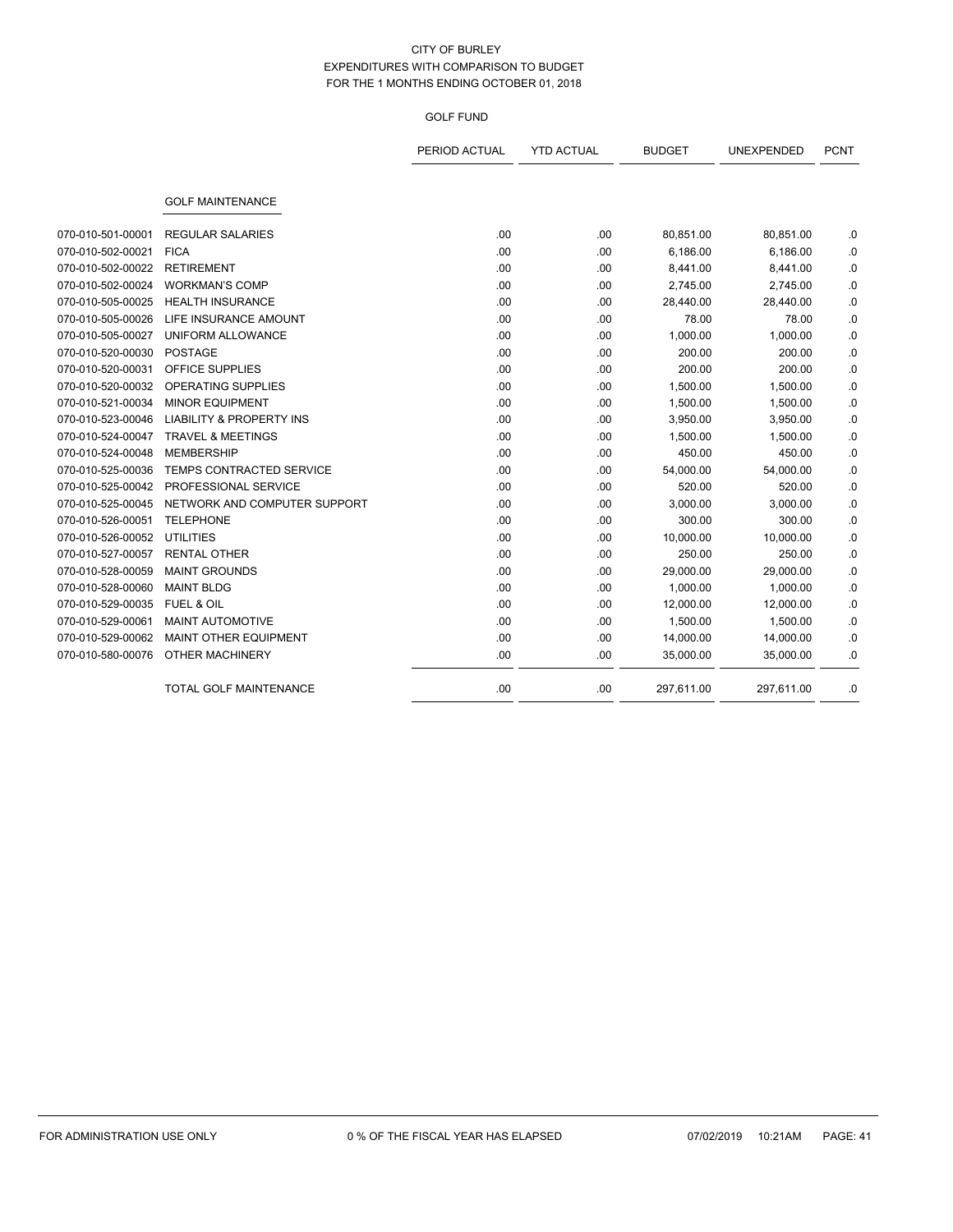CITY OF BURLEY
EXPENDITURES WITH COMPARISON TO BUDGET
FOR THE 1 MONTHS ENDING OCTOBER 01, 2018

GOLF FUND

| | | PERIOD ACTUAL | YTD ACTUAL | BUDGET | UNEXPENDED | PCNT |
|---|---|---|---|---|---|---|
| | GOLF MAINTENANCE | | | | | |
| 070-010-501-00001 | REGULAR SALARIES | .00 | .00 | 80,851.00 | 80,851.00 | .0 |
| 070-010-502-00021 | FICA | .00 | .00 | 6,186.00 | 6,186.00 | .0 |
| 070-010-502-00022 | RETIREMENT | .00 | .00 | 8,441.00 | 8,441.00 | .0 |
| 070-010-502-00024 | WORKMAN'S COMP | .00 | .00 | 2,745.00 | 2,745.00 | .0 |
| 070-010-505-00025 | HEALTH INSURANCE | .00 | .00 | 28,440.00 | 28,440.00 | .0 |
| 070-010-505-00026 | LIFE INSURANCE AMOUNT | .00 | .00 | 78.00 | 78.00 | .0 |
| 070-010-505-00027 | UNIFORM ALLOWANCE | .00 | .00 | 1,000.00 | 1,000.00 | .0 |
| 070-010-520-00030 | POSTAGE | .00 | .00 | 200.00 | 200.00 | .0 |
| 070-010-520-00031 | OFFICE SUPPLIES | .00 | .00 | 200.00 | 200.00 | .0 |
| 070-010-520-00032 | OPERATING SUPPLIES | .00 | .00 | 1,500.00 | 1,500.00 | .0 |
| 070-010-521-00034 | MINOR EQUIPMENT | .00 | .00 | 1,500.00 | 1,500.00 | .0 |
| 070-010-523-00046 | LIABILITY & PROPERTY INS | .00 | .00 | 3,950.00 | 3,950.00 | .0 |
| 070-010-524-00047 | TRAVEL & MEETINGS | .00 | .00 | 1,500.00 | 1,500.00 | .0 |
| 070-010-524-00048 | MEMBERSHIP | .00 | .00 | 450.00 | 450.00 | .0 |
| 070-010-525-00036 | TEMPS CONTRACTED SERVICE | .00 | .00 | 54,000.00 | 54,000.00 | .0 |
| 070-010-525-00042 | PROFESSIONAL SERVICE | .00 | .00 | 520.00 | 520.00 | .0 |
| 070-010-525-00045 | NETWORK AND COMPUTER SUPPORT | .00 | .00 | 3,000.00 | 3,000.00 | .0 |
| 070-010-526-00051 | TELEPHONE | .00 | .00 | 300.00 | 300.00 | .0 |
| 070-010-526-00052 | UTILITIES | .00 | .00 | 10,000.00 | 10,000.00 | .0 |
| 070-010-527-00057 | RENTAL OTHER | .00 | .00 | 250.00 | 250.00 | .0 |
| 070-010-528-00059 | MAINT GROUNDS | .00 | .00 | 29,000.00 | 29,000.00 | .0 |
| 070-010-528-00060 | MAINT BLDG | .00 | .00 | 1,000.00 | 1,000.00 | .0 |
| 070-010-529-00035 | FUEL & OIL | .00 | .00 | 12,000.00 | 12,000.00 | .0 |
| 070-010-529-00061 | MAINT AUTOMOTIVE | .00 | .00 | 1,500.00 | 1,500.00 | .0 |
| 070-010-529-00062 | MAINT OTHER EQUIPMENT | .00 | .00 | 14,000.00 | 14,000.00 | .0 |
| 070-010-580-00076 | OTHER MACHINERY | .00 | .00 | 35,000.00 | 35,000.00 | .0 |
| | TOTAL GOLF MAINTENANCE | .00 | .00 | 297,611.00 | 297,611.00 | .0 |

FOR ADMINISTRATION USE ONLY 0 % OF THE FISCAL YEAR HAS ELAPSED 07/02/2019 10:21AM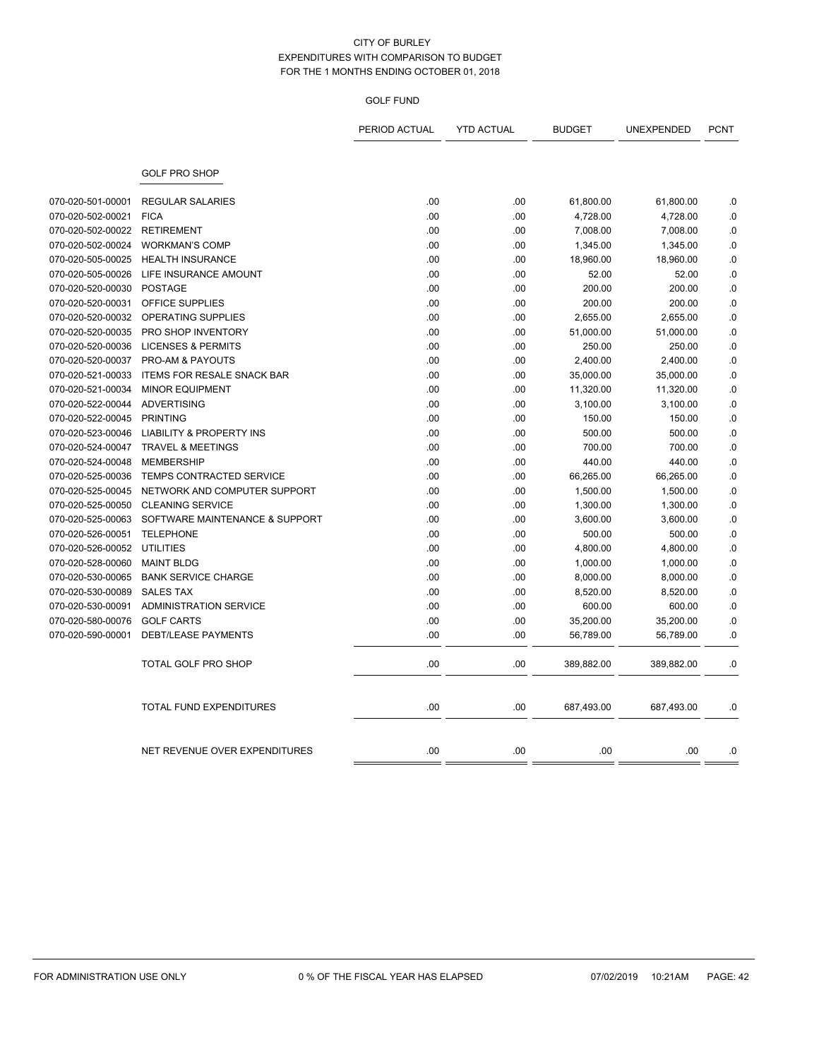CITY OF BURLEY
EXPENDITURES WITH COMPARISON TO BUDGET
FOR THE 1 MONTHS ENDING OCTOBER 01, 2018

GOLF FUND

| | | PERIOD ACTUAL | YTD ACTUAL | BUDGET | UNEXPENDED | PCNT |
|---|---|---|---|---|---|---|
| | GOLF PRO SHOP | | | | | |
| 070-020-501-00001 | REGULAR SALARIES | .00 | .00 | 61,800.00 | 61,800.00 | .0 |
| 070-020-502-00021 | FICA | .00 | .00 | 4,728.00 | 4,728.00 | .0 |
| 070-020-502-00022 | RETIREMENT | .00 | .00 | 7,008.00 | 7,008.00 | .0 |
| 070-020-502-00024 | WORKMAN'S COMP | .00 | .00 | 1,345.00 | 1,345.00 | .0 |
| 070-020-505-00025 | HEALTH INSURANCE | .00 | .00 | 18,960.00 | 18,960.00 | .0 |
| 070-020-505-00026 | LIFE INSURANCE AMOUNT | .00 | .00 | 52.00 | 52.00 | .0 |
| 070-020-520-00030 | POSTAGE | .00 | .00 | 200.00 | 200.00 | .0 |
| 070-020-520-00031 | OFFICE SUPPLIES | .00 | .00 | 200.00 | 200.00 | .0 |
| 070-020-520-00032 | OPERATING SUPPLIES | .00 | .00 | 2,655.00 | 2,655.00 | .0 |
| 070-020-520-00035 | PRO SHOP INVENTORY | .00 | .00 | 51,000.00 | 51,000.00 | .0 |
| 070-020-520-00036 | LICENSES & PERMITS | .00 | .00 | 250.00 | 250.00 | .0 |
| 070-020-520-00037 | PRO-AM & PAYOUTS | .00 | .00 | 2,400.00 | 2,400.00 | .0 |
| 070-020-521-00033 | ITEMS FOR RESALE SNACK BAR | .00 | .00 | 35,000.00 | 35,000.00 | .0 |
| 070-020-521-00034 | MINOR EQUIPMENT | .00 | .00 | 11,320.00 | 11,320.00 | .0 |
| 070-020-522-00044 | ADVERTISING | .00 | .00 | 3,100.00 | 3,100.00 | .0 |
| 070-020-522-00045 | PRINTING | .00 | .00 | 150.00 | 150.00 | .0 |
| 070-020-523-00046 | LIABILITY & PROPERTY INS | .00 | .00 | 500.00 | 500.00 | .0 |
| 070-020-524-00047 | TRAVEL & MEETINGS | .00 | .00 | 700.00 | 700.00 | .0 |
| 070-020-524-00048 | MEMBERSHIP | .00 | .00 | 440.00 | 440.00 | .0 |
| 070-020-525-00036 | TEMPS CONTRACTED SERVICE | .00 | .00 | 66,265.00 | 66,265.00 | .0 |
| 070-020-525-00045 | NETWORK AND COMPUTER SUPPORT | .00 | .00 | 1,500.00 | 1,500.00 | .0 |
| 070-020-525-00050 | CLEANING SERVICE | .00 | .00 | 1,300.00 | 1,300.00 | .0 |
| 070-020-525-00063 | SOFTWARE MAINTENANCE & SUPPORT | .00 | .00 | 3,600.00 | 3,600.00 | .0 |
| 070-020-526-00051 | TELEPHONE | .00 | .00 | 500.00 | 500.00 | .0 |
| 070-020-526-00052 | UTILITIES | .00 | .00 | 4,800.00 | 4,800.00 | .0 |
| 070-020-528-00060 | MAINT BLDG | .00 | .00 | 1,000.00 | 1,000.00 | .0 |
| 070-020-530-00065 | BANK SERVICE CHARGE | .00 | .00 | 8,000.00 | 8,000.00 | .0 |
| 070-020-530-00089 | SALES TAX | .00 | .00 | 8,520.00 | 8,520.00 | .0 |
| 070-020-530-00091 | ADMINISTRATION SERVICE | .00 | .00 | 600.00 | 600.00 | .0 |
| 070-020-580-00076 | GOLF CARTS | .00 | .00 | 35,200.00 | 35,200.00 | .0 |
| 070-020-590-00001 | DEBT/LEASE PAYMENTS | .00 | .00 | 56,789.00 | 56,789.00 | .0 |
| | TOTAL GOLF PRO SHOP | .00 | .00 | 389,882.00 | 389,882.00 | .0 |
| | TOTAL FUND EXPENDITURES | .00 | .00 | 687,493.00 | 687,493.00 | .0 |
| | NET REVENUE OVER EXPENDITURES | .00 | .00 | .00 | .00 | .0 |

FOR ADMINISTRATION USE ONLY — 0 % OF THE FISCAL YEAR HAS ELAPSED — 07/02/2019 10:21AM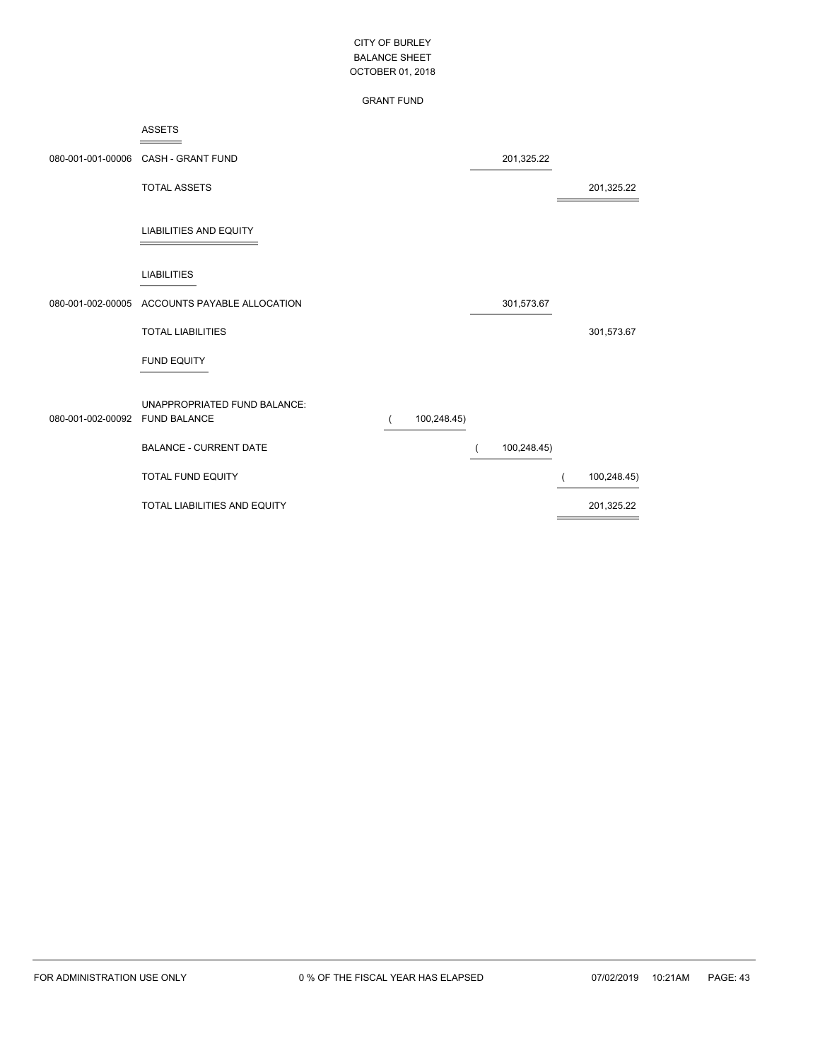# CITY OF BURLEY
## BALANCE SHEET
### OCTOBER 01, 2018

### GRANT FUND

| Account | Description | | | |
|---|---|---|---|---|
| | **ASSETS** | | | |
| 080-001-001-00006 | CASH - GRANT FUND | | 201,325.22 | |
| | TOTAL ASSETS | | | 201,325.22 |
| | **LIABILITIES AND EQUITY** | | | |
| | **LIABILITIES** | | | |
| 080-001-002-00005 | ACCOUNTS PAYABLE ALLOCATION | | 301,573.67 | |
| | TOTAL LIABILITIES | | | 301,573.67 |
| | **FUND EQUITY** | | | |
| | UNAPPROPRIATED FUND BALANCE: | | | |
| 080-001-002-00092 | FUND BALANCE | ( 100,248.45) | | |
| | BALANCE - CURRENT DATE | | ( 100,248.45) | |
| | TOTAL FUND EQUITY | | | ( 100,248.45) |
| | TOTAL LIABILITIES AND EQUITY | | | 201,325.22 |

FOR ADMINISTRATION USE ONLY 0 % OF THE FISCAL YEAR HAS ELAPSED 07/02/2019 10:21AM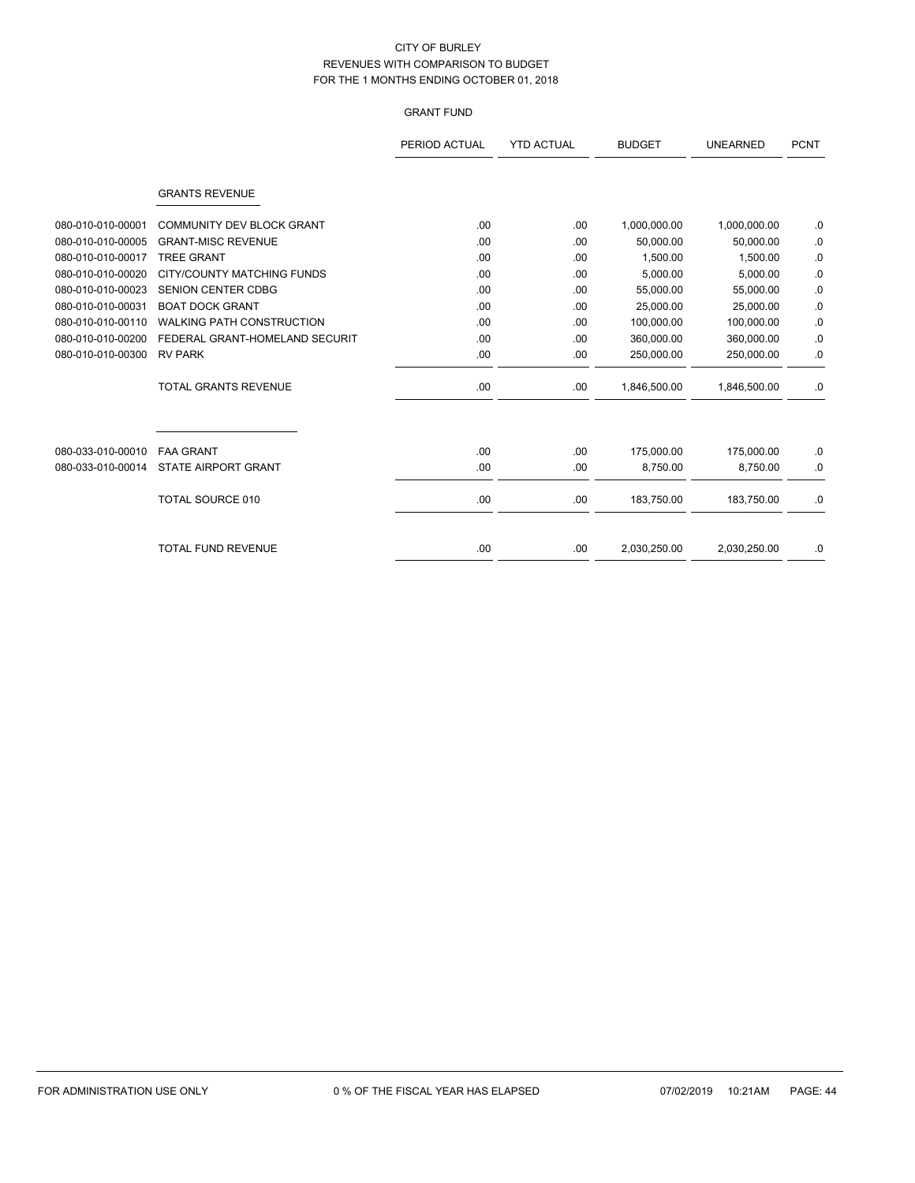CITY OF BURLEY
REVENUES WITH COMPARISON TO BUDGET
FOR THE 1 MONTHS ENDING OCTOBER 01, 2018

GRANT FUND

| | | PERIOD ACTUAL | YTD ACTUAL | BUDGET | UNEARNED | PCNT |
|---|---|---|---|---|---|---|
| | **GRANTS REVENUE** | | | | | |
| 080-010-010-00001 | COMMUNITY DEV BLOCK GRANT | .00 | .00 | 1,000,000.00 | 1,000,000.00 | .0 |
| 080-010-010-00005 | GRANT-MISC REVENUE | .00 | .00 | 50,000.00 | 50,000.00 | .0 |
| 080-010-010-00017 | TREE GRANT | .00 | .00 | 1,500.00 | 1,500.00 | .0 |
| 080-010-010-00020 | CITY/COUNTY MATCHING FUNDS | .00 | .00 | 5,000.00 | 5,000.00 | .0 |
| 080-010-010-00023 | SENION CENTER CDBG | .00 | .00 | 55,000.00 | 55,000.00 | .0 |
| 080-010-010-00031 | BOAT DOCK GRANT | .00 | .00 | 25,000.00 | 25,000.00 | .0 |
| 080-010-010-00110 | WALKING PATH CONSTRUCTION | .00 | .00 | 100,000.00 | 100,000.00 | .0 |
| 080-010-010-00200 | FEDERAL GRANT-HOMELAND SECURIT | .00 | .00 | 360,000.00 | 360,000.00 | .0 |
| 080-010-010-00300 | RV PARK | .00 | .00 | 250,000.00 | 250,000.00 | .0 |
| | TOTAL GRANTS REVENUE | .00 | .00 | 1,846,500.00 | 1,846,500.00 | .0 |
| 080-033-010-00010 | FAA GRANT | .00 | .00 | 175,000.00 | 175,000.00 | .0 |
| 080-033-010-00014 | STATE AIRPORT GRANT | .00 | .00 | 8,750.00 | 8,750.00 | .0 |
| | TOTAL SOURCE 010 | .00 | .00 | 183,750.00 | 183,750.00 | .0 |
| | TOTAL FUND REVENUE | .00 | .00 | 2,030,250.00 | 2,030,250.00 | .0 |

FOR ADMINISTRATION USE ONLY    0 % OF THE FISCAL YEAR HAS ELAPSED    07/02/2019 10:21AM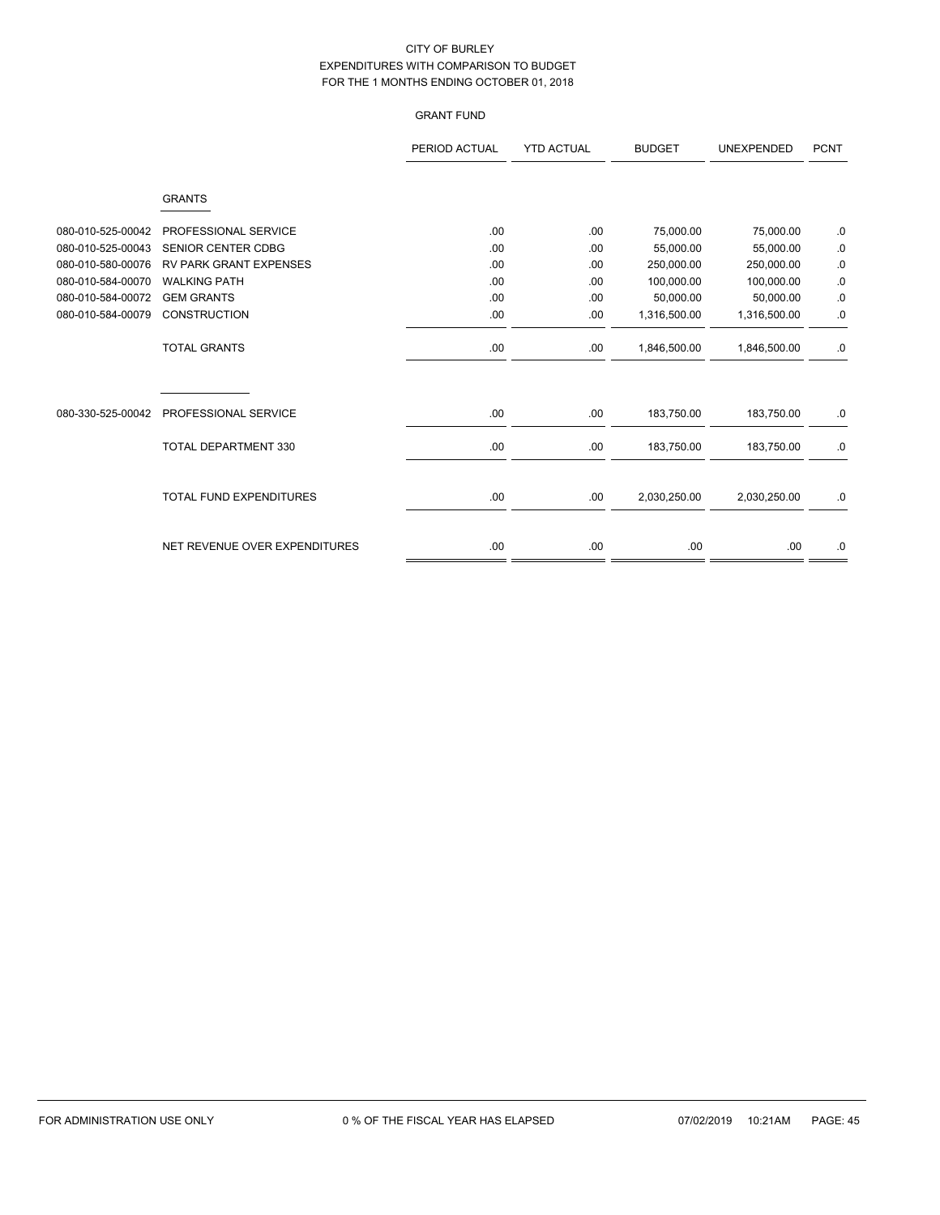CITY OF BURLEY
EXPENDITURES WITH COMPARISON TO BUDGET
FOR THE 1 MONTHS ENDING OCTOBER 01, 2018

GRANT FUND

| | | PERIOD ACTUAL | YTD ACTUAL | BUDGET | UNEXPENDED | PCNT |
|---|---|---|---|---|---|---|
| | GRANTS | | | | | |
| 080-010-525-00042 | PROFESSIONAL SERVICE | .00 | .00 | 75,000.00 | 75,000.00 | .0 |
| 080-010-525-00043 | SENIOR CENTER CDBG | .00 | .00 | 55,000.00 | 55,000.00 | .0 |
| 080-010-580-00076 | RV PARK GRANT EXPENSES | .00 | .00 | 250,000.00 | 250,000.00 | .0 |
| 080-010-584-00070 | WALKING PATH | .00 | .00 | 100,000.00 | 100,000.00 | .0 |
| 080-010-584-00072 | GEM GRANTS | .00 | .00 | 50,000.00 | 50,000.00 | .0 |
| 080-010-584-00079 | CONSTRUCTION | .00 | .00 | 1,316,500.00 | 1,316,500.00 | .0 |
| | TOTAL GRANTS | .00 | .00 | 1,846,500.00 | 1,846,500.00 | .0 |
| 080-330-525-00042 | PROFESSIONAL SERVICE | .00 | .00 | 183,750.00 | 183,750.00 | .0 |
| | TOTAL DEPARTMENT 330 | .00 | .00 | 183,750.00 | 183,750.00 | .0 |
| | TOTAL FUND EXPENDITURES | .00 | .00 | 2,030,250.00 | 2,030,250.00 | .0 |
| | NET REVENUE OVER EXPENDITURES | .00 | .00 | .00 | .00 | .0 |

FOR ADMINISTRATION USE ONLY    0 % OF THE FISCAL YEAR HAS ELAPSED    07/02/2019 10:21AM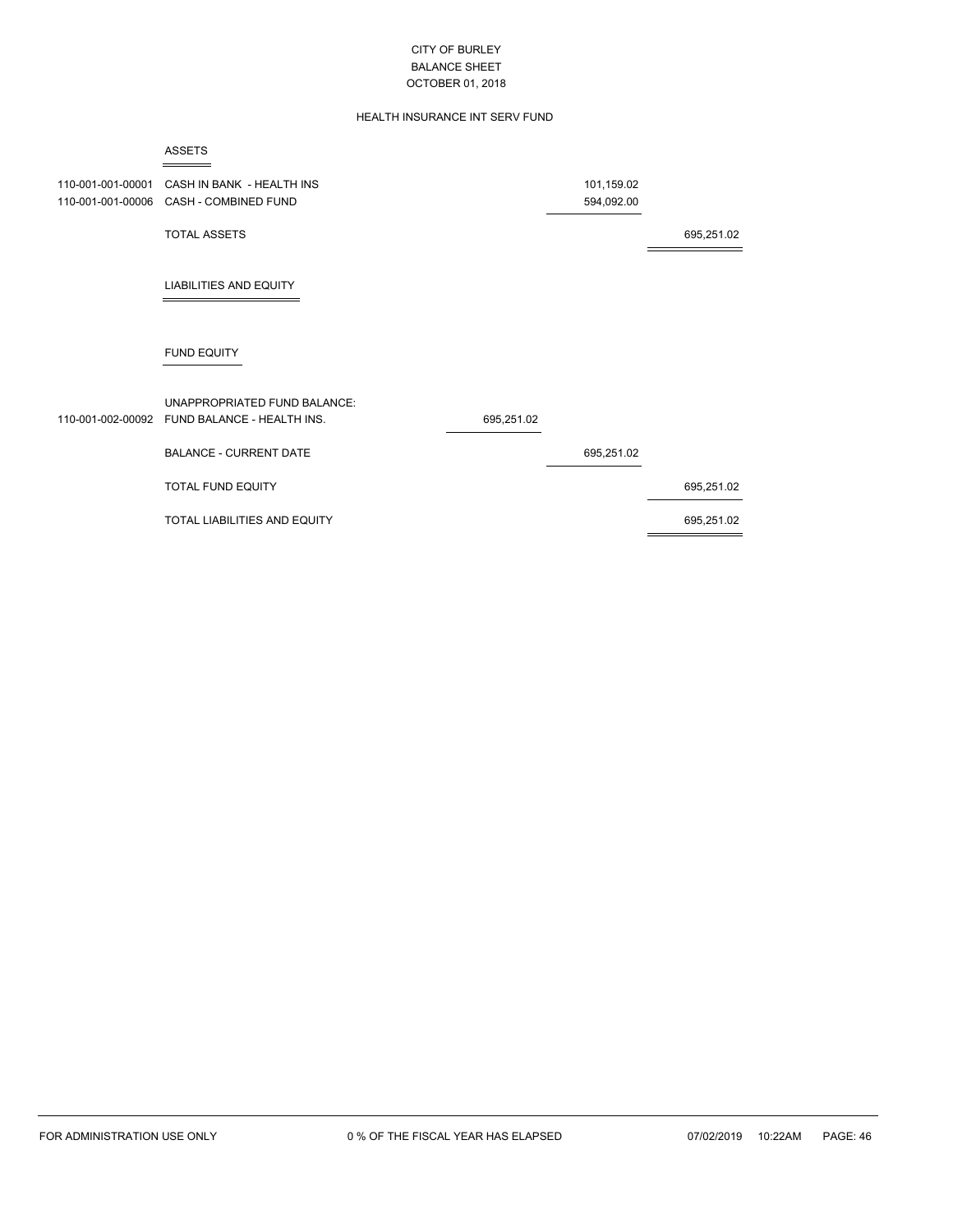CITY OF BURLEY
BALANCE SHEET
OCTOBER 01, 2018

HEALTH INSURANCE INT SERV FUND

## ASSETS

| Account | Description | | | |
|---|---|---|---|---|
| 110-001-001-00001 | CASH IN BANK - HEALTH INS | | 101,159.02 | |
| 110-001-001-00006 | CASH - COMBINED FUND | | 594,092.00 | |
| | TOTAL ASSETS | | | 695,251.02 |

## LIABILITIES AND EQUITY

### FUND EQUITY

| Account | Description | | | |
|---|---|---|---|---|
| | UNAPPROPRIATED FUND BALANCE: | | | |
| 110-001-002-00092 | FUND BALANCE - HEALTH INS. | 695,251.02 | | |
| | BALANCE - CURRENT DATE | | 695,251.02 | |
| | TOTAL FUND EQUITY | | | 695,251.02 |
| | TOTAL LIABILITIES AND EQUITY | | | 695,251.02 |

FOR ADMINISTRATION USE ONLY 0 % OF THE FISCAL YEAR HAS ELAPSED 07/02/2019 10:22AM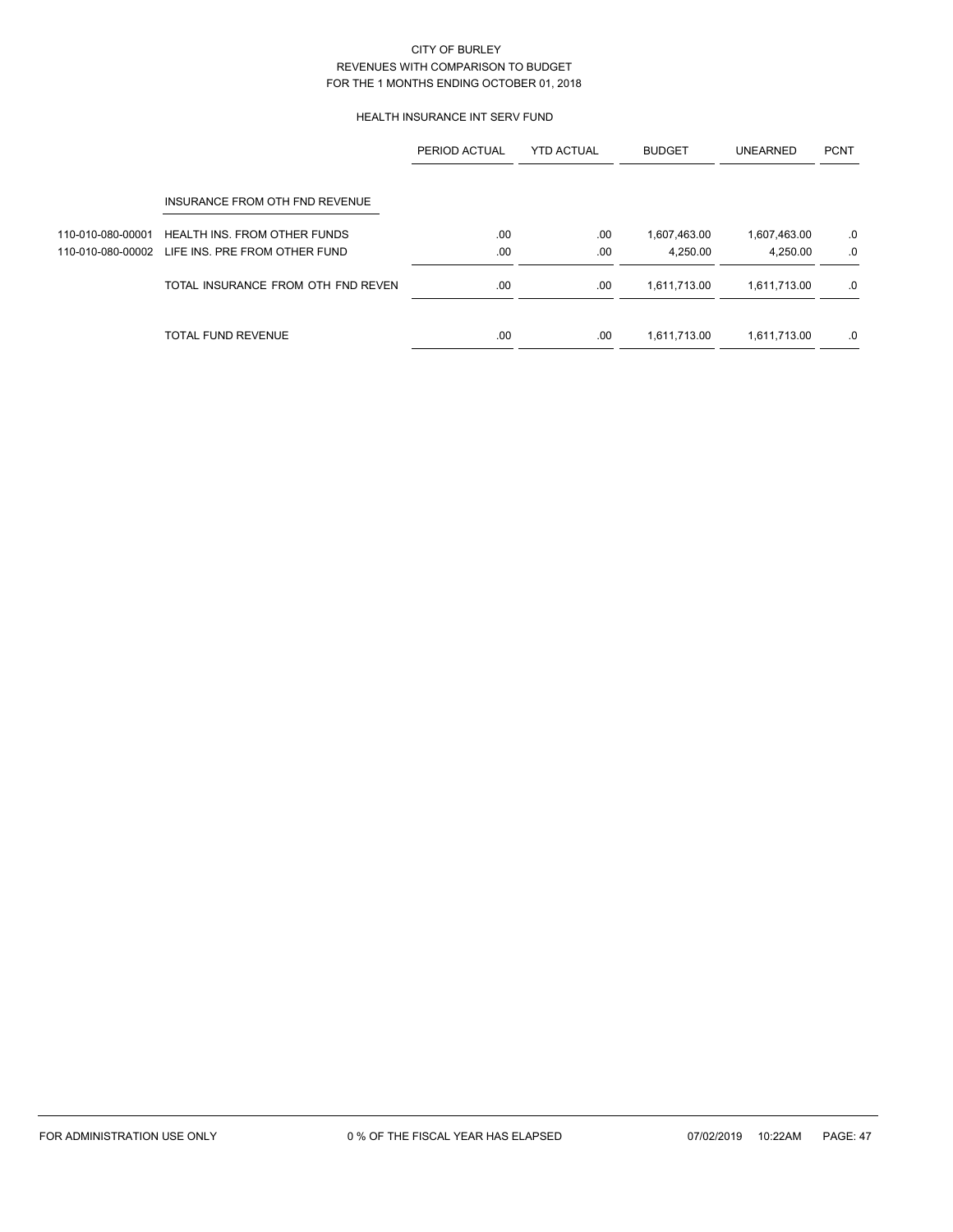CITY OF BURLEY
REVENUES WITH COMPARISON TO BUDGET
FOR THE 1 MONTHS ENDING OCTOBER 01, 2018

HEALTH INSURANCE INT SERV FUND

| | | PERIOD ACTUAL | YTD ACTUAL | BUDGET | UNEARNED | PCNT |
|---|---|---|---|---|---|---|
| | INSURANCE FROM OTH FND REVENUE | | | | | |
| 110-010-080-00001 | HEALTH INS. FROM OTHER FUNDS | .00 | .00 | 1,607,463.00 | 1,607,463.00 | .0 |
| 110-010-080-00002 | LIFE INS. PRE FROM OTHER FUND | .00 | .00 | 4,250.00 | 4,250.00 | .0 |
| | TOTAL INSURANCE FROM OTH FND REVEN | .00 | .00 | 1,611,713.00 | 1,611,713.00 | .0 |
| | TOTAL FUND REVENUE | .00 | .00 | 1,611,713.00 | 1,611,713.00 | .0 |

FOR ADMINISTRATION USE ONLY 0 % OF THE FISCAL YEAR HAS ELAPSED 07/02/2019 10:22AM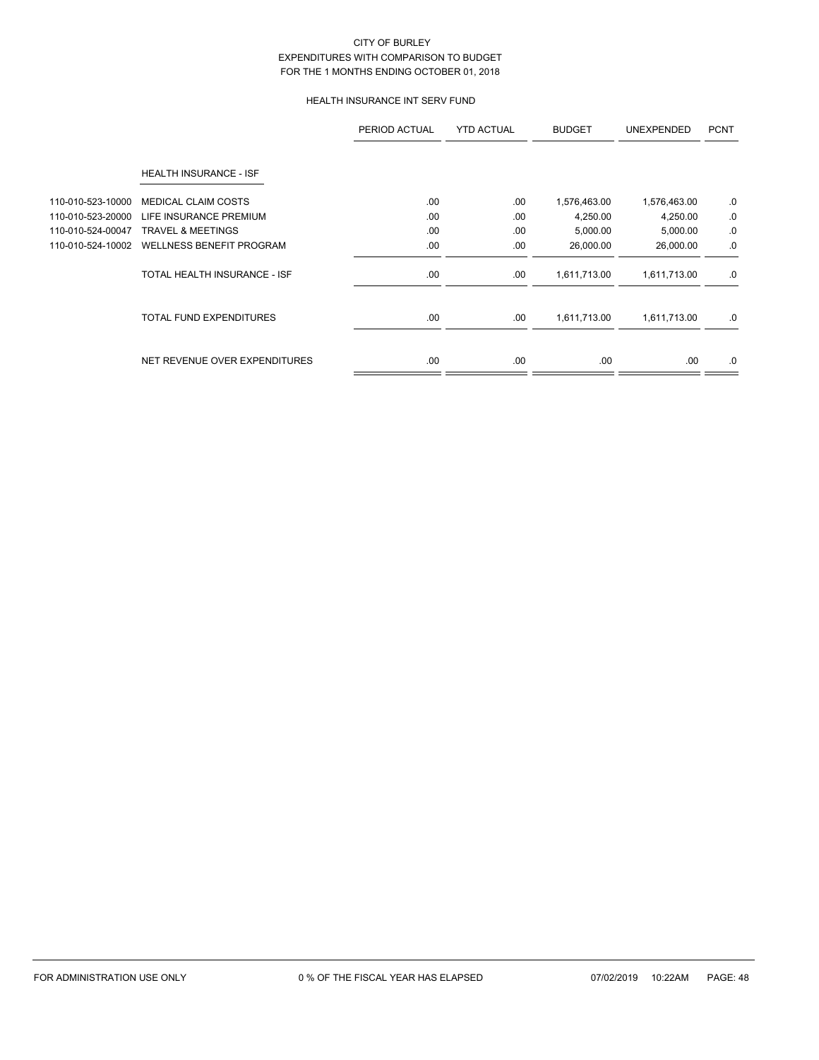CITY OF BURLEY
EXPENDITURES WITH COMPARISON TO BUDGET
FOR THE 1 MONTHS ENDING OCTOBER 01, 2018

HEALTH INSURANCE INT SERV FUND

| | | PERIOD ACTUAL | YTD ACTUAL | BUDGET | UNEXPENDED | PCNT |
|---|---|---|---|---|---|---|
| | HEALTH INSURANCE - ISF | | | | | |
| 110-010-523-10000 | MEDICAL CLAIM COSTS | .00 | .00 | 1,576,463.00 | 1,576,463.00 | .0 |
| 110-010-523-20000 | LIFE INSURANCE PREMIUM | .00 | .00 | 4,250.00 | 4,250.00 | .0 |
| 110-010-524-00047 | TRAVEL & MEETINGS | .00 | .00 | 5,000.00 | 5,000.00 | .0 |
| 110-010-524-10002 | WELLNESS BENEFIT PROGRAM | .00 | .00 | 26,000.00 | 26,000.00 | .0 |
| | TOTAL HEALTH INSURANCE - ISF | .00 | .00 | 1,611,713.00 | 1,611,713.00 | .0 |
| | TOTAL FUND EXPENDITURES | .00 | .00 | 1,611,713.00 | 1,611,713.00 | .0 |
| | NET REVENUE OVER EXPENDITURES | .00 | .00 | .00 | .00 | .0 |

FOR ADMINISTRATION USE ONLY 0 % OF THE FISCAL YEAR HAS ELAPSED 07/02/2019 10:22AM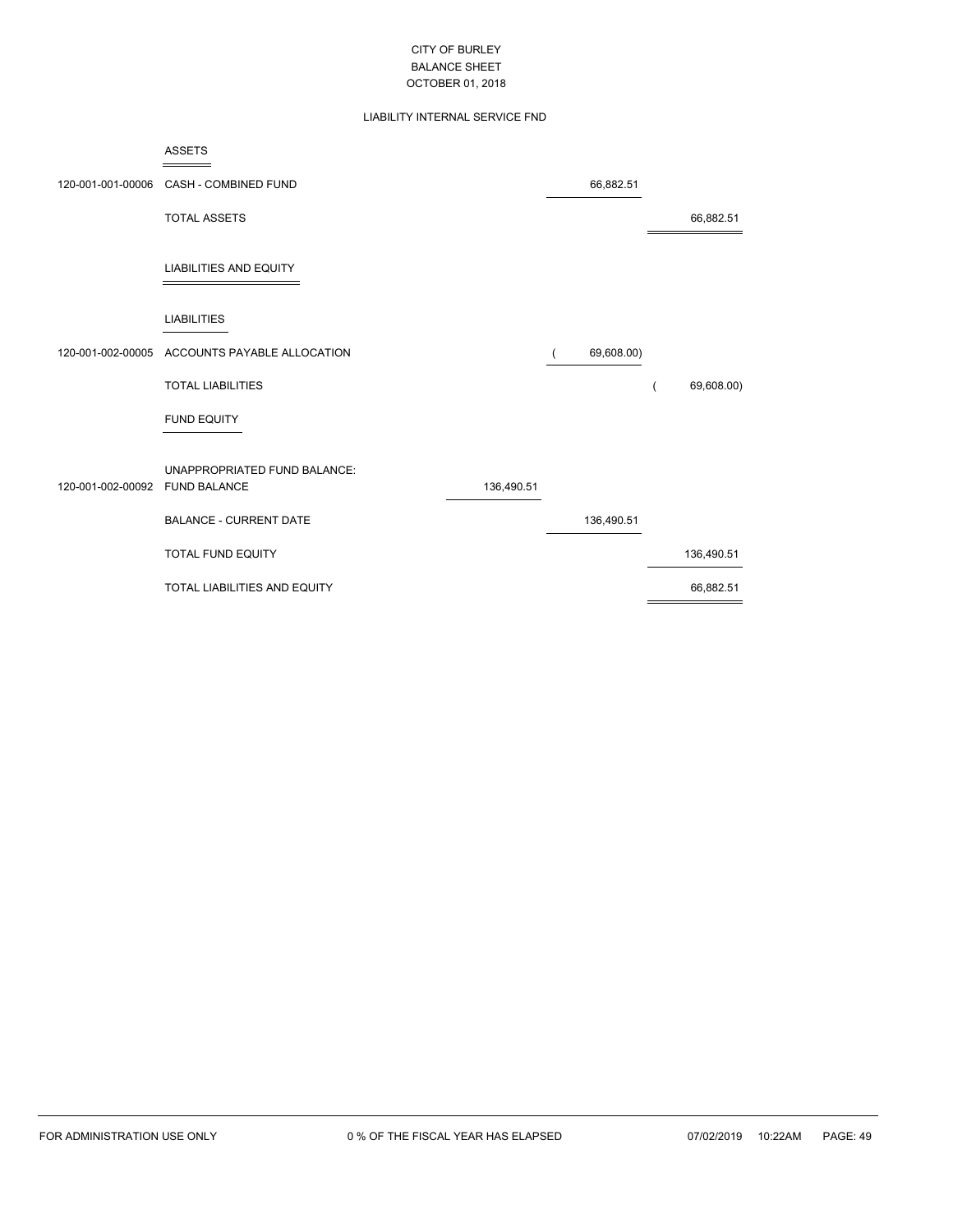# CITY OF BURLEY
## BALANCE SHEET
### OCTOBER 01, 2018

#### LIABILITY INTERNAL SERVICE FND

| Account | Description | | | |
|---|---|---|---|---|
| | **ASSETS** | | | |
| 120-001-001-00006 | CASH - COMBINED FUND | | 66,882.51 | |
| | TOTAL ASSETS | | | 66,882.51 |
| | **LIABILITIES AND EQUITY** | | | |
| | **LIABILITIES** | | | |
| 120-001-002-00005 | ACCOUNTS PAYABLE ALLOCATION | | ( 69,608.00) | |
| | TOTAL LIABILITIES | | | ( 69,608.00) |
| | **FUND EQUITY** | | | |
| | UNAPPROPRIATED FUND BALANCE: | | | |
| 120-001-002-00092 | FUND BALANCE | 136,490.51 | | |
| | BALANCE - CURRENT DATE | | 136,490.51 | |
| | TOTAL FUND EQUITY | | | 136,490.51 |
| | TOTAL LIABILITIES AND EQUITY | | | 66,882.51 |

FOR ADMINISTRATION USE ONLY    0 % OF THE FISCAL YEAR HAS ELAPSED    07/02/2019 10:22AM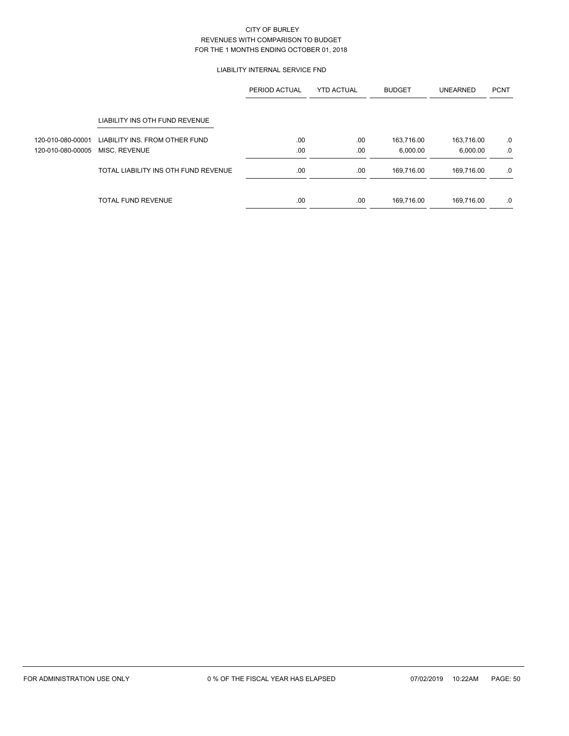CITY OF BURLEY
REVENUES WITH COMPARISON TO BUDGET
FOR THE 1 MONTHS ENDING OCTOBER 01, 2018

LIABILITY INTERNAL SERVICE FND

| | | PERIOD ACTUAL | YTD ACTUAL | BUDGET | UNEARNED | PCNT |
|---|---|---|---|---|---|---|
| | LIABILITY INS OTH FUND REVENUE | | | | | |
| 120-010-080-00001 | LIABILITY INS. FROM OTHER FUND | .00 | .00 | 163,716.00 | 163,716.00 | .0 |
| 120-010-080-00005 | MISC. REVENUE | .00 | .00 | 6,000.00 | 6,000.00 | .0 |
| | TOTAL LIABILITY INS OTH FUND REVENUE | .00 | .00 | 169,716.00 | 169,716.00 | .0 |
| | TOTAL FUND REVENUE | .00 | .00 | 169,716.00 | 169,716.00 | .0 |

FOR ADMINISTRATION USE ONLY 0 % OF THE FISCAL YEAR HAS ELAPSED 07/02/2019 10:22AM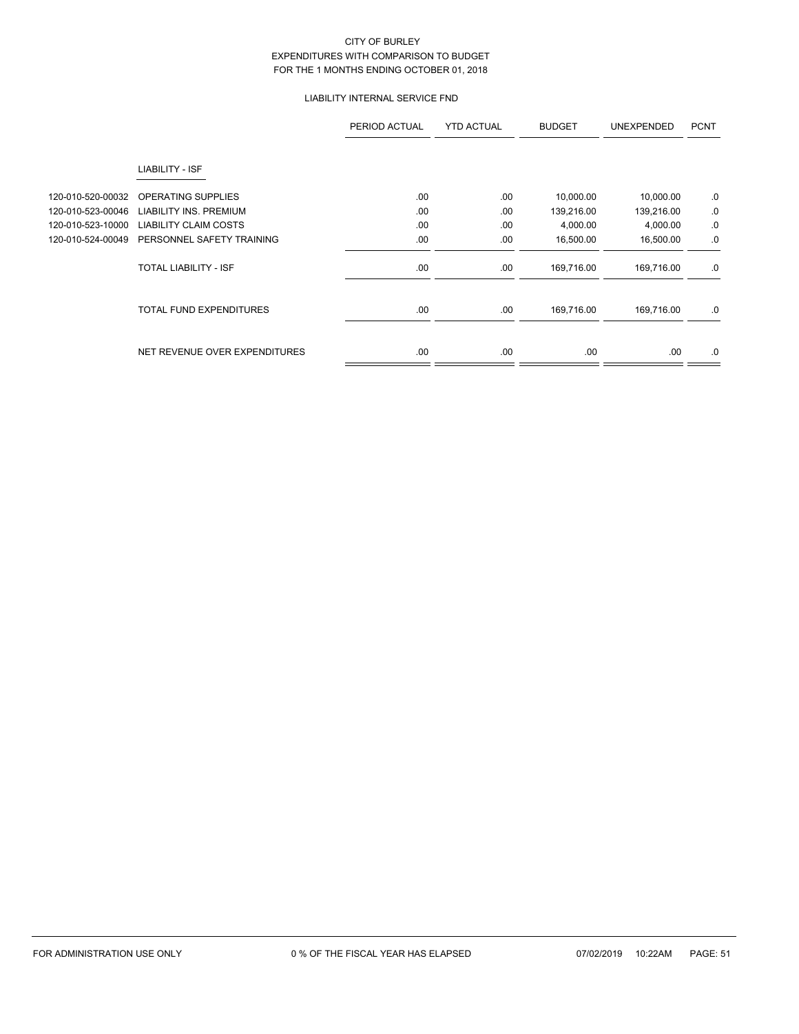CITY OF BURLEY
EXPENDITURES WITH COMPARISON TO BUDGET
FOR THE 1 MONTHS ENDING OCTOBER 01, 2018

LIABILITY INTERNAL SERVICE FND

| | | PERIOD ACTUAL | YTD ACTUAL | BUDGET | UNEXPENDED | PCNT |
|---|---|---|---|---|---|---|
| | LIABILITY - ISF | | | | | |
| 120-010-520-00032 | OPERATING SUPPLIES | .00 | .00 | 10,000.00 | 10,000.00 | .0 |
| 120-010-523-00046 | LIABILITY INS. PREMIUM | .00 | .00 | 139,216.00 | 139,216.00 | .0 |
| 120-010-523-10000 | LIABILITY CLAIM COSTS | .00 | .00 | 4,000.00 | 4,000.00 | .0 |
| 120-010-524-00049 | PERSONNEL SAFETY TRAINING | .00 | .00 | 16,500.00 | 16,500.00 | .0 |
| | TOTAL LIABILITY - ISF | .00 | .00 | 169,716.00 | 169,716.00 | .0 |
| | TOTAL FUND EXPENDITURES | .00 | .00 | 169,716.00 | 169,716.00 | .0 |
| | NET REVENUE OVER EXPENDITURES | .00 | .00 | .00 | .00 | .0 |

FOR ADMINISTRATION USE ONLY    0 % OF THE FISCAL YEAR HAS ELAPSED    07/02/2019 10:22AM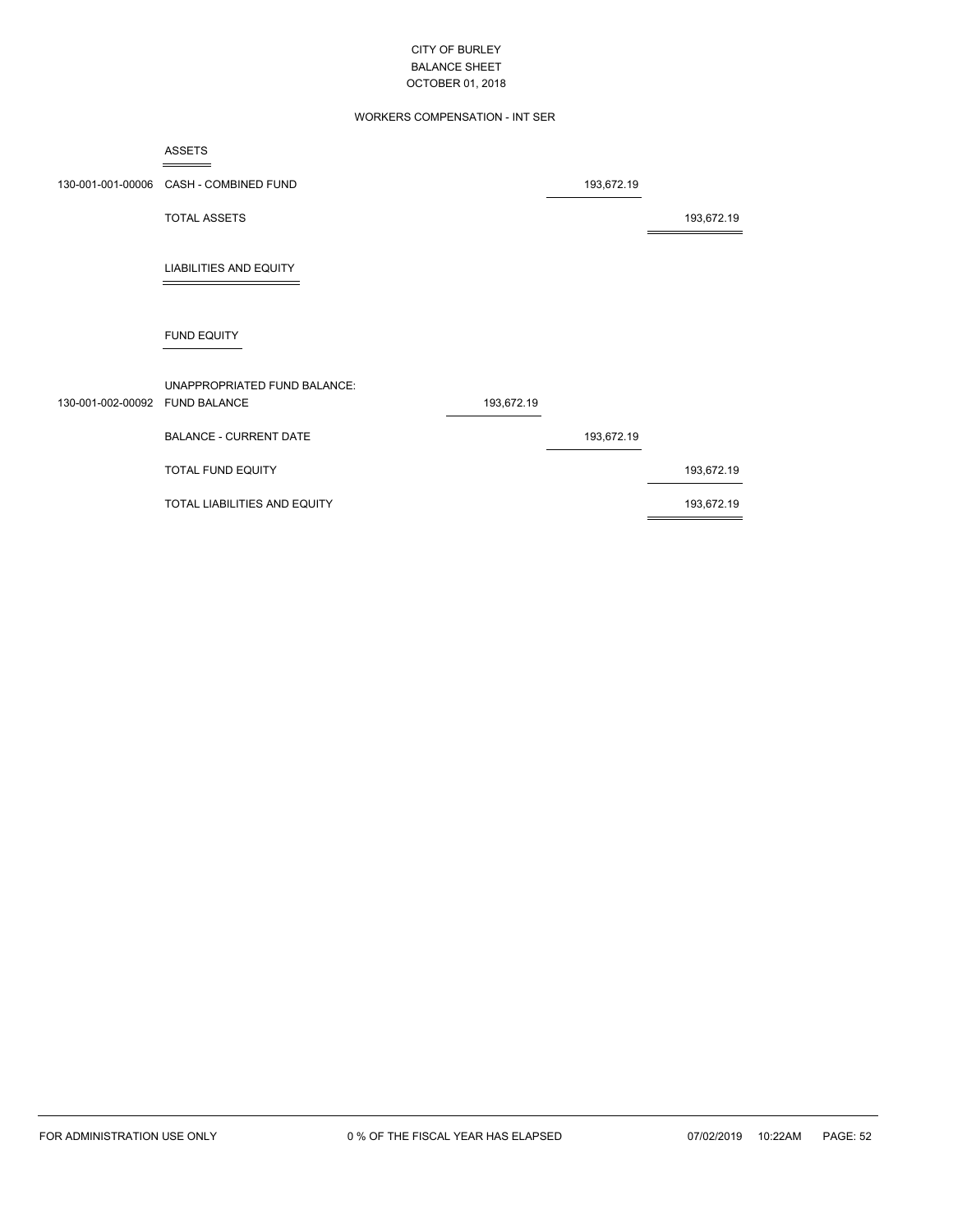# CITY OF BURLEY
## BALANCE SHEET
### OCTOBER 01, 2018

### WORKERS COMPENSATION - INT SER

| Account | Description | | | |
|---|---|---|---|---|
| | **ASSETS** | | | |
| 130-001-001-00006 | CASH - COMBINED FUND | | 193,672.19 | |
| | TOTAL ASSETS | | | 193,672.19 |
| | **LIABILITIES AND EQUITY** | | | |
| | **FUND EQUITY** | | | |
| | UNAPPROPRIATED FUND BALANCE: | | | |
| 130-001-002-00092 | FUND BALANCE | 193,672.19 | | |
| | BALANCE - CURRENT DATE | | 193,672.19 | |
| | TOTAL FUND EQUITY | | | 193,672.19 |
| | TOTAL LIABILITIES AND EQUITY | | | 193,672.19 |

FOR ADMINISTRATION USE ONLY    0 % OF THE FISCAL YEAR HAS ELAPSED    07/02/2019 10:22AM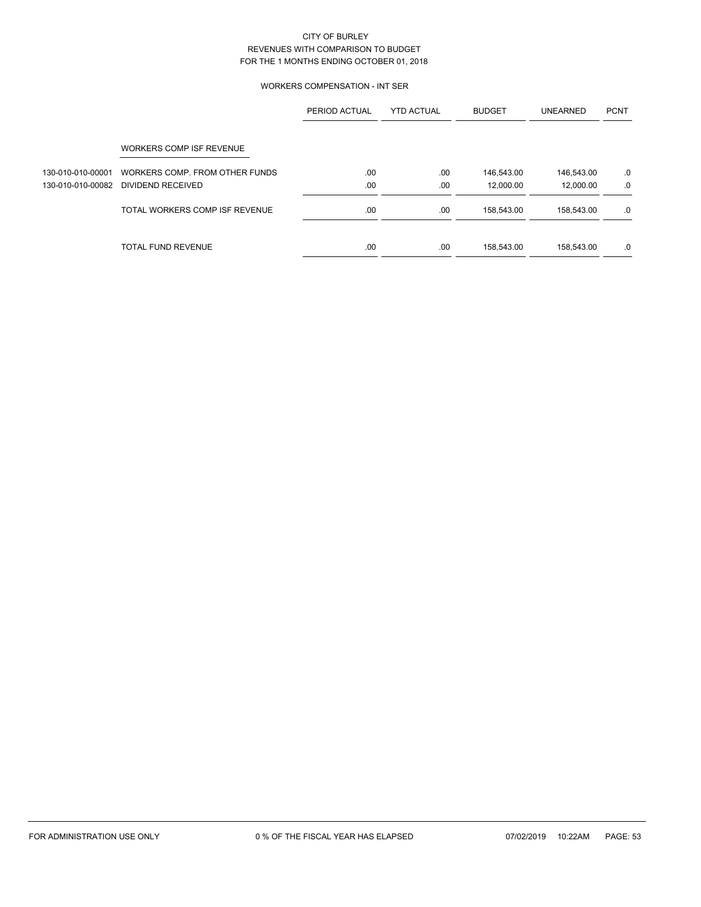# CITY OF BURLEY
## REVENUES WITH COMPARISON TO BUDGET
### FOR THE 1 MONTHS ENDING OCTOBER 01, 2018

#### WORKERS COMPENSATION - INT SER

| | | PERIOD ACTUAL | YTD ACTUAL | BUDGET | UNEARNED | PCNT |
|---|---|---|---|---|---|---|
| | WORKERS COMP ISF REVENUE | | | | | |
| 130-010-010-00001 | WORKERS COMP. FROM OTHER FUNDS | .00 | .00 | 146,543.00 | 146,543.00 | .0 |
| 130-010-010-00082 | DIVIDEND RECEIVED | .00 | .00 | 12,000.00 | 12,000.00 | .0 |
| | TOTAL WORKERS COMP ISF REVENUE | .00 | .00 | 158,543.00 | 158,543.00 | .0 |
| | TOTAL FUND REVENUE | .00 | .00 | 158,543.00 | 158,543.00 | .0 |

FOR ADMINISTRATION USE ONLY — 0 % OF THE FISCAL YEAR HAS ELAPSED — 07/02/2019 10:22AM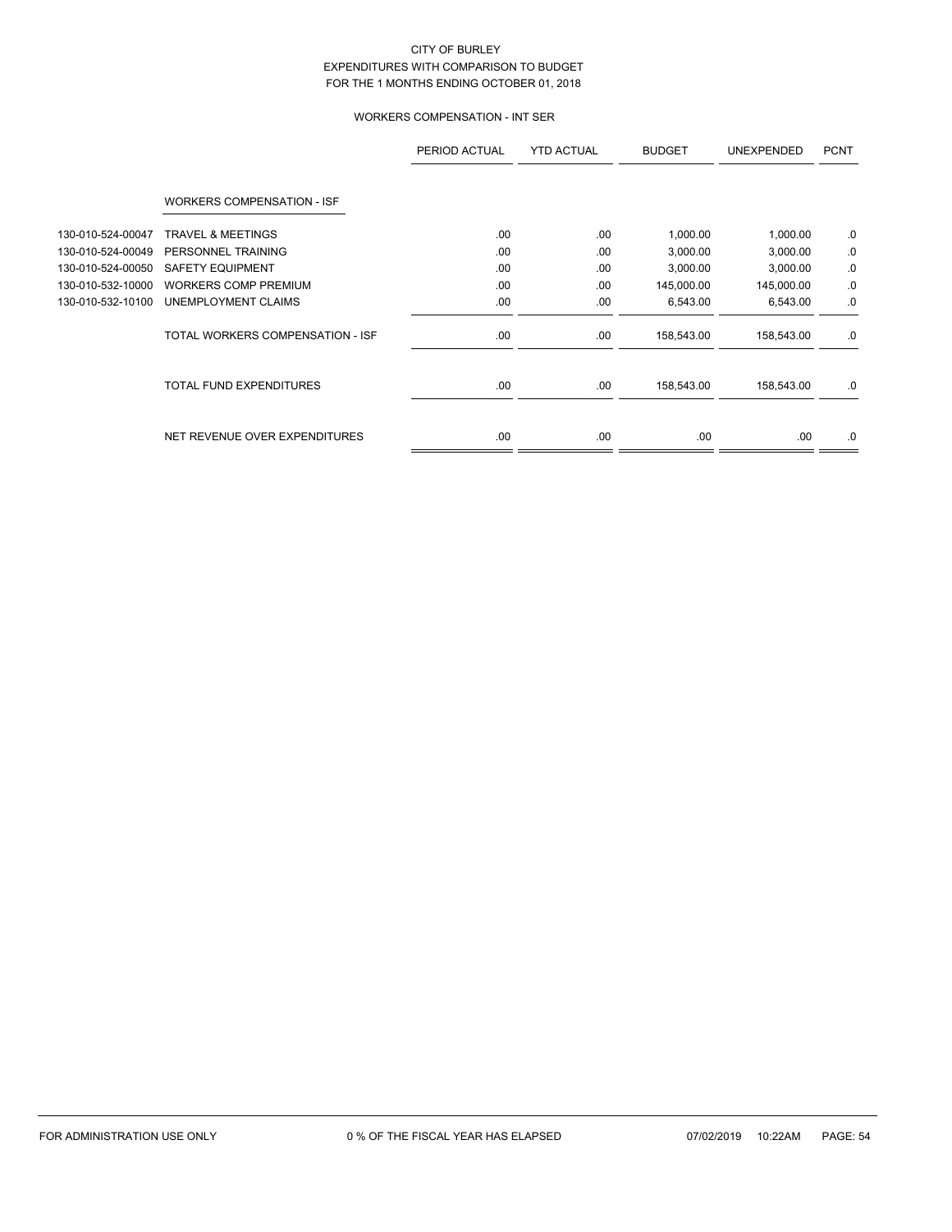CITY OF BURLEY
EXPENDITURES WITH COMPARISON TO BUDGET
FOR THE 1 MONTHS ENDING OCTOBER 01, 2018

WORKERS COMPENSATION - INT SER

| | | PERIOD ACTUAL | YTD ACTUAL | BUDGET | UNEXPENDED | PCNT |
|---|---|---|---|---|---|---|
| | WORKERS COMPENSATION - ISF | | | | | |
| 130-010-524-00047 | TRAVEL & MEETINGS | .00 | .00 | 1,000.00 | 1,000.00 | .0 |
| 130-010-524-00049 | PERSONNEL TRAINING | .00 | .00 | 3,000.00 | 3,000.00 | .0 |
| 130-010-524-00050 | SAFETY EQUIPMENT | .00 | .00 | 3,000.00 | 3,000.00 | .0 |
| 130-010-532-10000 | WORKERS COMP PREMIUM | .00 | .00 | 145,000.00 | 145,000.00 | .0 |
| 130-010-532-10100 | UNEMPLOYMENT CLAIMS | .00 | .00 | 6,543.00 | 6,543.00 | .0 |
| | TOTAL WORKERS COMPENSATION - ISF | .00 | .00 | 158,543.00 | 158,543.00 | .0 |
| | TOTAL FUND EXPENDITURES | .00 | .00 | 158,543.00 | 158,543.00 | .0 |
| | NET REVENUE OVER EXPENDITURES | .00 | .00 | .00 | .00 | .0 |

FOR ADMINISTRATION USE ONLY 0 % OF THE FISCAL YEAR HAS ELAPSED 07/02/2019 10:22AM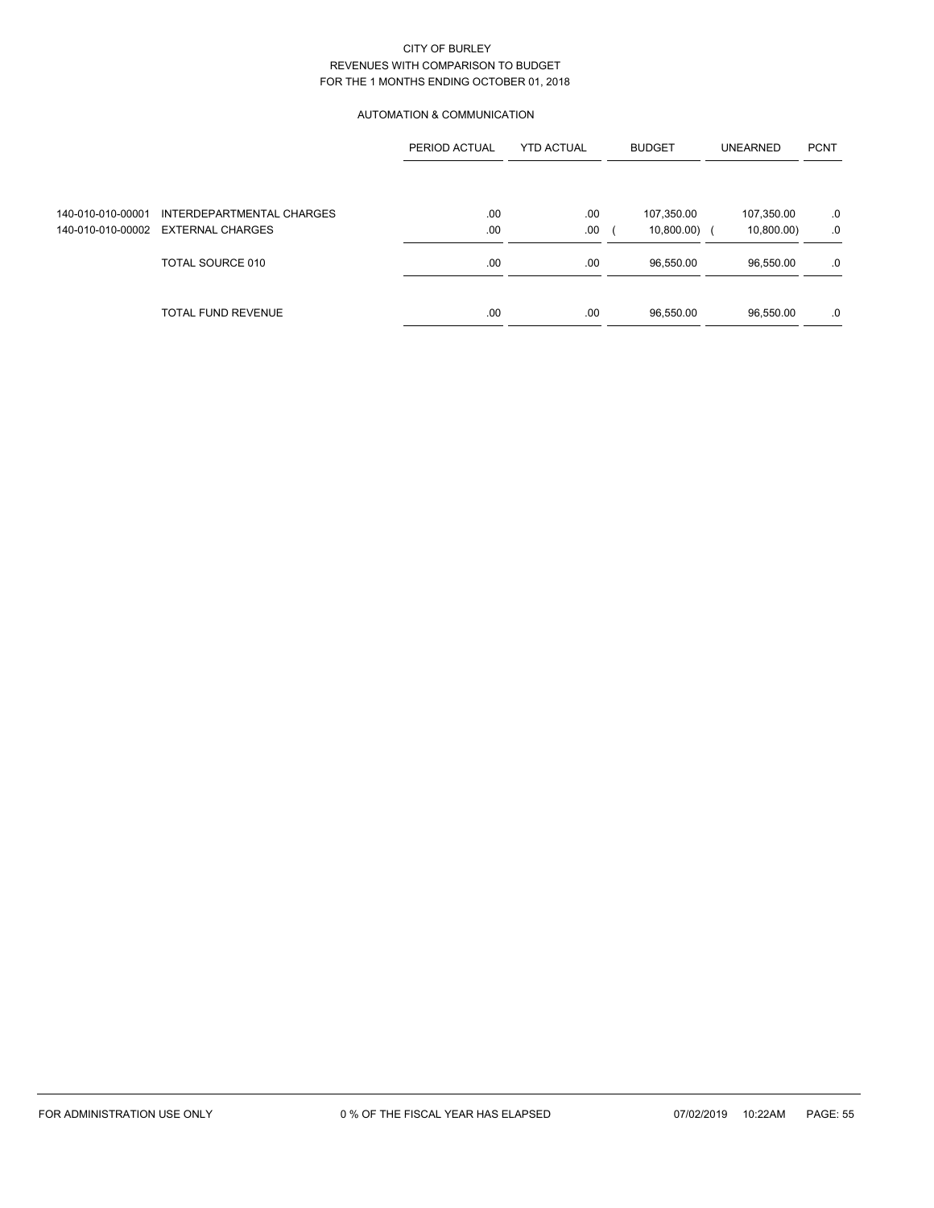CITY OF BURLEY
REVENUES WITH COMPARISON TO BUDGET
FOR THE 1 MONTHS ENDING OCTOBER 01, 2018

AUTOMATION & COMMUNICATION

| | | PERIOD ACTUAL | YTD ACTUAL | BUDGET | UNEARNED | PCNT |
|---|---|---|---|---|---|---|
| 140-010-010-00001 | INTERDEPARTMENTAL CHARGES | .00 | .00 | 107,350.00 | 107,350.00 | .0 |
| 140-010-010-00002 | EXTERNAL CHARGES | .00 | .00 | ( 10,800.00) | ( 10,800.00) | .0 |
| | TOTAL SOURCE 010 | .00 | .00 | 96,550.00 | 96,550.00 | .0 |
| | TOTAL FUND REVENUE | .00 | .00 | 96,550.00 | 96,550.00 | .0 |

FOR ADMINISTRATION USE ONLY 0 % OF THE FISCAL YEAR HAS ELAPSED 07/02/2019 10:22AM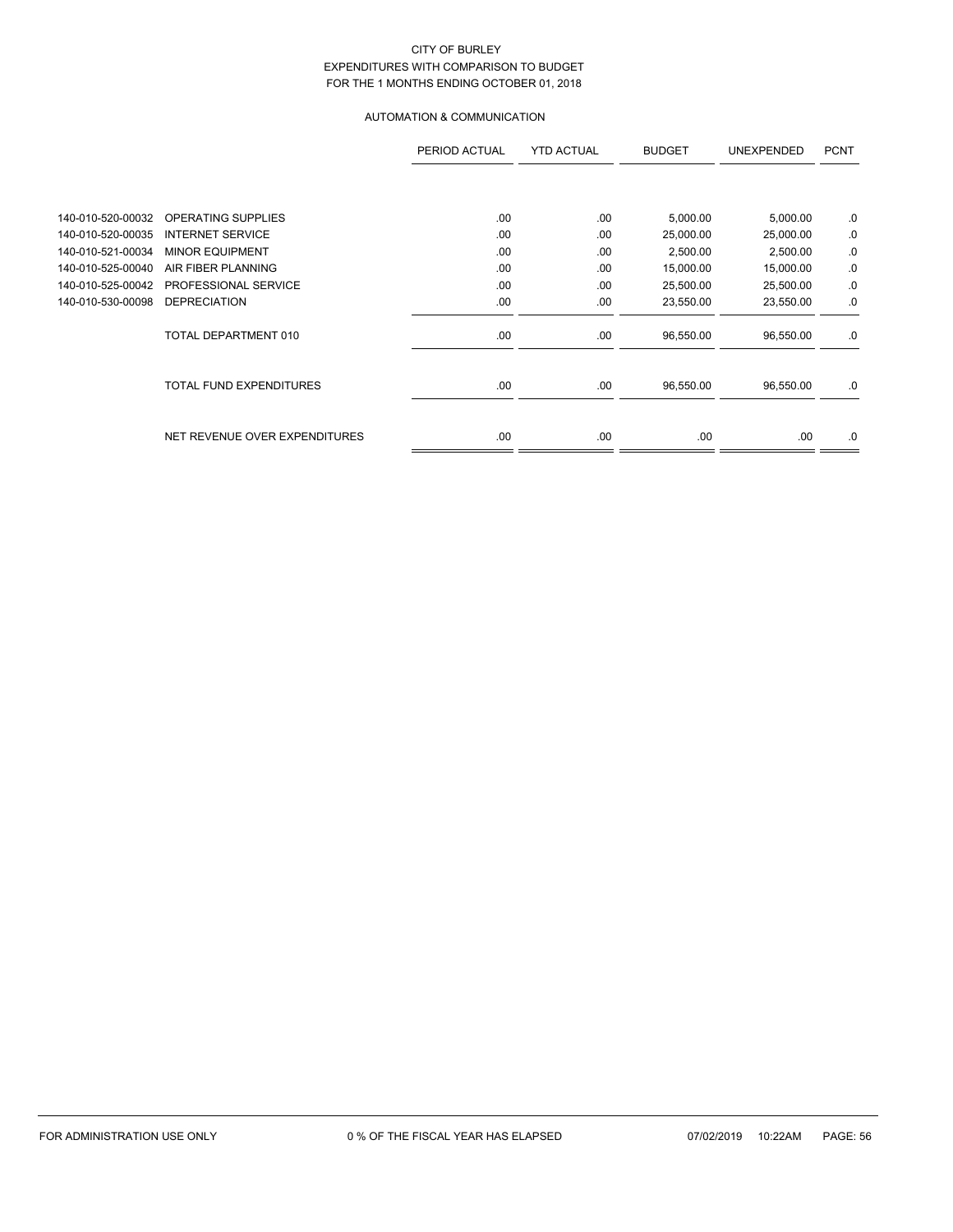CITY OF BURLEY
EXPENDITURES WITH COMPARISON TO BUDGET
FOR THE 1 MONTHS ENDING OCTOBER 01, 2018

AUTOMATION & COMMUNICATION

| | | PERIOD ACTUAL | YTD ACTUAL | BUDGET | UNEXPENDED | PCNT |
|---|---|---|---|---|---|---|
| 140-010-520-00032 | OPERATING SUPPLIES | .00 | .00 | 5,000.00 | 5,000.00 | .0 |
| 140-010-520-00035 | INTERNET SERVICE | .00 | .00 | 25,000.00 | 25,000.00 | .0 |
| 140-010-521-00034 | MINOR EQUIPMENT | .00 | .00 | 2,500.00 | 2,500.00 | .0 |
| 140-010-525-00040 | AIR FIBER PLANNING | .00 | .00 | 15,000.00 | 15,000.00 | .0 |
| 140-010-525-00042 | PROFESSIONAL SERVICE | .00 | .00 | 25,500.00 | 25,500.00 | .0 |
| 140-010-530-00098 | DEPRECIATION | .00 | .00 | 23,550.00 | 23,550.00 | .0 |
| | TOTAL DEPARTMENT 010 | .00 | .00 | 96,550.00 | 96,550.00 | .0 |
| | TOTAL FUND EXPENDITURES | .00 | .00 | 96,550.00 | 96,550.00 | .0 |
| | NET REVENUE OVER EXPENDITURES | .00 | .00 | .00 | .00 | .0 |

FOR ADMINISTRATION USE ONLY     0 % OF THE FISCAL YEAR HAS ELAPSED     07/02/2019 10:22AM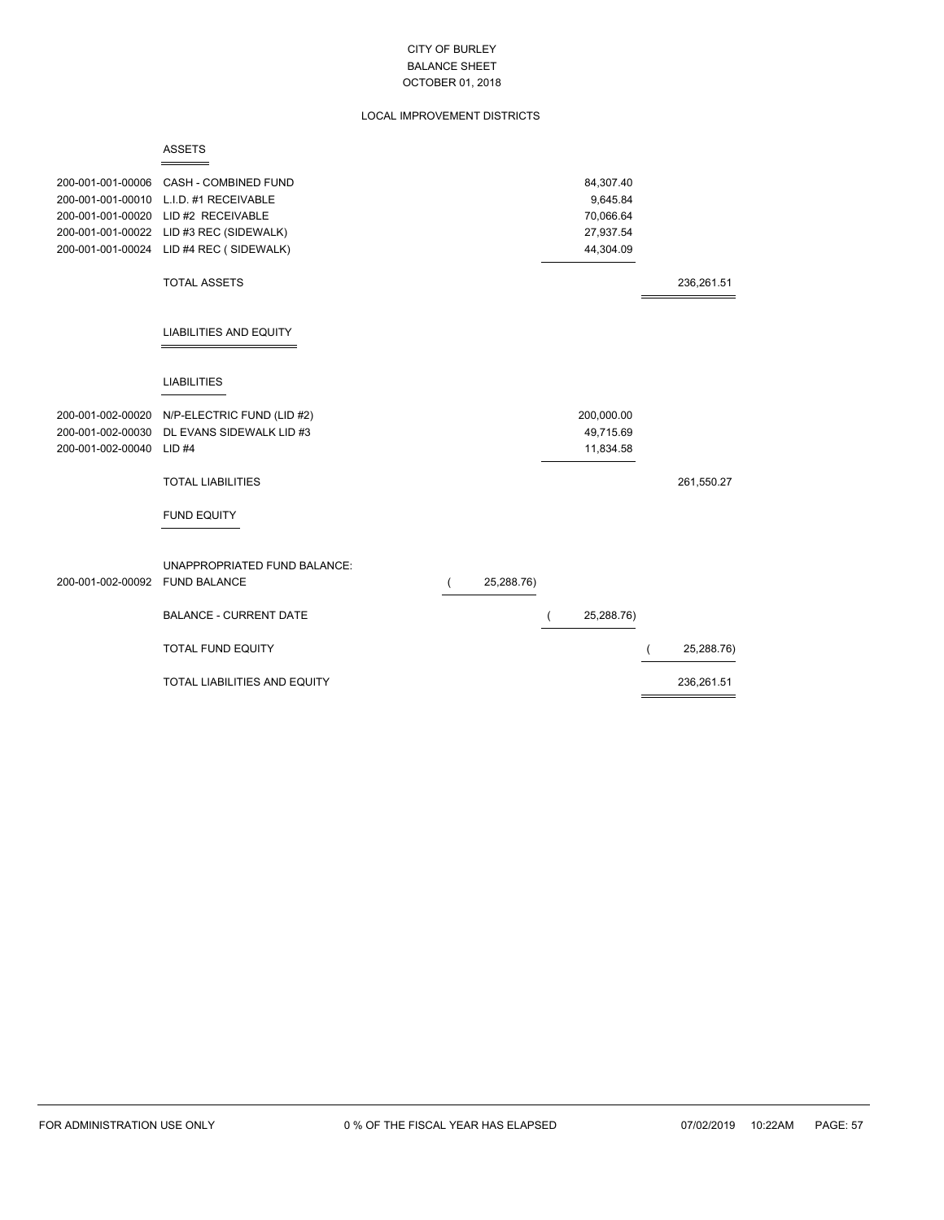# CITY OF BURLEY
## BALANCE SHEET
### OCTOBER 01, 2018

### LOCAL IMPROVEMENT DISTRICTS

#### ASSETS

| Account | Description | | | |
|---|---|---|---|---|
| 200-001-001-00006 | CASH - COMBINED FUND | | 84,307.40 | |
| 200-001-001-00010 | L.I.D. #1 RECEIVABLE | | 9,645.84 | |
| 200-001-001-00020 | LID #2 RECEIVABLE | | 70,066.64 | |
| 200-001-001-00022 | LID #3 REC (SIDEWALK) | | 27,937.54 | |
| 200-001-001-00024 | LID #4 REC ( SIDEWALK) | | 44,304.09 | |
| | TOTAL ASSETS | | | 236,261.51 |

#### LIABILITIES AND EQUITY

##### LIABILITIES

| Account | Description | | | |
|---|---|---|---|---|
| 200-001-002-00020 | N/P-ELECTRIC FUND (LID #2) | | 200,000.00 | |
| 200-001-002-00030 | DL EVANS SIDEWALK LID #3 | | 49,715.69 | |
| 200-001-002-00040 | LID #4 | | 11,834.58 | |
| | TOTAL LIABILITIES | | | 261,550.27 |

##### FUND EQUITY

| Account | Description | | | |
|---|---|---|---|---|
| | UNAPPROPRIATED FUND BALANCE: | | | |
| 200-001-002-00092 | FUND BALANCE | ( 25,288.76) | | |
| | BALANCE - CURRENT DATE | | ( 25,288.76) | |
| | TOTAL FUND EQUITY | | | ( 25,288.76) |
| | TOTAL LIABILITIES AND EQUITY | | | 236,261.51 |

FOR ADMINISTRATION USE ONLY &nbsp;&nbsp;&nbsp; 0 % OF THE FISCAL YEAR HAS ELAPSED &nbsp;&nbsp;&nbsp; 07/02/2019 10:22AM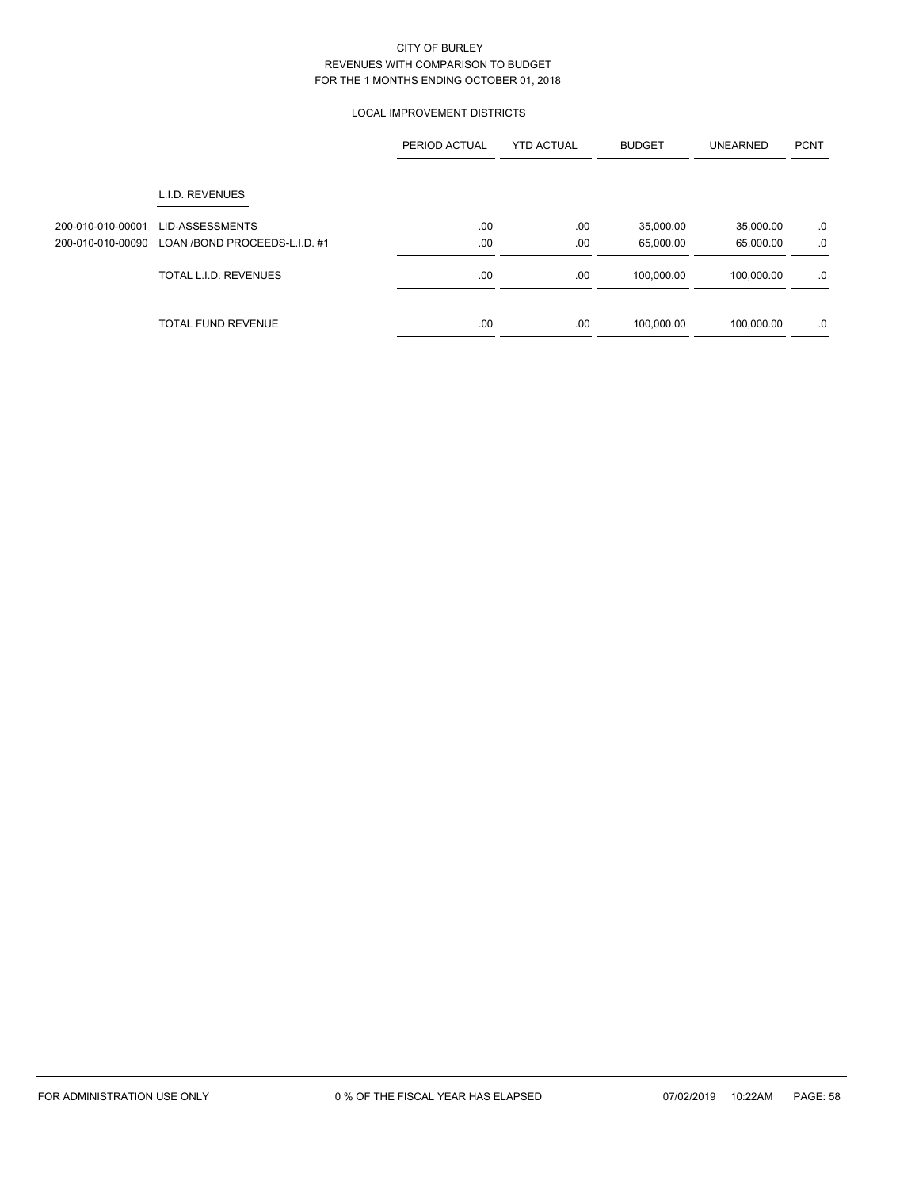CITY OF BURLEY
REVENUES WITH COMPARISON TO BUDGET
FOR THE 1 MONTHS ENDING OCTOBER 01, 2018

LOCAL IMPROVEMENT DISTRICTS

| | | PERIOD ACTUAL | YTD ACTUAL | BUDGET | UNEARNED | PCNT |
|---|---|---|---|---|---|---|
| | L.I.D. REVENUES | | | | | |
| 200-010-010-00001 | LID-ASSESSMENTS | .00 | .00 | 35,000.00 | 35,000.00 | .0 |
| 200-010-010-00090 | LOAN /BOND PROCEEDS-L.I.D. #1 | .00 | .00 | 65,000.00 | 65,000.00 | .0 |
| | TOTAL L.I.D. REVENUES | .00 | .00 | 100,000.00 | 100,000.00 | .0 |
| | TOTAL FUND REVENUE | .00 | .00 | 100,000.00 | 100,000.00 | .0 |

FOR ADMINISTRATION USE ONLY　　0 % OF THE FISCAL YEAR HAS ELAPSED　　07/02/2019　10:22AM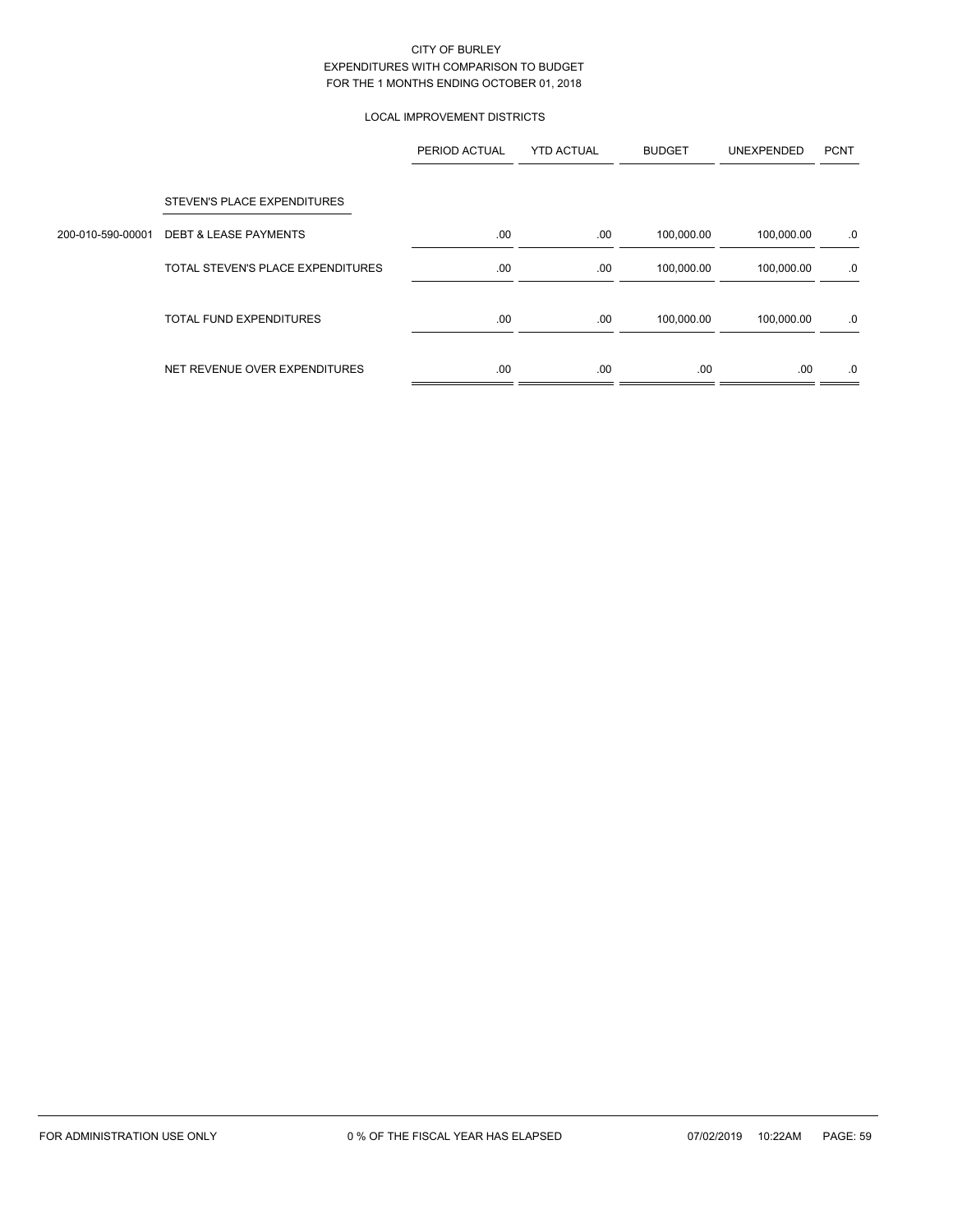CITY OF BURLEY
EXPENDITURES WITH COMPARISON TO BUDGET
FOR THE 1 MONTHS ENDING OCTOBER 01, 2018

LOCAL IMPROVEMENT DISTRICTS

| | | PERIOD ACTUAL | YTD ACTUAL | BUDGET | UNEXPENDED | PCNT |
|---|---|---|---|---|---|---|
| | STEVEN'S PLACE EXPENDITURES | | | | | |
| 200-010-590-00001 | DEBT & LEASE PAYMENTS | .00 | .00 | 100,000.00 | 100,000.00 | .0 |
| | TOTAL STEVEN'S PLACE EXPENDITURES | .00 | .00 | 100,000.00 | 100,000.00 | .0 |
| | TOTAL FUND EXPENDITURES | .00 | .00 | 100,000.00 | 100,000.00 | .0 |
| | NET REVENUE OVER EXPENDITURES | .00 | .00 | .00 | .00 | .0 |

FOR ADMINISTRATION USE ONLY    0 % OF THE FISCAL YEAR HAS ELAPSED    07/02/2019 10:22AM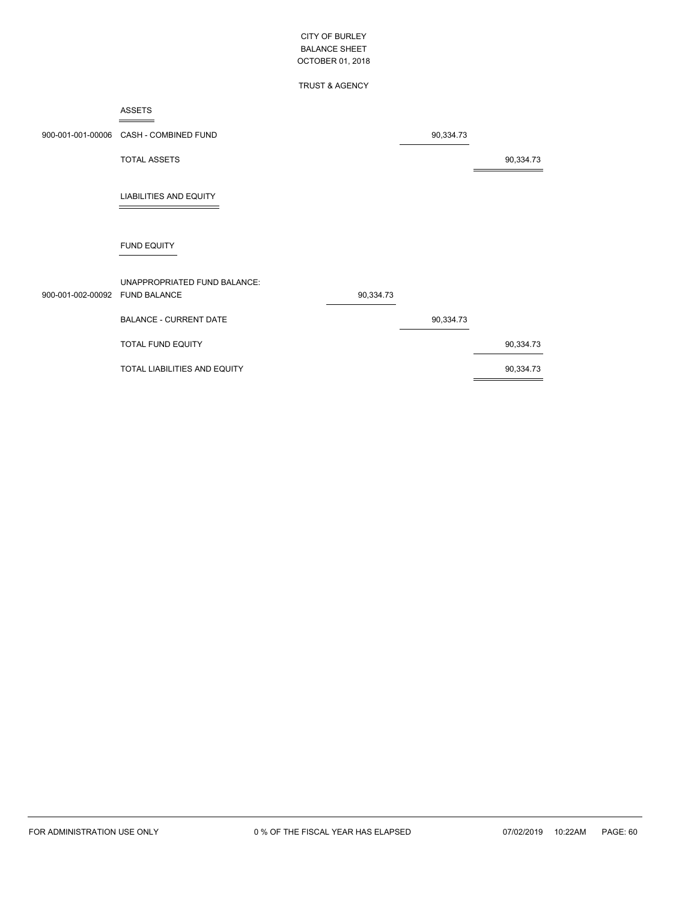CITY OF BURLEY
BALANCE SHEET
OCTOBER 01, 2018

TRUST & AGENCY

| Account | Description | | | |
|---|---|---|---|---|
| | **ASSETS** | | | |
| 900-001-001-00006 | CASH - COMBINED FUND | | 90,334.73 | |
| | TOTAL ASSETS | | | 90,334.73 |
| | **LIABILITIES AND EQUITY** | | | |
| | **FUND EQUITY** | | | |
| | UNAPPROPRIATED FUND BALANCE: | | | |
| 900-001-002-00092 | FUND BALANCE | 90,334.73 | | |
| | BALANCE - CURRENT DATE | | 90,334.73 | |
| | TOTAL FUND EQUITY | | | 90,334.73 |
| | TOTAL LIABILITIES AND EQUITY | | | 90,334.73 |

FOR ADMINISTRATION USE ONLY    0 % OF THE FISCAL YEAR HAS ELAPSED    07/02/2019 10:22AM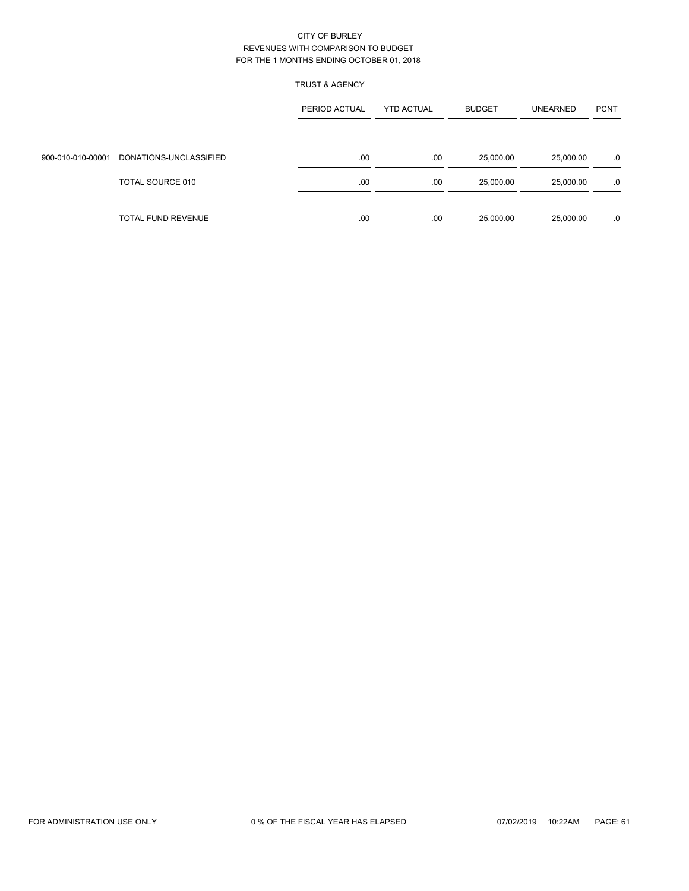CITY OF BURLEY
REVENUES WITH COMPARISON TO BUDGET
FOR THE 1 MONTHS ENDING OCTOBER 01, 2018

TRUST & AGENCY

| | | PERIOD ACTUAL | YTD ACTUAL | BUDGET | UNEARNED | PCNT |
|---|---|---|---|---|---|---|
| 900-010-010-00001 | DONATIONS-UNCLASSIFIED | .00 | .00 | 25,000.00 | 25,000.00 | .0 |
| | TOTAL SOURCE 010 | .00 | .00 | 25,000.00 | 25,000.00 | .0 |
| | TOTAL FUND REVENUE | .00 | .00 | 25,000.00 | 25,000.00 | .0 |

FOR ADMINISTRATION USE ONLY　　0 % OF THE FISCAL YEAR HAS ELAPSED　　07/02/2019　10:22AM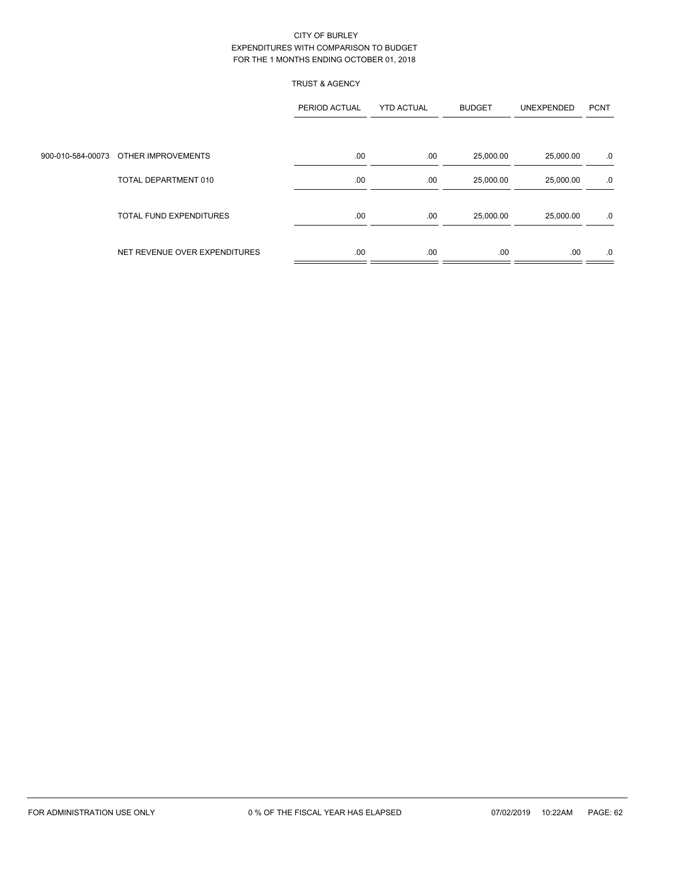CITY OF BURLEY
EXPENDITURES WITH COMPARISON TO BUDGET
FOR THE 1 MONTHS ENDING OCTOBER 01, 2018

TRUST & AGENCY

| | | PERIOD ACTUAL | YTD ACTUAL | BUDGET | UNEXPENDED | PCNT |
|---|---|---|---|---|---|---|
| 900-010-584-00073 | OTHER IMPROVEMENTS | .00 | .00 | 25,000.00 | 25,000.00 | .0 |
| | TOTAL DEPARTMENT 010 | .00 | .00 | 25,000.00 | 25,000.00 | .0 |
| | TOTAL FUND EXPENDITURES | .00 | .00 | 25,000.00 | 25,000.00 | .0 |
| | NET REVENUE OVER EXPENDITURES | .00 | .00 | .00 | .00 | .0 |

FOR ADMINISTRATION USE ONLY 0 % OF THE FISCAL YEAR HAS ELAPSED 07/02/2019 10:22AM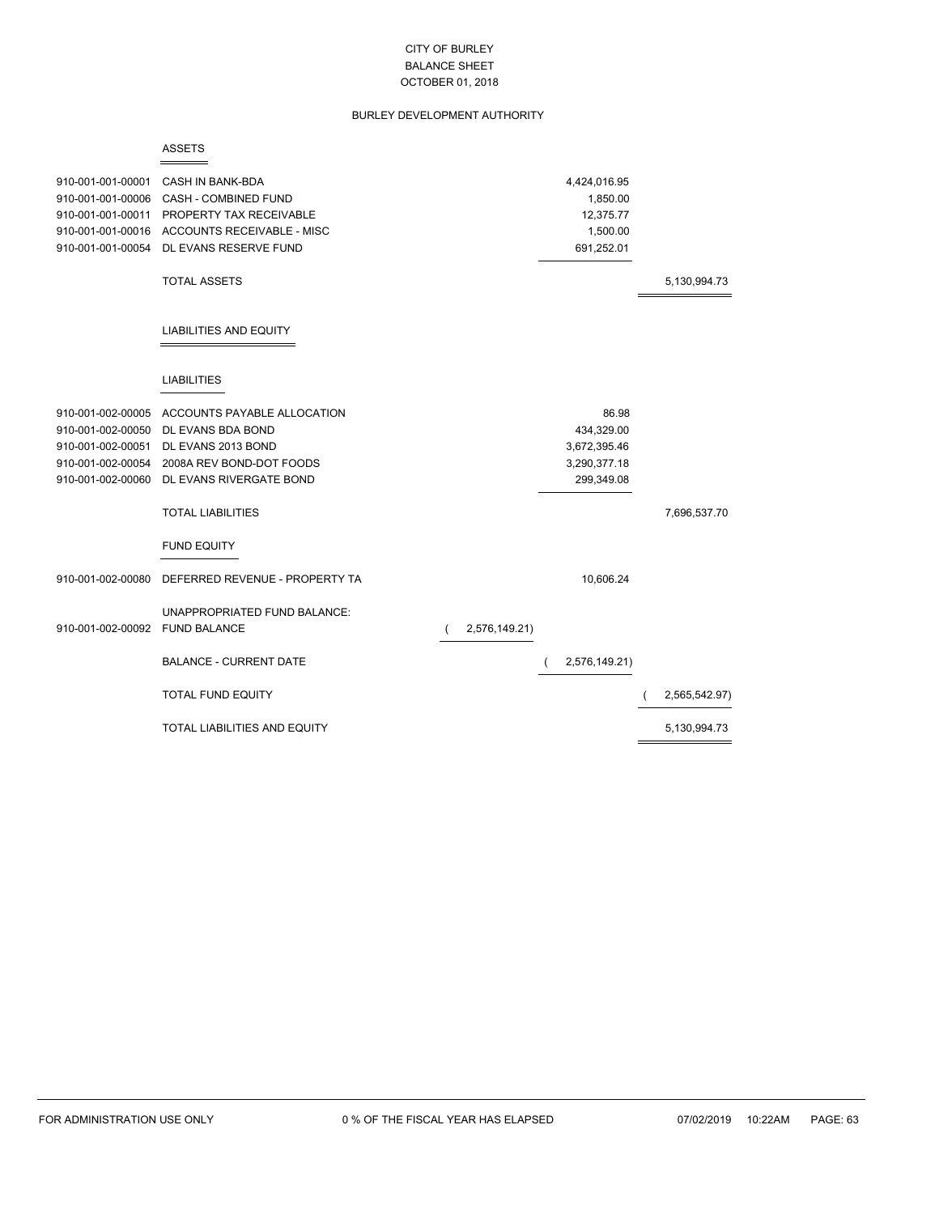# CITY OF BURLEY
## BALANCE SHEET
### OCTOBER 01, 2018

#### BURLEY DEVELOPMENT AUTHORITY

**ASSETS**

| Account | Description | | | |
|---|---|---|---|---|
| 910-001-001-00001 | CASH IN BANK-BDA | | 4,424,016.95 | |
| 910-001-001-00006 | CASH - COMBINED FUND | | 1,850.00 | |
| 910-001-001-00011 | PROPERTY TAX RECEIVABLE | | 12,375.77 | |
| 910-001-001-00016 | ACCOUNTS RECEIVABLE - MISC | | 1,500.00 | |
| 910-001-001-00054 | DL EVANS RESERVE FUND | | 691,252.01 | |
| | TOTAL ASSETS | | | 5,130,994.73 |

**LIABILITIES AND EQUITY**

**LIABILITIES**

| Account | Description | | | |
|---|---|---|---|---|
| 910-001-002-00005 | ACCOUNTS PAYABLE ALLOCATION | | 86.98 | |
| 910-001-002-00050 | DL EVANS BDA BOND | | 434,329.00 | |
| 910-001-002-00051 | DL EVANS 2013 BOND | | 3,672,395.46 | |
| 910-001-002-00054 | 2008A REV BOND-DOT FOODS | | 3,290,377.18 | |
| 910-001-002-00060 | DL EVANS RIVERGATE BOND | | 299,349.08 | |
| | TOTAL LIABILITIES | | | 7,696,537.70 |

**FUND EQUITY**

| Account | Description | | | |
|---|---|---|---|---|
| 910-001-002-00080 | DEFERRED REVENUE - PROPERTY TA | | 10,606.24 | |
| | UNAPPROPRIATED FUND BALANCE: | | | |
| 910-001-002-00092 | FUND BALANCE | ( 2,576,149.21) | | |
| | BALANCE - CURRENT DATE | | ( 2,576,149.21) | |
| | TOTAL FUND EQUITY | | | ( 2,565,542.97) |
| | TOTAL LIABILITIES AND EQUITY | | | 5,130,994.73 |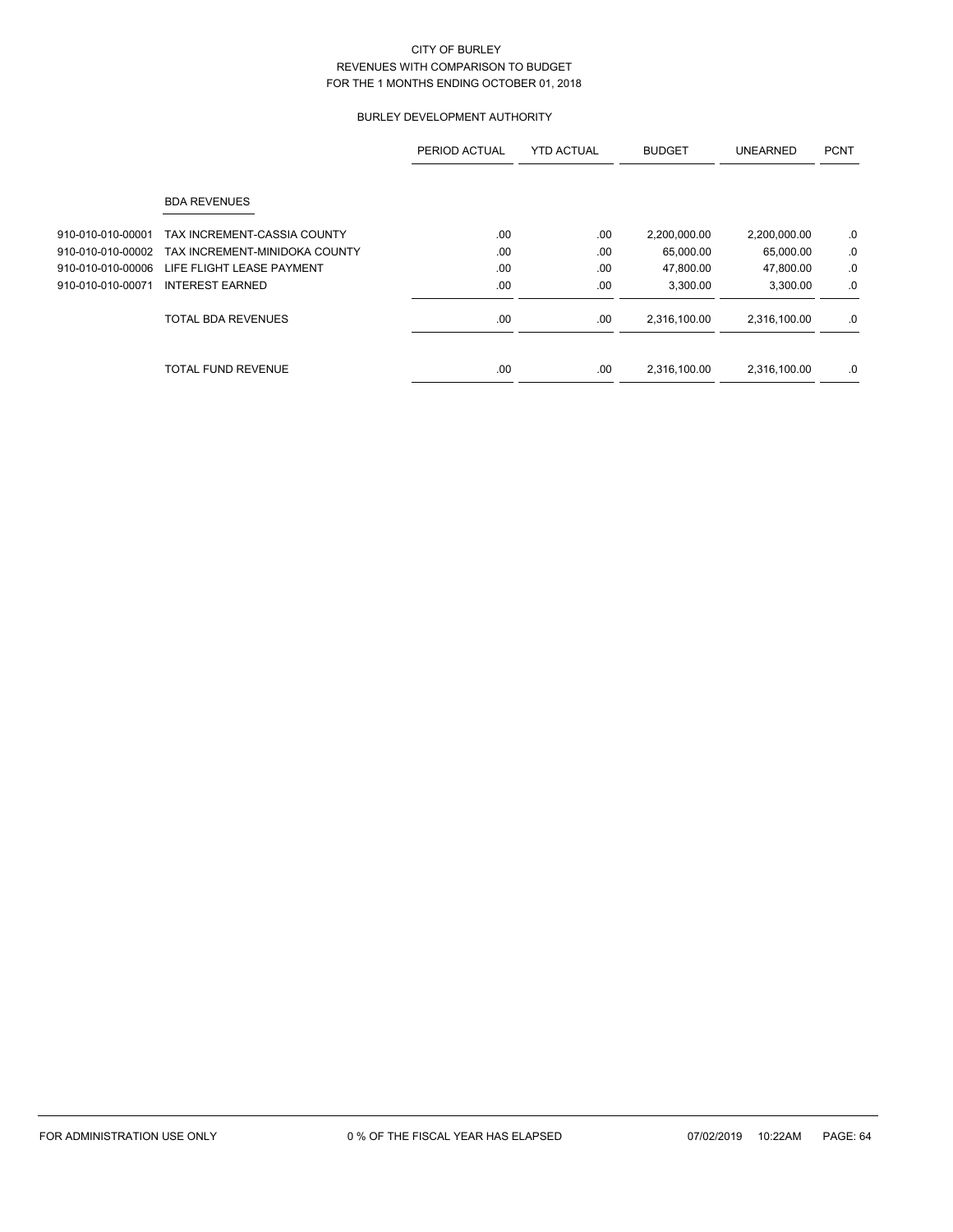# CITY OF BURLEY
## REVENUES WITH COMPARISON TO BUDGET
### FOR THE 1 MONTHS ENDING OCTOBER 01, 2018

### BURLEY DEVELOPMENT AUTHORITY

| | | PERIOD ACTUAL | YTD ACTUAL | BUDGET | UNEARNED | PCNT |
|---|---|---|---|---|---|---|
| | **BDA REVENUES** | | | | | |
| 910-010-010-00001 | TAX INCREMENT-CASSIA COUNTY | .00 | .00 | 2,200,000.00 | 2,200,000.00 | .0 |
| 910-010-010-00002 | TAX INCREMENT-MINIDOKA COUNTY | .00 | .00 | 65,000.00 | 65,000.00 | .0 |
| 910-010-010-00006 | LIFE FLIGHT LEASE PAYMENT | .00 | .00 | 47,800.00 | 47,800.00 | .0 |
| 910-010-010-00071 | INTEREST EARNED | .00 | .00 | 3,300.00 | 3,300.00 | .0 |
| | TOTAL BDA REVENUES | .00 | .00 | 2,316,100.00 | 2,316,100.00 | .0 |
| | TOTAL FUND REVENUE | .00 | .00 | 2,316,100.00 | 2,316,100.00 | .0 |

FOR ADMINISTRATION USE ONLY     0 % OF THE FISCAL YEAR HAS ELAPSED     07/02/2019 10:22AM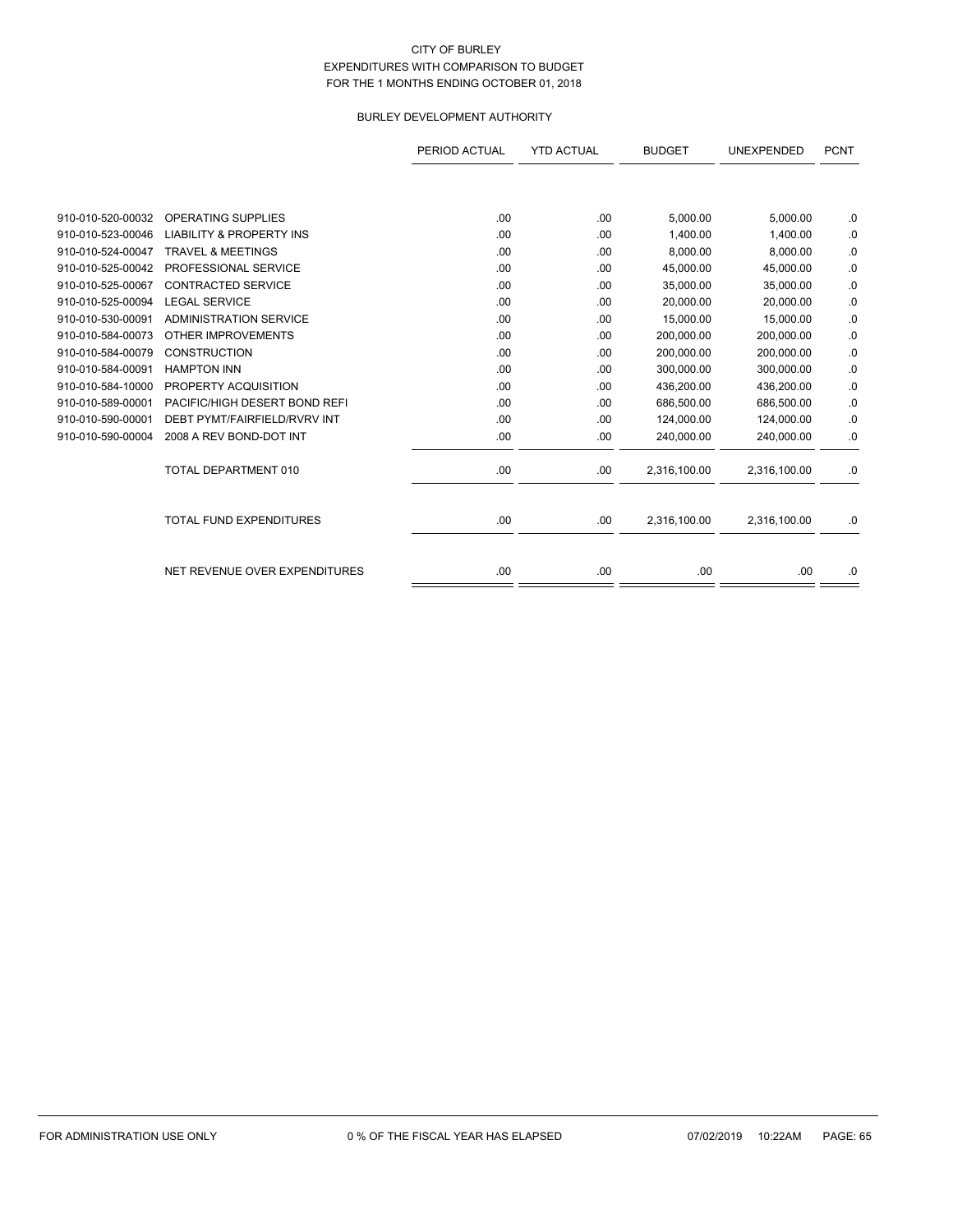CITY OF BURLEY
EXPENDITURES WITH COMPARISON TO BUDGET
FOR THE 1 MONTHS ENDING OCTOBER 01, 2018

BURLEY DEVELOPMENT AUTHORITY

| | | PERIOD ACTUAL | YTD ACTUAL | BUDGET | UNEXPENDED | PCNT |
|---|---|---|---|---|---|---|
| 910-010-520-00032 | OPERATING SUPPLIES | .00 | .00 | 5,000.00 | 5,000.00 | .0 |
| 910-010-523-00046 | LIABILITY & PROPERTY INS | .00 | .00 | 1,400.00 | 1,400.00 | .0 |
| 910-010-524-00047 | TRAVEL & MEETINGS | .00 | .00 | 8,000.00 | 8,000.00 | .0 |
| 910-010-525-00042 | PROFESSIONAL SERVICE | .00 | .00 | 45,000.00 | 45,000.00 | .0 |
| 910-010-525-00067 | CONTRACTED SERVICE | .00 | .00 | 35,000.00 | 35,000.00 | .0 |
| 910-010-525-00094 | LEGAL SERVICE | .00 | .00 | 20,000.00 | 20,000.00 | .0 |
| 910-010-530-00091 | ADMINISTRATION SERVICE | .00 | .00 | 15,000.00 | 15,000.00 | .0 |
| 910-010-584-00073 | OTHER IMPROVEMENTS | .00 | .00 | 200,000.00 | 200,000.00 | .0 |
| 910-010-584-00079 | CONSTRUCTION | .00 | .00 | 200,000.00 | 200,000.00 | .0 |
| 910-010-584-00091 | HAMPTON INN | .00 | .00 | 300,000.00 | 300,000.00 | .0 |
| 910-010-584-10000 | PROPERTY ACQUISITION | .00 | .00 | 436,200.00 | 436,200.00 | .0 |
| 910-010-589-00001 | PACIFIC/HIGH DESERT BOND REFI | .00 | .00 | 686,500.00 | 686,500.00 | .0 |
| 910-010-590-00001 | DEBT PYMT/FAIRFIELD/RVRV INT | .00 | .00 | 124,000.00 | 124,000.00 | .0 |
| 910-010-590-00004 | 2008 A REV BOND-DOT INT | .00 | .00 | 240,000.00 | 240,000.00 | .0 |
| | TOTAL DEPARTMENT 010 | .00 | .00 | 2,316,100.00 | 2,316,100.00 | .0 |
| | TOTAL FUND EXPENDITURES | .00 | .00 | 2,316,100.00 | 2,316,100.00 | .0 |
| | NET REVENUE OVER EXPENDITURES | .00 | .00 | .00 | .00 | .0 |

FOR ADMINISTRATION USE ONLY    0 % OF THE FISCAL YEAR HAS ELAPSED    07/02/2019 10:22AM